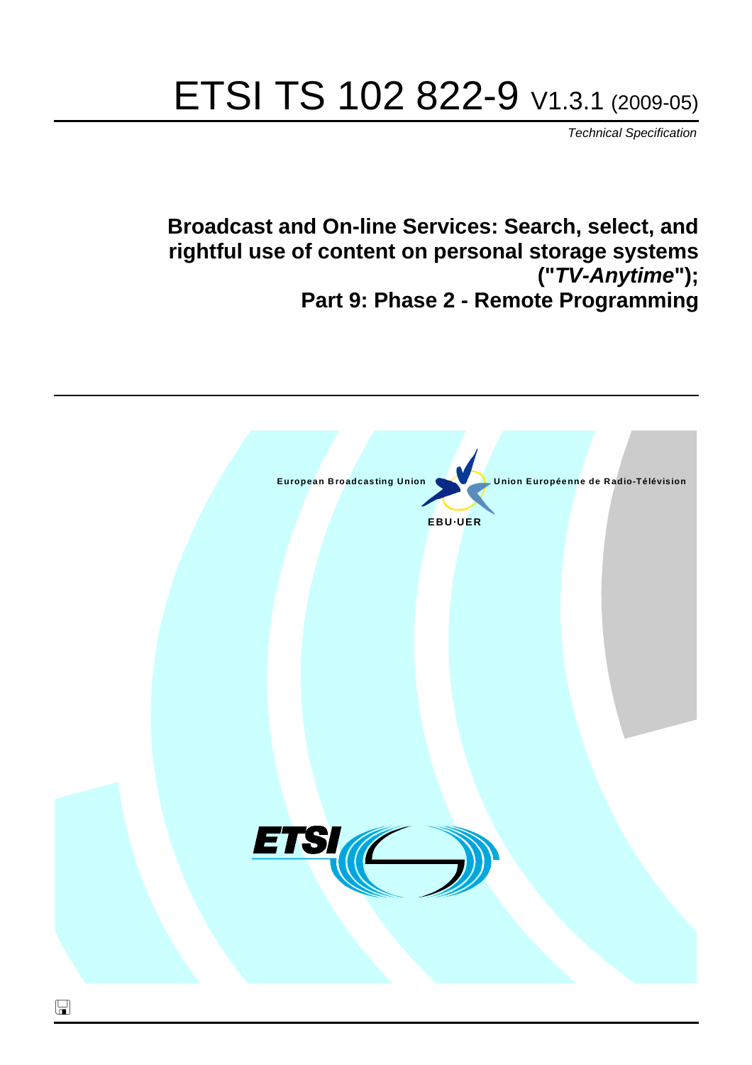# ETSI TS 102 822-9 V1.3.1 (2009-05)

*Technical Specification*

## Broadcast and On-line Services: Search, select, and rightful use of content on personal storage systems ("*TV-Anytime*"); Part 9: Phase 2 - Remote Programming

European Broadcasting Union Union Européenne de Radio-Télévision

EBU·UER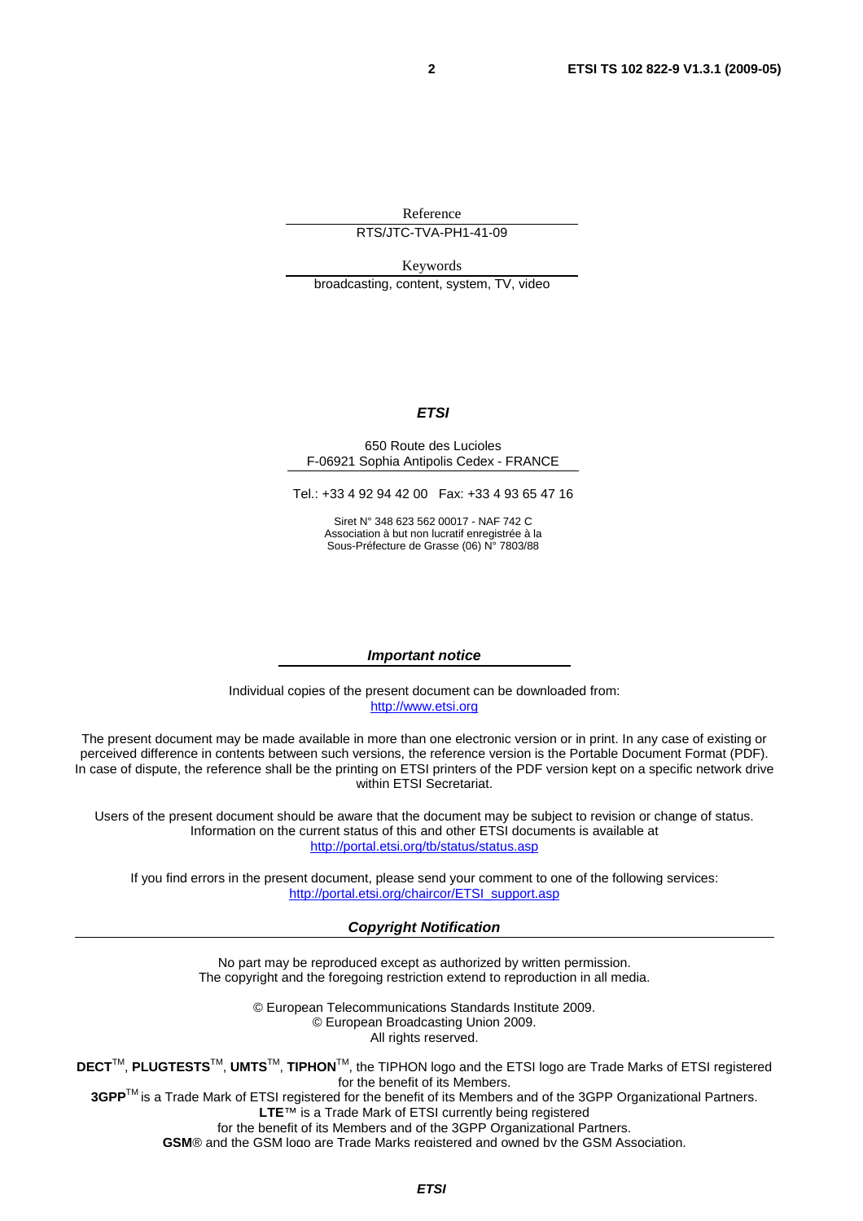Reference

RTS/JTC-TVA-PH1-41-09

Keywords

broadcasting, content, system, TV, video

***ETSI***

650 Route des Lucioles
F-06921 Sophia Antipolis Cedex - FRANCE

Tel.: +33 4 92 94 42 00 Fax: +33 4 93 65 47 16

Siret N° 348 623 562 00017 - NAF 742 C
Association à but non lucratif enregistrée à la
Sous-Préfecture de Grasse (06) N° 7803/88

***Important notice***

Individual copies of the present document can be downloaded from:
http://www.etsi.org

The present document may be made available in more than one electronic version or in print. In any case of existing or perceived difference in contents between such versions, the reference version is the Portable Document Format (PDF). In case of dispute, the reference shall be the printing on ETSI printers of the PDF version kept on a specific network drive within ETSI Secretariat.

Users of the present document should be aware that the document may be subject to revision or change of status. Information on the current status of this and other ETSI documents is available at
http://portal.etsi.org/tb/status/status.asp

If you find errors in the present document, please send your comment to one of the following services:
http://portal.etsi.org/chaircor/ETSI_support.asp

***Copyright Notification***

No part may be reproduced except as authorized by written permission.
The copyright and the foregoing restriction extend to reproduction in all media.

© European Telecommunications Standards Institute 2009.
© European Broadcasting Union 2009.
All rights reserved.

**DECT**™, **PLUGTESTS**™, **UMTS**™, **TIPHON**™, the TIPHON logo and the ETSI logo are Trade Marks of ETSI registered for the benefit of its Members.
**3GPP**™ is a Trade Mark of ETSI registered for the benefit of its Members and of the 3GPP Organizational Partners.
**LTE**™ is a Trade Mark of ETSI currently being registered
for the benefit of its Members and of the 3GPP Organizational Partners.
**GSM**® and the GSM logo are Trade Marks registered and owned by the GSM Association.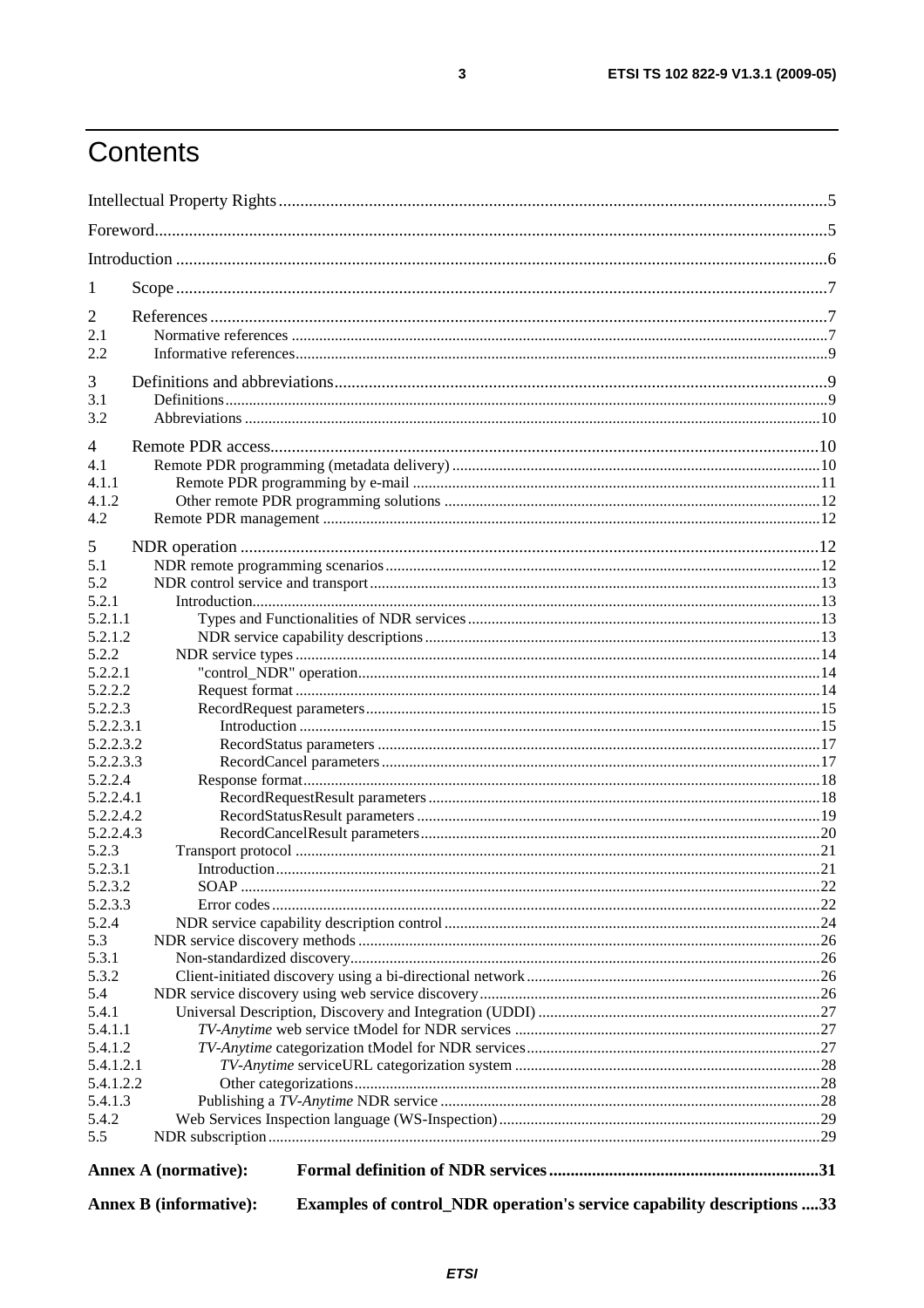# Contents

Intellectual Property Rights ....................................................................................................................5

Foreword.................................................................................................................................................5

Introduction ............................................................................................................................................6

1 Scope ...................................................................................................................................................7

2 References ..........................................................................................................................................7
2.1 Normative references .......................................................................................................................7
2.2 Informative references......................................................................................................................9

3 Definitions and abbreviations..............................................................................................................9
3.1 Definitions........................................................................................................................................9
3.2 Abbreviations .................................................................................................................................10

4 Remote PDR access...........................................................................................................................10
4.1 Remote PDR programming (metadata delivery) .............................................................................10
4.1.1 Remote PDR programming by e-mail ........................................................................................11
4.1.2 Other remote PDR programming solutions ................................................................................12
4.2 Remote PDR management .............................................................................................................12

5 NDR operation ...................................................................................................................................12
5.1 NDR remote programming scenarios..............................................................................................12
5.2 NDR control service and transport..................................................................................................13
5.2.1 Introduction.................................................................................................................................13
5.2.1.1 Types and Functionalities of NDR services..........................................................................13
5.2.1.2 NDR service capability descriptions....................................................................................13
5.2.2 NDR service types .....................................................................................................................14
5.2.2.1 "control_NDR" operation.....................................................................................................14
5.2.2.2 Request format ....................................................................................................................14
5.2.2.3 RecordRequest parameters...................................................................................................15
5.2.2.3.1 Introduction ...................................................................................................................15
5.2.2.3.2 RecordStatus parameters ...............................................................................................17
5.2.2.3.3 RecordCancel parameters ..............................................................................................17
5.2.2.4 Response format..................................................................................................................18
5.2.2.4.1 RecordRequestResult parameters ..................................................................................18
5.2.2.4.2 RecordStatusResult parameters .....................................................................................19
5.2.2.4.3 RecordCancelResult parameters....................................................................................20
5.2.3 Transport protocol .....................................................................................................................21
5.2.3.1 Introduction.........................................................................................................................21
5.2.3.2 SOAP ..................................................................................................................................22
5.2.3.3 Error codes..........................................................................................................................22
5.2.4 NDR service capability description control ................................................................................24
5.3 NDR service discovery methods .....................................................................................................26
5.3.1 Non-standardized discovery.......................................................................................................26
5.3.2 Client-initiated discovery using a bi-directional network...........................................................26
5.4 NDR service discovery using web service discovery.......................................................................26
5.4.1 Universal Description, Discovery and Integration (UDDI) ........................................................27
5.4.1.1 *TV-Anytime* web service tModel for NDR services ..........................................................27
5.4.1.2 *TV-Anytime* categorization tModel for NDR services.......................................................27
5.4.1.2.1 *TV-Anytime* serviceURL categorization system ..........................................................28
5.4.1.2.2 Other categorizations.....................................................................................................28
5.4.1.3 Publishing a *TV-Anytime* NDR service .............................................................................28
5.4.2 Web Services Inspection language (WS-Inspection).................................................................29
5.5 NDR subscription...........................................................................................................................29

**Annex A (normative): Formal definition of NDR services ..............................................................31**

**Annex B (informative): Examples of control_NDR operation's service capability descriptions ....33**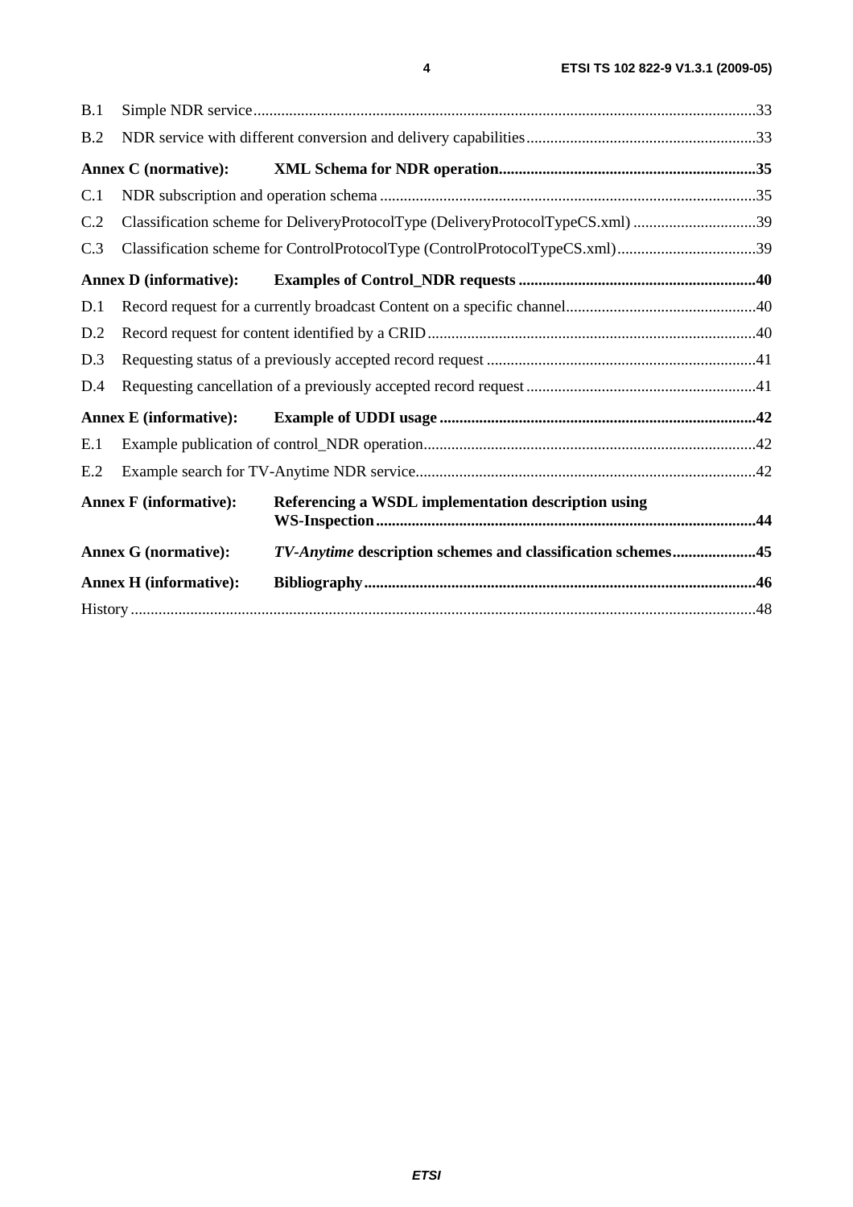B.1 Simple NDR service ....33

B.2 NDR service with different conversion and delivery capabilities ....33

**Annex C (normative): XML Schema for NDR operation....35**

C.1 NDR subscription and operation schema ....35

C.2 Classification scheme for DeliveryProtocolType (DeliveryProtocolTypeCS.xml) ....39

C.3 Classification scheme for ControlProtocolType (ControlProtocolTypeCS.xml) ....39

**Annex D (informative): Examples of Control_NDR requests ....40**

D.1 Record request for a currently broadcast Content on a specific channel ....40

D.2 Record request for content identified by a CRID ....40

D.3 Requesting status of a previously accepted record request ....41

D.4 Requesting cancellation of a previously accepted record request ....41

**Annex E (informative): Example of UDDI usage ....42**

E.1 Example publication of control_NDR operation ....42

E.2 Example search for TV-Anytime NDR service ....42

**Annex F (informative): Referencing a WSDL implementation description using WS-Inspection ....44**

**Annex G (normative): *TV-Anytime* description schemes and classification schemes ....45**

**Annex H (informative): Bibliography ....46**

History ....48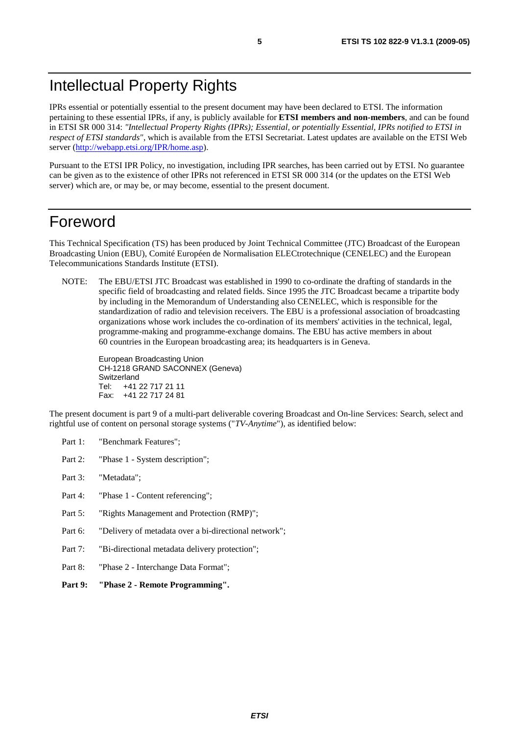# Intellectual Property Rights

IPRs essential or potentially essential to the present document may have been declared to ETSI. The information pertaining to these essential IPRs, if any, is publicly available for **ETSI members and non-members**, and can be found in ETSI SR 000 314: *"Intellectual Property Rights (IPRs); Essential, or potentially Essential, IPRs notified to ETSI in respect of ETSI standards"*, which is available from the ETSI Secretariat. Latest updates are available on the ETSI Web server (http://webapp.etsi.org/IPR/home.asp).

Pursuant to the ETSI IPR Policy, no investigation, including IPR searches, has been carried out by ETSI. No guarantee can be given as to the existence of other IPRs not referenced in ETSI SR 000 314 (or the updates on the ETSI Web server) which are, or may be, or may become, essential to the present document.

# Foreword

This Technical Specification (TS) has been produced by Joint Technical Committee (JTC) Broadcast of the European Broadcasting Union (EBU), Comité Européen de Normalisation ELECtrotechnique (CENELEC) and the European Telecommunications Standards Institute (ETSI).

NOTE: The EBU/ETSI JTC Broadcast was established in 1990 to co-ordinate the drafting of standards in the specific field of broadcasting and related fields. Since 1995 the JTC Broadcast became a tripartite body by including in the Memorandum of Understanding also CENELEC, which is responsible for the standardization of radio and television receivers. The EBU is a professional association of broadcasting organizations whose work includes the co-ordination of its members' activities in the technical, legal, programme-making and programme-exchange domains. The EBU has active members in about 60 countries in the European broadcasting area; its headquarters is in Geneva.

European Broadcasting Union
CH-1218 GRAND SACONNEX (Geneva)
Switzerland
Tel: +41 22 717 21 11
Fax: +41 22 717 24 81

The present document is part 9 of a multi-part deliverable covering Broadcast and On-line Services: Search, select and rightful use of content on personal storage systems ("*TV-Anytime*"), as identified below:

Part 1: "Benchmark Features";

Part 2: "Phase 1 - System description";

Part 3: "Metadata";

Part 4: "Phase 1 - Content referencing";

Part 5: "Rights Management and Protection (RMP)";

Part 6: "Delivery of metadata over a bi-directional network";

Part 7: "Bi-directional metadata delivery protection";

Part 8: "Phase 2 - Interchange Data Format";

**Part 9: "Phase 2 - Remote Programming".**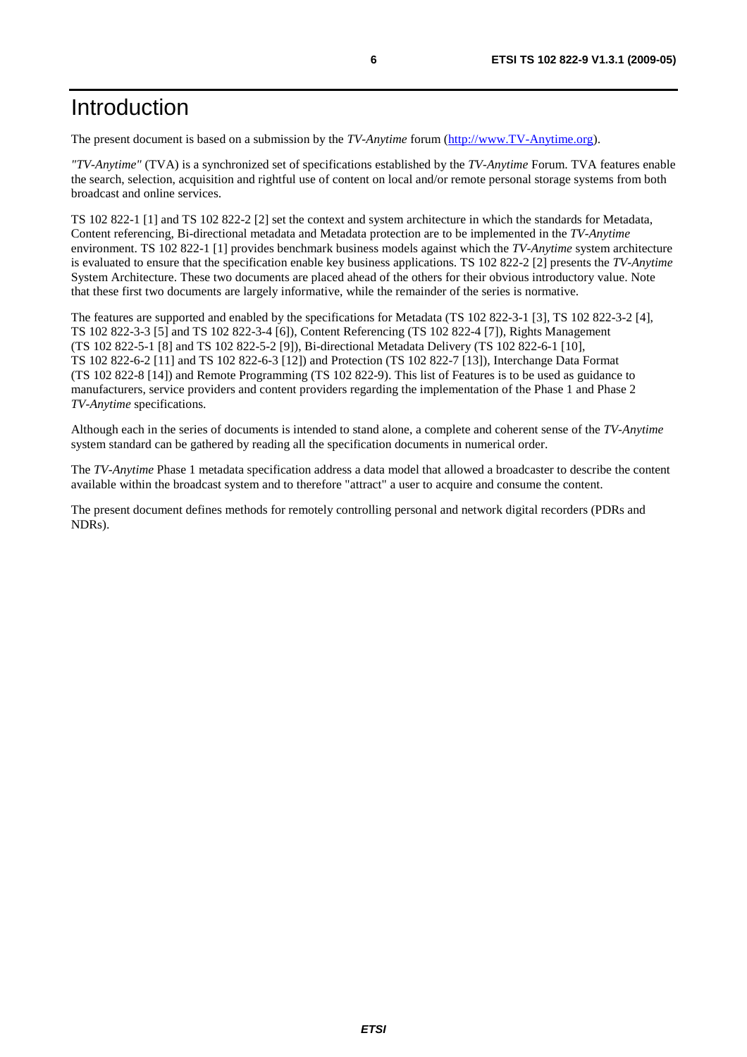# Introduction

The present document is based on a submission by the *TV-Anytime* forum (http://www.TV-Anytime.org).

*"TV-Anytime"* (TVA) is a synchronized set of specifications established by the *TV-Anytime* Forum. TVA features enable the search, selection, acquisition and rightful use of content on local and/or remote personal storage systems from both broadcast and online services.

TS 102 822-1 [1] and TS 102 822-2 [2] set the context and system architecture in which the standards for Metadata, Content referencing, Bi-directional metadata and Metadata protection are to be implemented in the *TV-Anytime* environment. TS 102 822-1 [1] provides benchmark business models against which the *TV-Anytime* system architecture is evaluated to ensure that the specification enable key business applications. TS 102 822-2 [2] presents the *TV-Anytime* System Architecture. These two documents are placed ahead of the others for their obvious introductory value. Note that these first two documents are largely informative, while the remainder of the series is normative.

The features are supported and enabled by the specifications for Metadata (TS 102 822-3-1 [3], TS 102 822-3-2 [4], TS 102 822-3-3 [5] and TS 102 822-3-4 [6]), Content Referencing (TS 102 822-4 [7]), Rights Management (TS 102 822-5-1 [8] and TS 102 822-5-2 [9]), Bi-directional Metadata Delivery (TS 102 822-6-1 [10], TS 102 822-6-2 [11] and TS 102 822-6-3 [12]) and Protection (TS 102 822-7 [13]), Interchange Data Format (TS 102 822-8 [14]) and Remote Programming (TS 102 822-9). This list of Features is to be used as guidance to manufacturers, service providers and content providers regarding the implementation of the Phase 1 and Phase 2 *TV-Anytime* specifications.

Although each in the series of documents is intended to stand alone, a complete and coherent sense of the *TV-Anytime* system standard can be gathered by reading all the specification documents in numerical order.

The *TV-Anytime* Phase 1 metadata specification address a data model that allowed a broadcaster to describe the content available within the broadcast system and to therefore "attract" a user to acquire and consume the content.

The present document defines methods for remotely controlling personal and network digital recorders (PDRs and NDRs).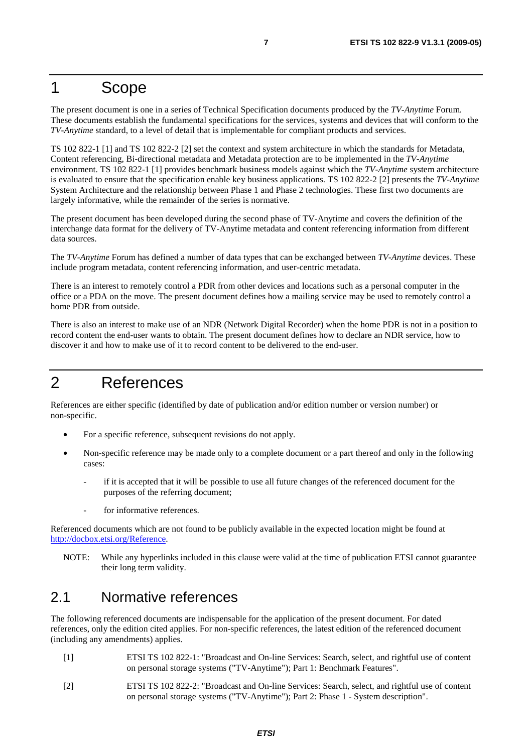# 1 Scope

The present document is one in a series of Technical Specification documents produced by the *TV-Anytime* Forum. These documents establish the fundamental specifications for the services, systems and devices that will conform to the *TV-Anytime* standard, to a level of detail that is implementable for compliant products and services.

TS 102 822-1 [1] and TS 102 822-2 [2] set the context and system architecture in which the standards for Metadata, Content referencing, Bi-directional metadata and Metadata protection are to be implemented in the *TV-Anytime* environment. TS 102 822-1 [1] provides benchmark business models against which the *TV-Anytime* system architecture is evaluated to ensure that the specification enable key business applications. TS 102 822-2 [2] presents the *TV-Anytime* System Architecture and the relationship between Phase 1 and Phase 2 technologies. These first two documents are largely informative, while the remainder of the series is normative.

The present document has been developed during the second phase of TV-Anytime and covers the definition of the interchange data format for the delivery of TV-Anytime metadata and content referencing information from different data sources.

The *TV-Anytime* Forum has defined a number of data types that can be exchanged between *TV-Anytime* devices. These include program metadata, content referencing information, and user-centric metadata.

There is an interest to remotely control a PDR from other devices and locations such as a personal computer in the office or a PDA on the move. The present document defines how a mailing service may be used to remotely control a home PDR from outside.

There is also an interest to make use of an NDR (Network Digital Recorder) when the home PDR is not in a position to record content the end-user wants to obtain. The present document defines how to declare an NDR service, how to discover it and how to make use of it to record content to be delivered to the end-user.

# 2 References

References are either specific (identified by date of publication and/or edition number or version number) or non-specific.

- For a specific reference, subsequent revisions do not apply.
- Non-specific reference may be made only to a complete document or a part thereof and only in the following cases:
  - if it is accepted that it will be possible to use all future changes of the referenced document for the purposes of the referring document;
  - for informative references.

Referenced documents which are not found to be publicly available in the expected location might be found at http://docbox.etsi.org/Reference.

NOTE: While any hyperlinks included in this clause were valid at the time of publication ETSI cannot guarantee their long term validity.

## 2.1 Normative references

The following referenced documents are indispensable for the application of the present document. For dated references, only the edition cited applies. For non-specific references, the latest edition of the referenced document (including any amendments) applies.

[1] ETSI TS 102 822-1: "Broadcast and On-line Services: Search, select, and rightful use of content on personal storage systems ("TV-Anytime"); Part 1: Benchmark Features".

[2] ETSI TS 102 822-2: "Broadcast and On-line Services: Search, select, and rightful use of content on personal storage systems ("TV-Anytime"); Part 2: Phase 1 - System description".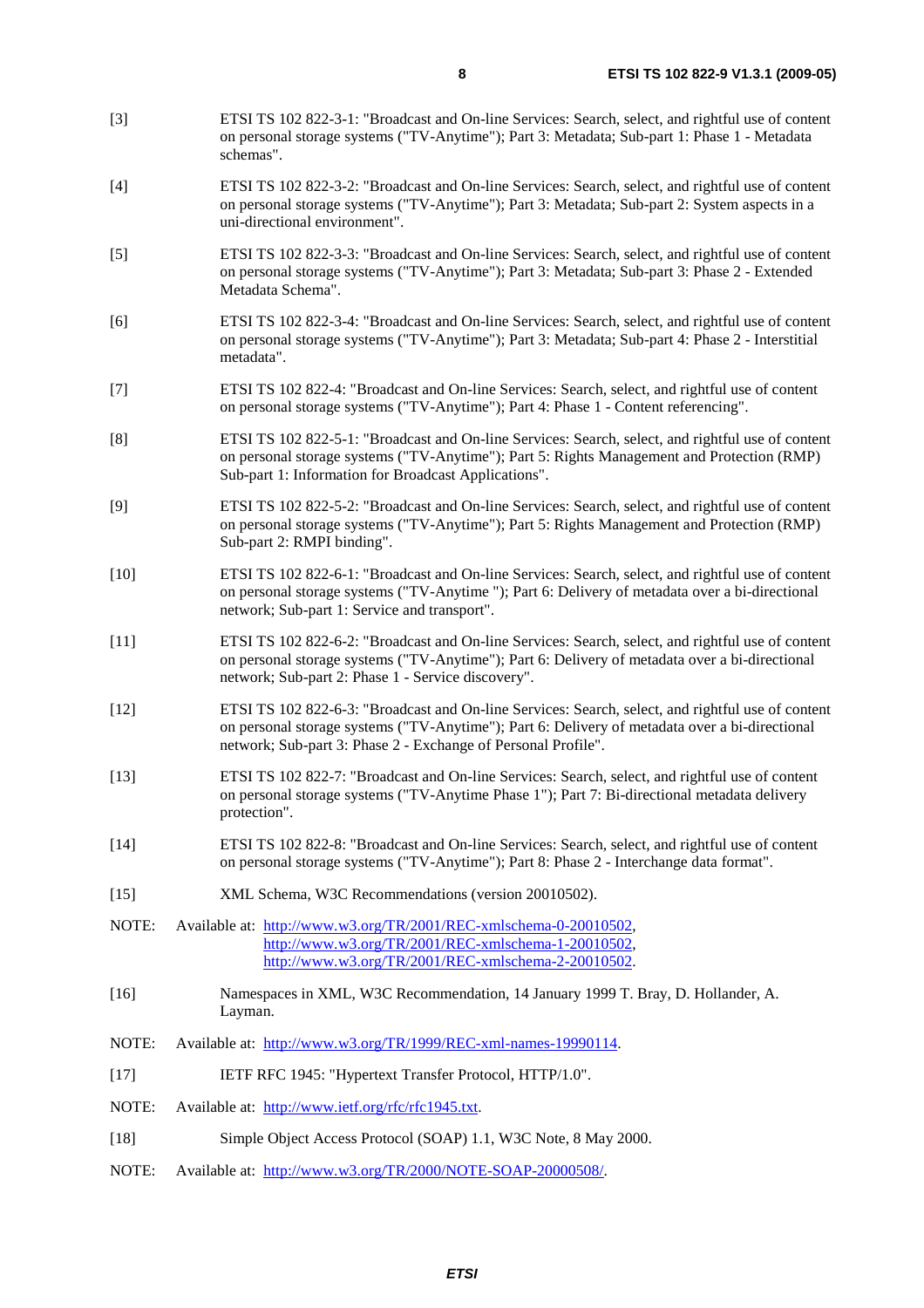[3] ETSI TS 102 822-3-1: "Broadcast and On-line Services: Search, select, and rightful use of content on personal storage systems ("TV-Anytime"); Part 3: Metadata; Sub-part 1: Phase 1 - Metadata schemas".

[4] ETSI TS 102 822-3-2: "Broadcast and On-line Services: Search, select, and rightful use of content on personal storage systems ("TV-Anytime"); Part 3: Metadata; Sub-part 2: System aspects in a uni-directional environment".

[5] ETSI TS 102 822-3-3: "Broadcast and On-line Services: Search, select, and rightful use of content on personal storage systems ("TV-Anytime"); Part 3: Metadata; Sub-part 3: Phase 2 - Extended Metadata Schema".

[6] ETSI TS 102 822-3-4: "Broadcast and On-line Services: Search, select, and rightful use of content on personal storage systems ("TV-Anytime"); Part 3: Metadata; Sub-part 4: Phase 2 - Interstitial metadata".

[7] ETSI TS 102 822-4: "Broadcast and On-line Services: Search, select, and rightful use of content on personal storage systems ("TV-Anytime"); Part 4: Phase 1 - Content referencing".

[8] ETSI TS 102 822-5-1: "Broadcast and On-line Services: Search, select, and rightful use of content on personal storage systems ("TV-Anytime"); Part 5: Rights Management and Protection (RMP) Sub-part 1: Information for Broadcast Applications".

[9] ETSI TS 102 822-5-2: "Broadcast and On-line Services: Search, select, and rightful use of content on personal storage systems ("TV-Anytime"); Part 5: Rights Management and Protection (RMP) Sub-part 2: RMPI binding".

[10] ETSI TS 102 822-6-1: "Broadcast and On-line Services: Search, select, and rightful use of content on personal storage systems ("TV-Anytime "); Part 6: Delivery of metadata over a bi-directional network; Sub-part 1: Service and transport".

[11] ETSI TS 102 822-6-2: "Broadcast and On-line Services: Search, select, and rightful use of content on personal storage systems ("TV-Anytime"); Part 6: Delivery of metadata over a bi-directional network; Sub-part 2: Phase 1 - Service discovery".

[12] ETSI TS 102 822-6-3: "Broadcast and On-line Services: Search, select, and rightful use of content on personal storage systems ("TV-Anytime"); Part 6: Delivery of metadata over a bi-directional network; Sub-part 3: Phase 2 - Exchange of Personal Profile".

[13] ETSI TS 102 822-7: "Broadcast and On-line Services: Search, select, and rightful use of content on personal storage systems ("TV-Anytime Phase 1"); Part 7: Bi-directional metadata delivery protection".

[14] ETSI TS 102 822-8: "Broadcast and On-line Services: Search, select, and rightful use of content on personal storage systems ("TV-Anytime"); Part 8: Phase 2 - Interchange data format".

[15] XML Schema, W3C Recommendations (version 20010502).

NOTE: Available at: http://www.w3.org/TR/2001/REC-xmlschema-0-20010502, http://www.w3.org/TR/2001/REC-xmlschema-1-20010502, http://www.w3.org/TR/2001/REC-xmlschema-2-20010502.

[16] Namespaces in XML, W3C Recommendation, 14 January 1999 T. Bray, D. Hollander, A. Layman.

NOTE: Available at: http://www.w3.org/TR/1999/REC-xml-names-19990114.

[17] IETF RFC 1945: "Hypertext Transfer Protocol, HTTP/1.0".

NOTE: Available at: http://www.ietf.org/rfc/rfc1945.txt.

[18] Simple Object Access Protocol (SOAP) 1.1, W3C Note, 8 May 2000.

NOTE: Available at: http://www.w3.org/TR/2000/NOTE-SOAP-20000508/.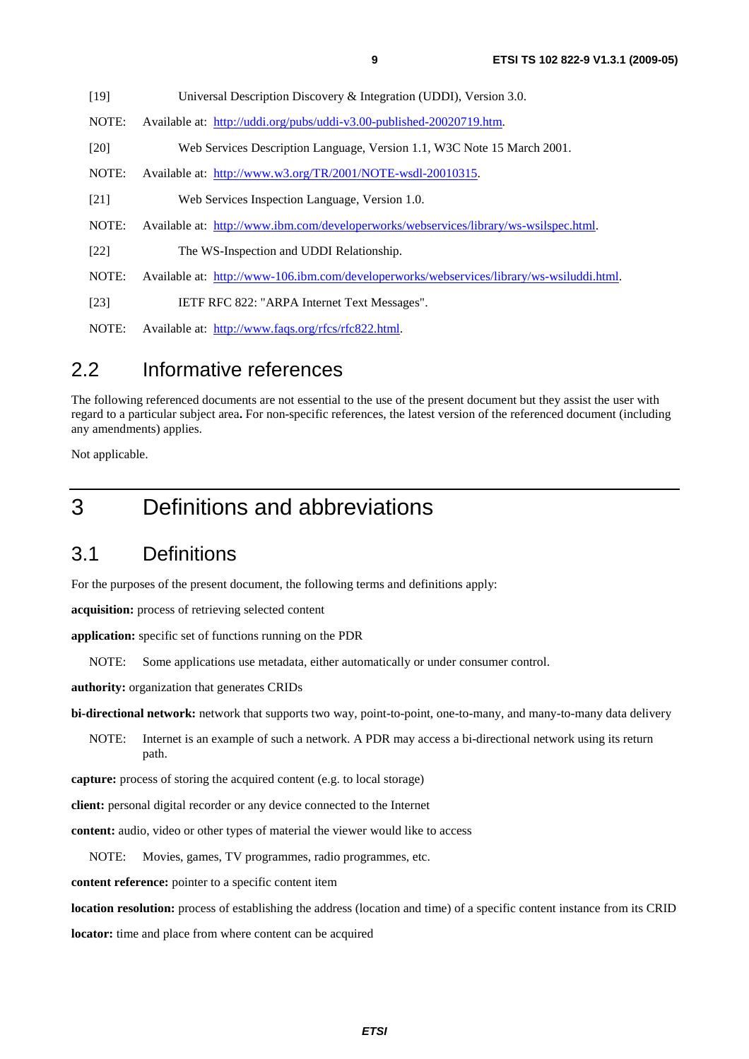[19] Universal Description Discovery & Integration (UDDI), Version 3.0.

NOTE: Available at: http://uddi.org/pubs/uddi-v3.00-published-20020719.htm.

[20] Web Services Description Language, Version 1.1, W3C Note 15 March 2001.

NOTE: Available at: http://www.w3.org/TR/2001/NOTE-wsdl-20010315.

[21] Web Services Inspection Language, Version 1.0.

NOTE: Available at: http://www.ibm.com/developerworks/webservices/library/ws-wsilspec.html.

[22] The WS-Inspection and UDDI Relationship.

NOTE: Available at: http://www-106.ibm.com/developerworks/webservices/library/ws-wsiluddi.html.

[23] IETF RFC 822: "ARPA Internet Text Messages".

NOTE: Available at: http://www.faqs.org/rfcs/rfc822.html.

## 2.2 Informative references

The following referenced documents are not essential to the use of the present document but they assist the user with regard to a particular subject area**.** For non-specific references, the latest version of the referenced document (including any amendments) applies.

Not applicable.

# 3 Definitions and abbreviations

## 3.1 Definitions

For the purposes of the present document, the following terms and definitions apply:

**acquisition:** process of retrieving selected content

**application:** specific set of functions running on the PDR

NOTE: Some applications use metadata, either automatically or under consumer control.

**authority:** organization that generates CRIDs

**bi-directional network:** network that supports two way, point-to-point, one-to-many, and many-to-many data delivery

NOTE: Internet is an example of such a network. A PDR may access a bi-directional network using its return path.

**capture:** process of storing the acquired content (e.g. to local storage)

**client:** personal digital recorder or any device connected to the Internet

**content:** audio, video or other types of material the viewer would like to access

NOTE: Movies, games, TV programmes, radio programmes, etc.

**content reference:** pointer to a specific content item

**location resolution:** process of establishing the address (location and time) of a specific content instance from its CRID

**locator:** time and place from where content can be acquired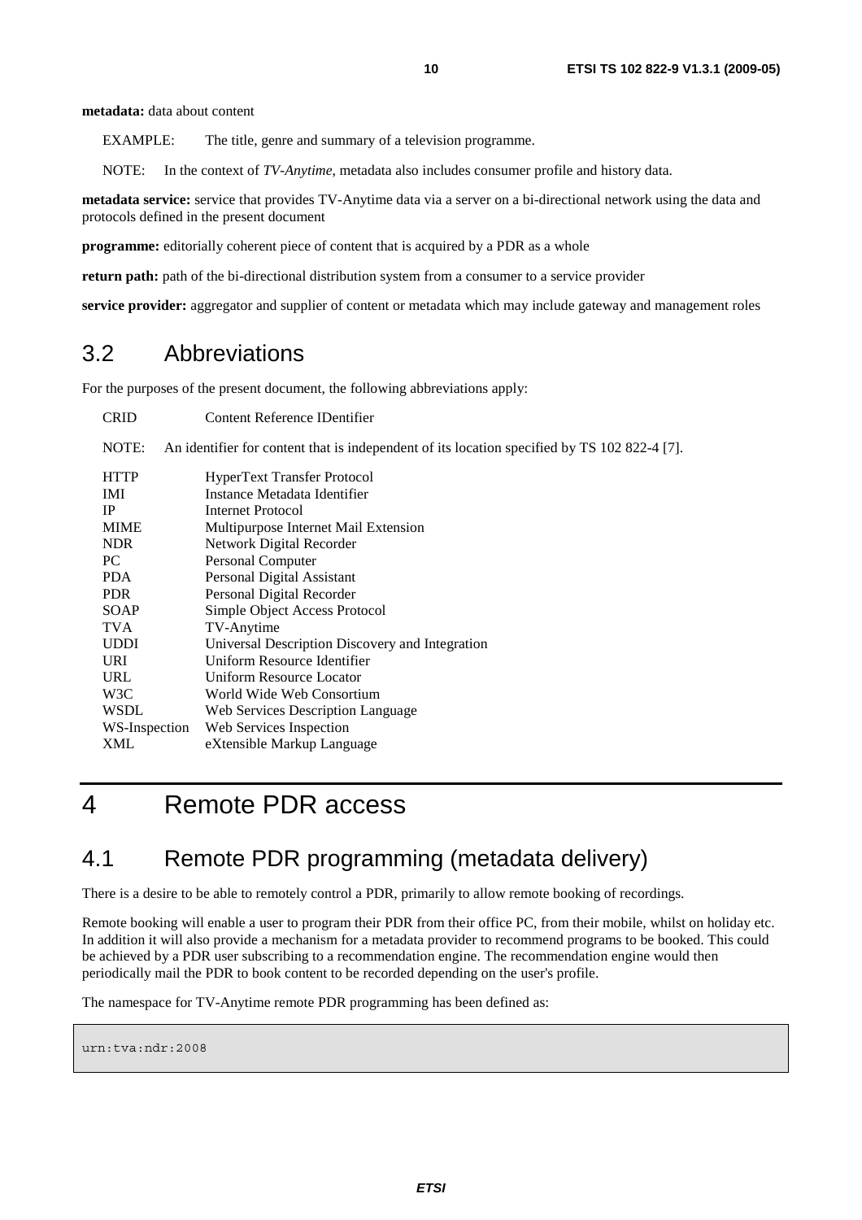**metadata:** data about content

EXAMPLE: The title, genre and summary of a television programme.

NOTE: In the context of *TV-Anytime*, metadata also includes consumer profile and history data.

**metadata service:** service that provides TV-Anytime data via a server on a bi-directional network using the data and protocols defined in the present document

**programme:** editorially coherent piece of content that is acquired by a PDR as a whole

**return path:** path of the bi-directional distribution system from a consumer to a service provider

**service provider:** aggregator and supplier of content or metadata which may include gateway and management roles

## 3.2 Abbreviations

For the purposes of the present document, the following abbreviations apply:

CRID Content Reference IDentifier

NOTE: An identifier for content that is independent of its location specified by TS 102 822-4 [7].

| | |
|---|---|
| HTTP | HyperText Transfer Protocol |
| IMI | Instance Metadata Identifier |
| IP | Internet Protocol |
| MIME | Multipurpose Internet Mail Extension |
| NDR | Network Digital Recorder |
| PC | Personal Computer |
| PDA | Personal Digital Assistant |
| PDR | Personal Digital Recorder |
| SOAP | Simple Object Access Protocol |
| TVA | TV-Anytime |
| UDDI | Universal Description Discovery and Integration |
| URI | Uniform Resource Identifier |
| URL | Uniform Resource Locator |
| W3C | World Wide Web Consortium |
| WSDL | Web Services Description Language |
| WS-Inspection | Web Services Inspection |
| XML | eXtensible Markup Language |

# 4 Remote PDR access

## 4.1 Remote PDR programming (metadata delivery)

There is a desire to be able to remotely control a PDR, primarily to allow remote booking of recordings.

Remote booking will enable a user to program their PDR from their office PC, from their mobile, whilst on holiday etc. In addition it will also provide a mechanism for a metadata provider to recommend programs to be booked. This could be achieved by a PDR user subscribing to a recommendation engine. The recommendation engine would then periodically mail the PDR to book content to be recorded depending on the user's profile.

The namespace for TV-Anytime remote PDR programming has been defined as:

```
urn:tva:ndr:2008
```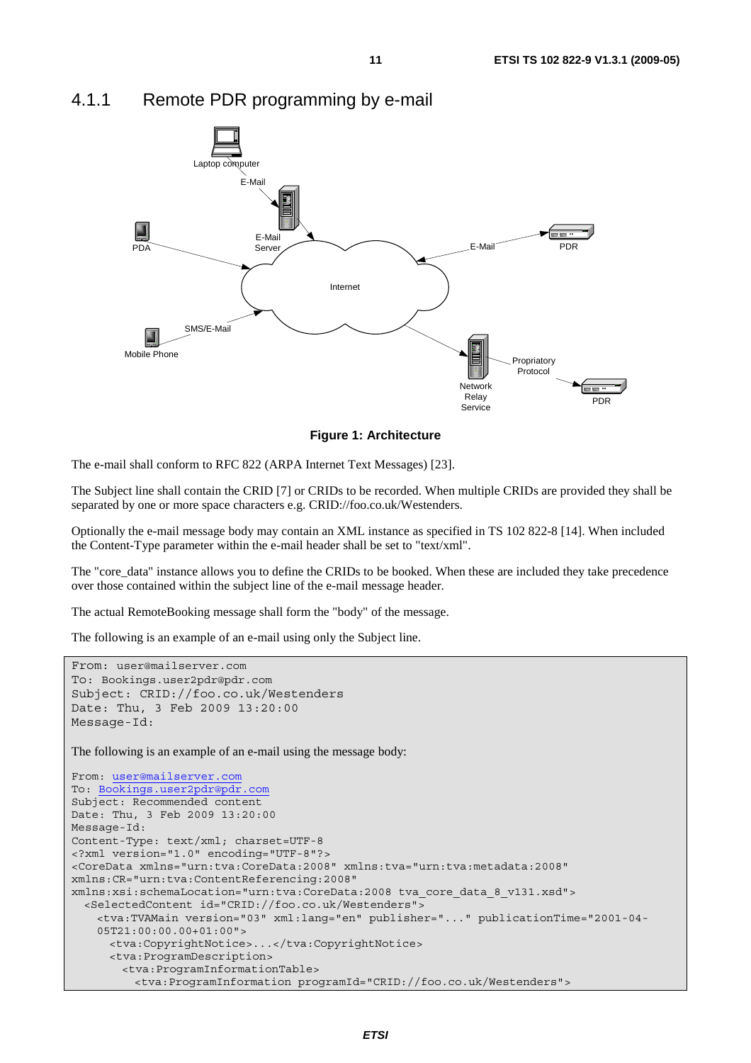### 4.1.1 Remote PDR programming by e-mail

**Figure 1: Architecture**

The e-mail shall conform to RFC 822 (ARPA Internet Text Messages) [23].

The Subject line shall contain the CRID [7] or CRIDs to be recorded. When multiple CRIDs are provided they shall be separated by one or more space characters e.g. CRID://foo.co.uk/Westenders.

Optionally the e-mail message body may contain an XML instance as specified in TS 102 822-8 [14]. When included the Content-Type parameter within the e-mail header shall be set to "text/xml".

The "core_data" instance allows you to define the CRIDs to be booked. When these are included they take precedence over those contained within the subject line of the e-mail message header.

The actual RemoteBooking message shall form the "body" of the message.

The following is an example of an e-mail using only the Subject line.

```
From: user@mailserver.com
To: Bookings.user2pdr@pdr.com
Subject: CRID://foo.co.uk/Westenders
Date: Thu, 3 Feb 2009 13:20:00
Message-Id:
```

The following is an example of an e-mail using the message body:

```
From: user@mailserver.com
To: Bookings.user2pdr@pdr.com
Subject: Recommended content
Date: Thu, 3 Feb 2009 13:20:00
Message-Id:
Content-Type: text/xml; charset=UTF-8
<?xml version="1.0" encoding="UTF-8"?>
<CoreData xmlns="urn:tva:CoreData:2008" xmlns:tva="urn:tva:metadata:2008"
xmlns:CR="urn:tva:ContentReferencing:2008"
xmlns:xsi:schemaLocation="urn:tva:CoreData:2008 tva_core_data_8_v131.xsd">
  <SelectedContent id="CRID://foo.co.uk/Westenders">
    <tva:TVAMain version="03" xml:lang="en" publisher="..." publicationTime="2001-04-
    05T21:00:00.00+01:00">
      <tva:CopyrightNotice>...</tva:CopyrightNotice>
      <tva:ProgramDescription>
        <tva:ProgramInformationTable>
          <tva:ProgramInformation programId="CRID://foo.co.uk/Westenders">
```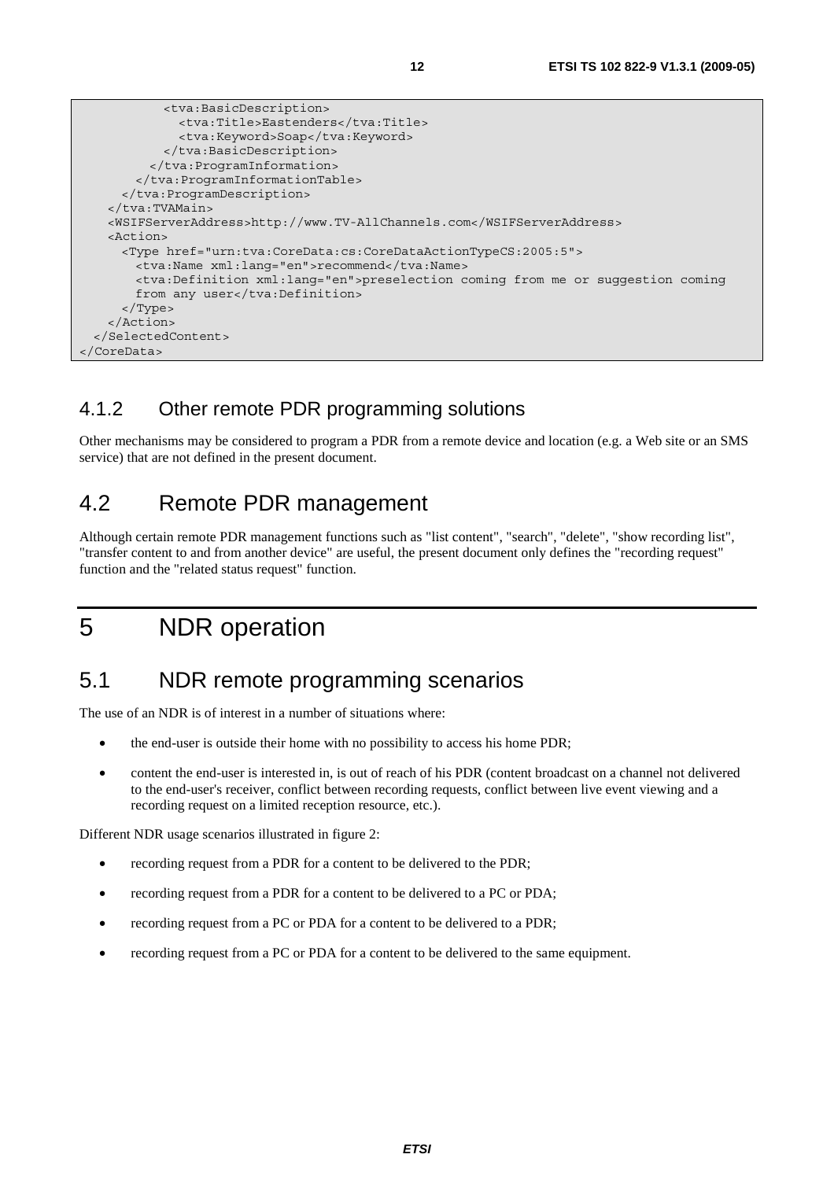```
          <tva:BasicDescription>
            <tva:Title>Eastenders</tva:Title>
            <tva:Keyword>Soap</tva:Keyword>
          </tva:BasicDescription>
        </tva:ProgramInformation>
      </tva:ProgramInformationTable>
    </tva:ProgramDescription>
  </tva:TVAMain>
  <WSIFServerAddress>http://www.TV-AllChannels.com</WSIFServerAddress>
  <Action>
    <Type href="urn:tva:CoreData:cs:CoreDataActionTypeCS:2005:5">
      <tva:Name xml:lang="en">recommend</tva:Name>
      <tva:Definition xml:lang="en">preselection coming from me or suggestion coming
      from any user</tva:Definition>
    </Type>
  </Action>
  </SelectedContent>
</CoreData>
```

### 4.1.2 Other remote PDR programming solutions

Other mechanisms may be considered to program a PDR from a remote device and location (e.g. a Web site or an SMS service) that are not defined in the present document.

## 4.2 Remote PDR management

Although certain remote PDR management functions such as "list content", "search", "delete", "show recording list", "transfer content to and from another device" are useful, the present document only defines the "recording request" function and the "related status request" function.

# 5 NDR operation

## 5.1 NDR remote programming scenarios

The use of an NDR is of interest in a number of situations where:

- the end-user is outside their home with no possibility to access his home PDR;
- content the end-user is interested in, is out of reach of his PDR (content broadcast on a channel not delivered to the end-user's receiver, conflict between recording requests, conflict between live event viewing and a recording request on a limited reception resource, etc.).

Different NDR usage scenarios illustrated in figure 2:

- recording request from a PDR for a content to be delivered to the PDR;
- recording request from a PDR for a content to be delivered to a PC or PDA;
- recording request from a PC or PDA for a content to be delivered to a PDR;
- recording request from a PC or PDA for a content to be delivered to the same equipment.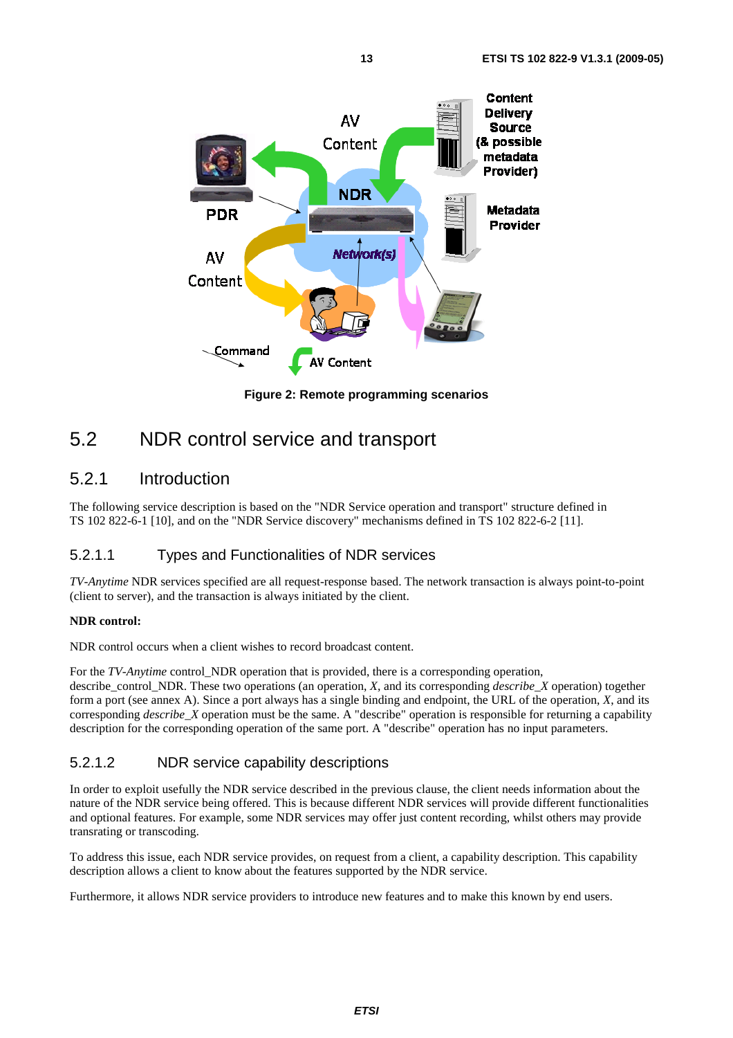Figure 2: Remote programming scenarios

## 5.2 NDR control service and transport

### 5.2.1 Introduction

The following service description is based on the "NDR Service operation and transport" structure defined in TS 102 822-6-1 [10], and on the "NDR Service discovery" mechanisms defined in TS 102 822-6-2 [11].

#### 5.2.1.1 Types and Functionalities of NDR services

*TV-Anytime* NDR services specified are all request-response based. The network transaction is always point-to-point (client to server), and the transaction is always initiated by the client.

**NDR control:**

NDR control occurs when a client wishes to record broadcast content.

For the *TV-Anytime* control_NDR operation that is provided, there is a corresponding operation, describe_control_NDR. These two operations (an operation, *X*, and its corresponding *describe_X* operation) together form a port (see annex A). Since a port always has a single binding and endpoint, the URL of the operation, *X*, and its corresponding *describe_X* operation must be the same. A "describe" operation is responsible for returning a capability description for the corresponding operation of the same port. A "describe" operation has no input parameters.

#### 5.2.1.2 NDR service capability descriptions

In order to exploit usefully the NDR service described in the previous clause, the client needs information about the nature of the NDR service being offered. This is because different NDR services will provide different functionalities and optional features. For example, some NDR services may offer just content recording, whilst others may provide transrating or transcoding.

To address this issue, each NDR service provides, on request from a client, a capability description. This capability description allows a client to know about the features supported by the NDR service.

Furthermore, it allows NDR service providers to introduce new features and to make this known by end users.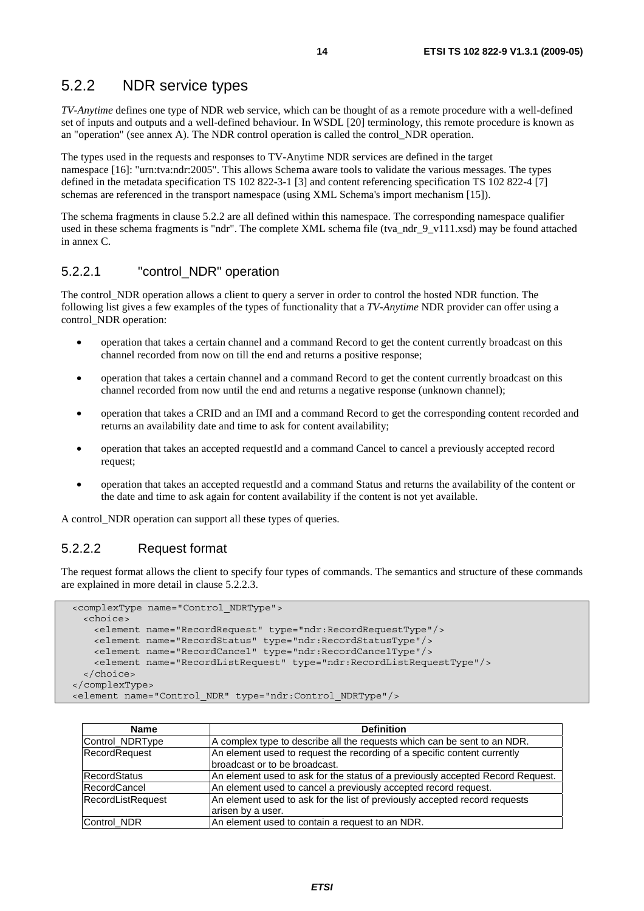## 5.2.2 NDR service types

*TV-Anytime* defines one type of NDR web service, which can be thought of as a remote procedure with a well-defined set of inputs and outputs and a well-defined behaviour. In WSDL [20] terminology, this remote procedure is known as an "operation" (see annex A). The NDR control operation is called the control_NDR operation.

The types used in the requests and responses to TV-Anytime NDR services are defined in the target namespace [16]: "urn:tva:ndr:2005". This allows Schema aware tools to validate the various messages. The types defined in the metadata specification TS 102 822-3-1 [3] and content referencing specification TS 102 822-4 [7] schemas are referenced in the transport namespace (using XML Schema's import mechanism [15]).

The schema fragments in clause 5.2.2 are all defined within this namespace. The corresponding namespace qualifier used in these schema fragments is "ndr". The complete XML schema file (tva_ndr_9_v111.xsd) may be found attached in annex C.

### 5.2.2.1 "control_NDR" operation

The control_NDR operation allows a client to query a server in order to control the hosted NDR function. The following list gives a few examples of the types of functionality that a *TV-Anytime* NDR provider can offer using a control_NDR operation:

- operation that takes a certain channel and a command Record to get the content currently broadcast on this channel recorded from now on till the end and returns a positive response;
- operation that takes a certain channel and a command Record to get the content currently broadcast on this channel recorded from now until the end and returns a negative response (unknown channel);
- operation that takes a CRID and an IMI and a command Record to get the corresponding content recorded and returns an availability date and time to ask for content availability;
- operation that takes an accepted requestId and a command Cancel to cancel a previously accepted record request;
- operation that takes an accepted requestId and a command Status and returns the availability of the content or the date and time to ask again for content availability if the content is not yet available.

A control_NDR operation can support all these types of queries.

### 5.2.2.2 Request format

The request format allows the client to specify four types of commands. The semantics and structure of these commands are explained in more detail in clause 5.2.2.3.

```
<complexType name="Control_NDRType">
  <choice>
    <element name="RecordRequest" type="ndr:RecordRequestType"/>
    <element name="RecordStatus" type="ndr:RecordStatusType"/>
    <element name="RecordCancel" type="ndr:RecordCancelType"/>
    <element name="RecordListRequest" type="ndr:RecordListRequestType"/>
  </choice>
</complexType>
<element name="Control_NDR" type="ndr:Control_NDRType"/>
```

| Name | Definition |
|---|---|
| Control_NDRType | A complex type to describe all the requests which can be sent to an NDR. |
| RecordRequest | An element used to request the recording of a specific content currently broadcast or to be broadcast. |
| RecordStatus | An element used to ask for the status of a previously accepted Record Request. |
| RecordCancel | An element used to cancel a previously accepted record request. |
| RecordListRequest | An element used to ask for the list of previously accepted record requests arisen by a user. |
| Control_NDR | An element used to contain a request to an NDR. |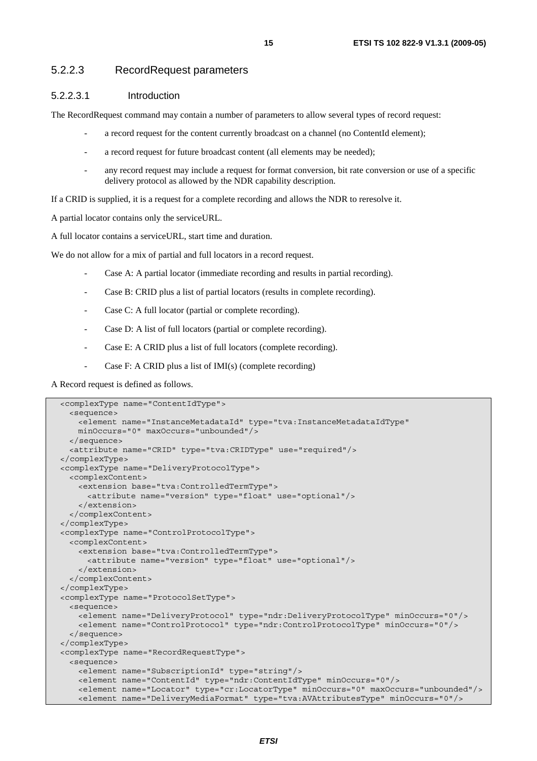### 5.2.2.3 RecordRequest parameters

#### 5.2.2.3.1 Introduction

The RecordRequest command may contain a number of parameters to allow several types of record request:

- a record request for the content currently broadcast on a channel (no ContentId element);
- a record request for future broadcast content (all elements may be needed);
- any record request may include a request for format conversion, bit rate conversion or use of a specific delivery protocol as allowed by the NDR capability description.

If a CRID is supplied, it is a request for a complete recording and allows the NDR to reresolve it.

A partial locator contains only the serviceURL.

A full locator contains a serviceURL, start time and duration.

We do not allow for a mix of partial and full locators in a record request.

- Case A: A partial locator (immediate recording and results in partial recording).
- Case B: CRID plus a list of partial locators (results in complete recording).
- Case C: A full locator (partial or complete recording).
- Case D: A list of full locators (partial or complete recording).
- Case E: A CRID plus a list of full locators (complete recording).
- Case F: A CRID plus a list of IMI(s) (complete recording)

A Record request is defined as follows.

```
<complexType name="ContentIdType">
  <sequence>
    <element name="InstanceMetadataId" type="tva:InstanceMetadataIdType"
    minOccurs="0" maxOccurs="unbounded"/>
  </sequence>
  <attribute name="CRID" type="tva:CRIDType" use="required"/>
</complexType>
<complexType name="DeliveryProtocolType">
  <complexContent>
    <extension base="tva:ControlledTermType">
      <attribute name="version" type="float" use="optional"/>
    </extension>
  </complexContent>
</complexType>
<complexType name="ControlProtocolType">
  <complexContent>
    <extension base="tva:ControlledTermType">
      <attribute name="version" type="float" use="optional"/>
    </extension>
  </complexContent>
</complexType>
<complexType name="ProtocolSetType">
  <sequence>
    <element name="DeliveryProtocol" type="ndr:DeliveryProtocolType" minOccurs="0"/>
    <element name="ControlProtocol" type="ndr:ControlProtocolType" minOccurs="0"/>
  </sequence>
</complexType>
<complexType name="RecordRequestType">
  <sequence>
    <element name="SubscriptionId" type="string"/>
    <element name="ContentId" type="ndr:ContentIdType" minOccurs="0"/>
    <element name="Locator" type="cr:LocatorType" minOccurs="0" maxOccurs="unbounded"/>
    <element name="DeliveryMediaFormat" type="tva:AVAttributesType" minOccurs="0"/>
```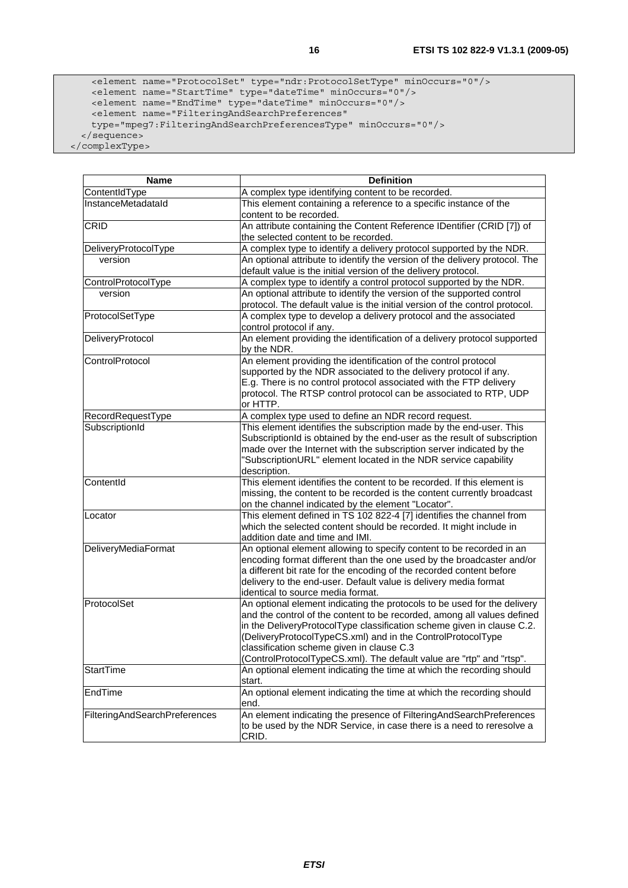```
    <element name="ProtocolSet" type="ndr:ProtocolSetType" minOccurs="0"/>
    <element name="StartTime" type="dateTime" minOccurs="0"/>
    <element name="EndTime" type="dateTime" minOccurs="0"/>
    <element name="FilteringAndSearchPreferences"
    type="mpeg7:FilteringAndSearchPreferencesType" minOccurs="0"/>
  </sequence>
</complexType>
```

| Name | Definition |
| --- | --- |
| ContentIdType | A complex type identifying content to be recorded. |
| InstanceMetadataId | This element containing a reference to a specific instance of the content to be recorded. |
| CRID | An attribute containing the Content Reference IDentifier (CRID [7]) of the selected content to be recorded. |
| DeliveryProtocolType | A complex type to identify a delivery protocol supported by the NDR. |
| version | An optional attribute to identify the version of the delivery protocol. The default value is the initial version of the delivery protocol. |
| ControlProtocolType | A complex type to identify a control protocol supported by the NDR. |
| version | An optional attribute to identify the version of the supported control protocol. The default value is the initial version of the control protocol. |
| ProtocolSetType | A complex type to develop a delivery protocol and the associated control protocol if any. |
| DeliveryProtocol | An element providing the identification of a delivery protocol supported by the NDR. |
| ControlProtocol | An element providing the identification of the control protocol supported by the NDR associated to the delivery protocol if any. E.g. There is no control protocol associated with the FTP delivery protocol. The RTSP control protocol can be associated to RTP, UDP or HTTP. |
| RecordRequestType | A complex type used to define an NDR record request. |
| SubscriptionId | This element identifies the subscription made by the end-user. This SubscriptionId is obtained by the end-user as the result of subscription made over the Internet with the subscription server indicated by the "SubscriptionURL" element located in the NDR service capability description. |
| ContentId | This element identifies the content to be recorded. If this element is missing, the content to be recorded is the content currently broadcast on the channel indicated by the element "Locator". |
| Locator | This element defined in TS 102 822-4 [7] identifies the channel from which the selected content should be recorded. It might include in addition date and time and IMI. |
| DeliveryMediaFormat | An optional element allowing to specify content to be recorded in an encoding format different than the one used by the broadcaster and/or a different bit rate for the encoding of the recorded content before delivery to the end-user. Default value is delivery media format identical to source media format. |
| ProtocolSet | An optional element indicating the protocols to be used for the delivery and the control of the content to be recorded, among all values defined in the DeliveryProtocolType classification scheme given in clause C.2. (DeliveryProtocolTypeCS.xml) and in the ControlProtocolType classification scheme given in clause C.3 (ControlProtocolTypeCS.xml). The default value are "rtp" and "rtsp". |
| StartTime | An optional element indicating the time at which the recording should start. |
| EndTime | An optional element indicating the time at which the recording should end. |
| FilteringAndSearchPreferences | An element indicating the presence of FilteringAndSearchPreferences to be used by the NDR Service, in case there is a need to reresolve a CRID. |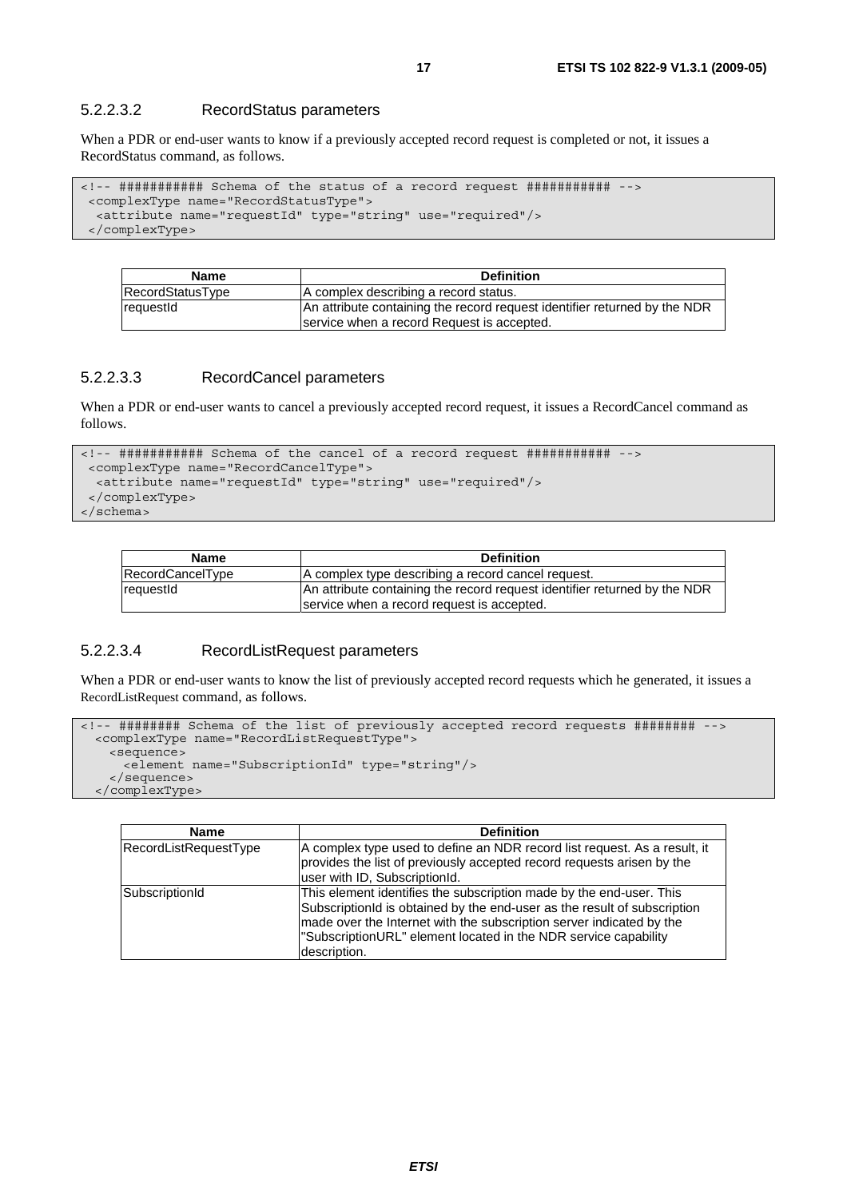#### 5.2.2.3.2 RecordStatus parameters

When a PDR or end-user wants to know if a previously accepted record request is completed or not, it issues a RecordStatus command, as follows.

```
<!-- ########### Schema of the status of a record request ########### -->
 <complexType name="RecordStatusType">
  <attribute name="requestId" type="string" use="required"/>
 </complexType>
```

| Name | Definition |
| --- | --- |
| RecordStatusType | A complex describing a record status. |
| requestId | An attribute containing the record request identifier returned by the NDR service when a record Request is accepted. |

#### 5.2.2.3.3 RecordCancel parameters

When a PDR or end-user wants to cancel a previously accepted record request, it issues a RecordCancel command as follows.

```
<!-- ########### Schema of the cancel of a record request ########### -->
 <complexType name="RecordCancelType">
  <attribute name="requestId" type="string" use="required"/>
 </complexType>
</schema>
```

| Name | Definition |
| --- | --- |
| RecordCancelType | A complex type describing a record cancel request. |
| requestId | An attribute containing the record request identifier returned by the NDR service when a record request is accepted. |

#### 5.2.2.3.4 RecordListRequest parameters

When a PDR or end-user wants to know the list of previously accepted record requests which he generated, it issues a RecordListRequest command, as follows.

```
<!-- ######## Schema of the list of previously accepted record requests ######## -->
  <complexType name="RecordListRequestType">
    <sequence>
      <element name="SubscriptionId" type="string"/>
    </sequence>
  </complexType>
```

| Name | Definition |
| --- | --- |
| RecordListRequestType | A complex type used to define an NDR record list request. As a result, it provides the list of previously accepted record requests arisen by the user with ID, SubscriptionId. |
| SubscriptionId | This element identifies the subscription made by the end-user. This SubscriptionId is obtained by the end-user as the result of subscription made over the Internet with the subscription server indicated by the "SubscriptionURL" element located in the NDR service capability description. |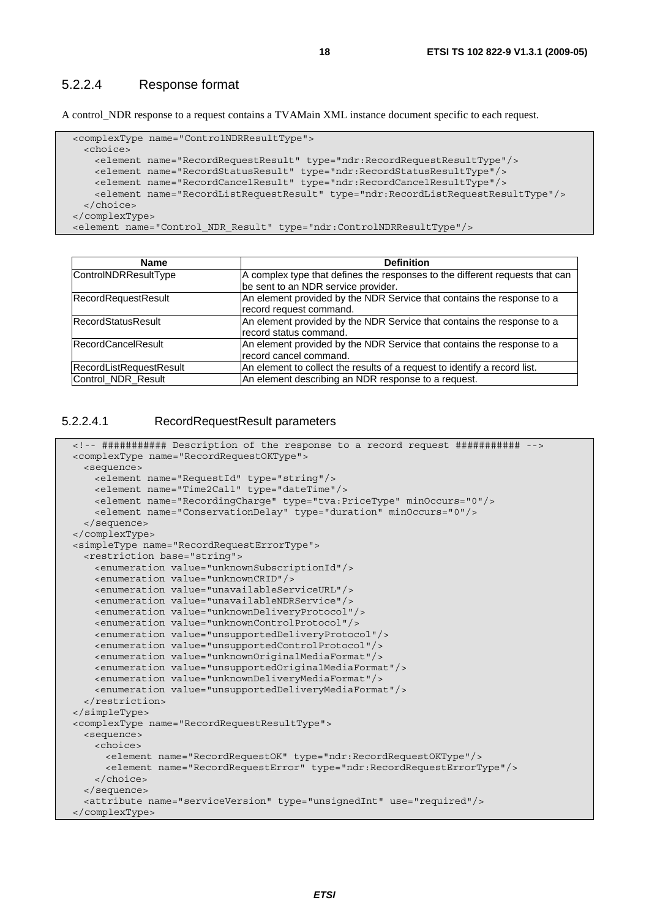#### 5.2.2.4 Response format

A control_NDR response to a request contains a TVAMain XML instance document specific to each request.

```
<complexType name="ControlNDRResultType">
  <choice>
    <element name="RecordRequestResult" type="ndr:RecordRequestResultType"/>
    <element name="RecordStatusResult" type="ndr:RecordStatusResultType"/>
    <element name="RecordCancelResult" type="ndr:RecordCancelResultType"/>
    <element name="RecordListRequestResult" type="ndr:RecordListRequestResultType"/>
  </choice>
</complexType>
<element name="Control_NDR_Result" type="ndr:ControlNDRResultType"/>
```

| Name | Definition |
| --- | --- |
| ControlNDRResultType | A complex type that defines the responses to the different requests that can be sent to an NDR service provider. |
| RecordRequestResult | An element provided by the NDR Service that contains the response to a record request command. |
| RecordStatusResult | An element provided by the NDR Service that contains the response to a record status command. |
| RecordCancelResult | An element provided by the NDR Service that contains the response to a record cancel command. |
| RecordListRequestResult | An element to collect the results of a request to identify a record list. |
| Control_NDR_Result | An element describing an NDR response to a request. |

##### 5.2.2.4.1 RecordRequestResult parameters

```
<!-- ########### Description of the response to a record request ########### -->
<complexType name="RecordRequestOKType">
  <sequence>
    <element name="RequestId" type="string"/>
    <element name="Time2Call" type="dateTime"/>
    <element name="RecordingCharge" type="tva:PriceType" minOccurs="0"/>
    <element name="ConservationDelay" type="duration" minOccurs="0"/>
  </sequence>
</complexType>
<simpleType name="RecordRequestErrorType">
  <restriction base="string">
    <enumeration value="unknownSubscriptionId"/>
    <enumeration value="unknownCRID"/>
    <enumeration value="unavailableServiceURL"/>
    <enumeration value="unavailableNDRService"/>
    <enumeration value="unknownDeliveryProtocol"/>
    <enumeration value="unknownControlProtocol"/>
    <enumeration value="unsupportedDeliveryProtocol"/>
    <enumeration value="unsupportedControlProtocol"/>
    <enumeration value="unknownOriginalMediaFormat"/>
    <enumeration value="unsupportedOriginalMediaFormat"/>
    <enumeration value="unknownDeliveryMediaFormat"/>
    <enumeration value="unsupportedDeliveryMediaFormat"/>
  </restriction>
</simpleType>
<complexType name="RecordRequestResultType">
  <sequence>
    <choice>
      <element name="RecordRequestOK" type="ndr:RecordRequestOKType"/>
      <element name="RecordRequestError" type="ndr:RecordRequestErrorType"/>
    </choice>
  </sequence>
  <attribute name="serviceVersion" type="unsignedInt" use="required"/>
</complexType>
```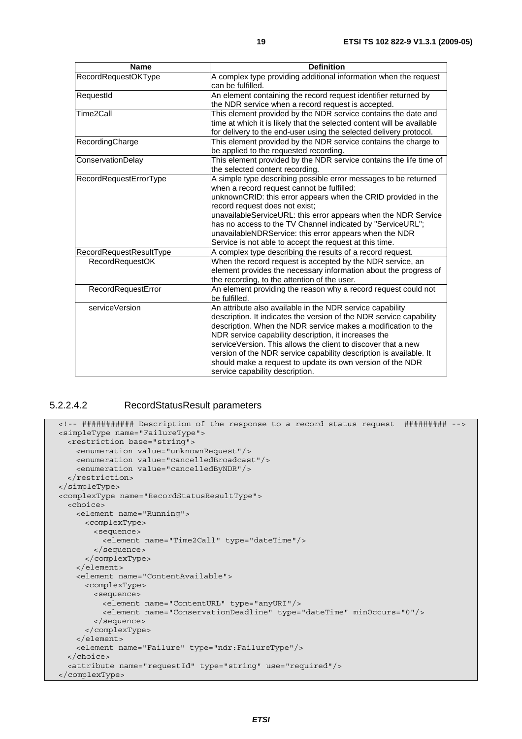| Name | Definition |
| --- | --- |
| RecordRequestOKType | A complex type providing additional information when the request can be fulfilled. |
| RequestId | An element containing the record request identifier returned by the NDR service when a record request is accepted. |
| Time2Call | This element provided by the NDR service contains the date and time at which it is likely that the selected content will be available for delivery to the end-user using the selected delivery protocol. |
| RecordingCharge | This element provided by the NDR service contains the charge to be applied to the requested recording. |
| ConservationDelay | This element provided by the NDR service contains the life time of the selected content recording. |
| RecordRequestErrorType | A simple type describing possible error messages to be returned when a record request cannot be fulfilled:<br>unknownCRID: this error appears when the CRID provided in the record request does not exist;<br>unavailableServiceURL: this error appears when the NDR Service has no access to the TV Channel indicated by "ServiceURL";<br>unavailableNDRService: this error appears when the NDR Service is not able to accept the request at this time. |
| RecordRequestResultType | A complex type describing the results of a record request. |
| RecordRequestOK | When the record request is accepted by the NDR service, an element provides the necessary information about the progress of the recording, to the attention of the user. |
| RecordRequestError | An element providing the reason why a record request could not be fulfilled. |
| serviceVersion | An attribute also available in the NDR service capability description. It indicates the version of the NDR service capability description. When the NDR service makes a modification to the NDR service capability description, it increases the serviceVersion. This allows the client to discover that a new version of the NDR service capability description is available. It should make a request to update its own version of the NDR service capability description. |

#### 5.2.2.4.2 RecordStatusResult parameters

```
<!-- ########### Description of the response to a record status request  ######### -->
<simpleType name="FailureType">
  <restriction base="string">
    <enumeration value="unknownRequest"/>
    <enumeration value="cancelledBroadcast"/>
    <enumeration value="cancelledByNDR"/>
  </restriction>
</simpleType>
<complexType name="RecordStatusResultType">
  <choice>
    <element name="Running">
      <complexType>
        <sequence>
          <element name="Time2Call" type="dateTime"/>
        </sequence>
      </complexType>
    </element>
    <element name="ContentAvailable">
      <complexType>
        <sequence>
          <element name="ContentURL" type="anyURI"/>
          <element name="ConservationDeadline" type="dateTime" minOccurs="0"/>
        </sequence>
      </complexType>
    </element>
    <element name="Failure" type="ndr:FailureType"/>
  </choice>
  <attribute name="requestId" type="string" use="required"/>
</complexType>
```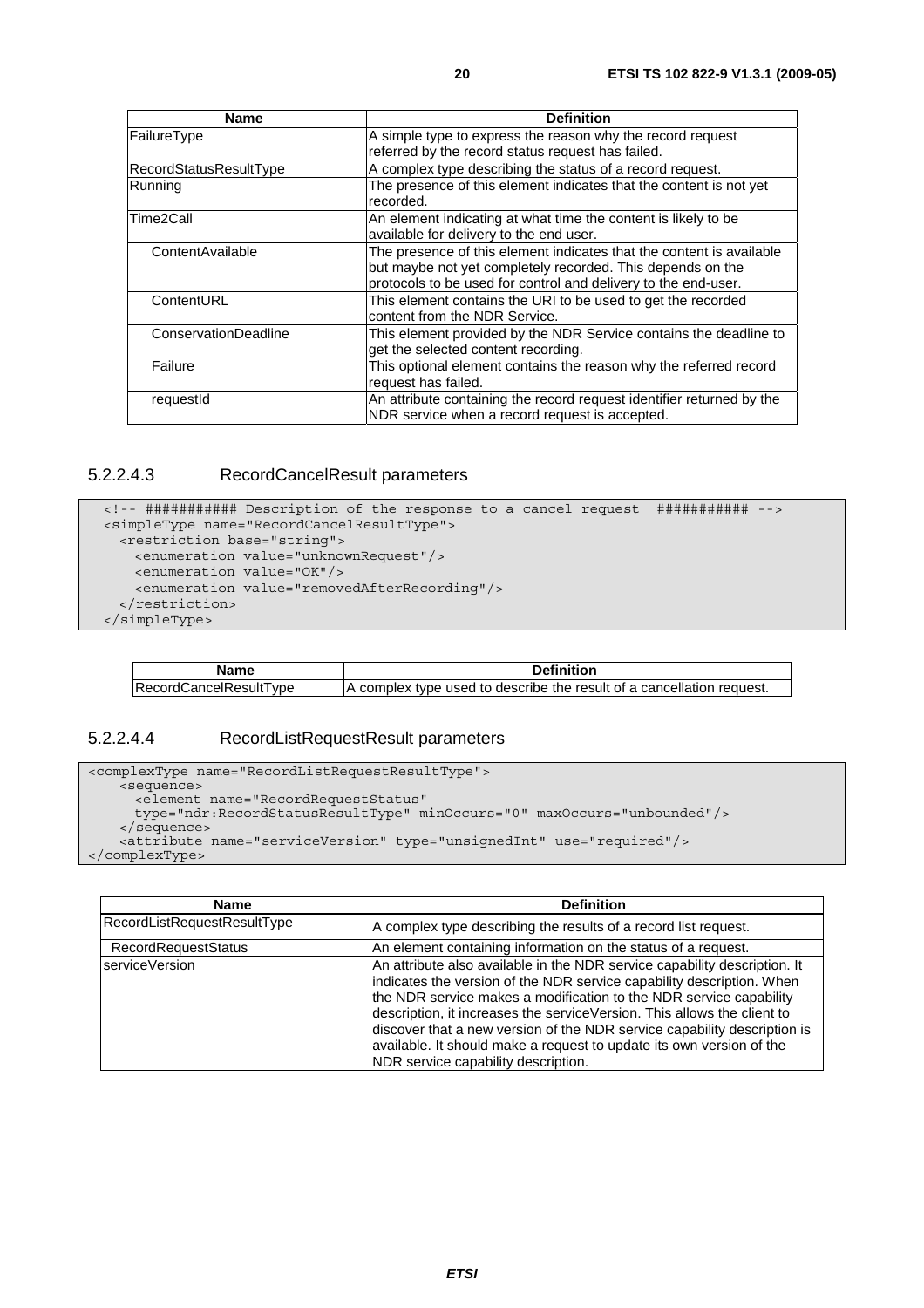| Name | Definition |
| --- | --- |
| FailureType | A simple type to express the reason why the record request referred by the record status request has failed. |
| RecordStatusResultType | A complex type describing the status of a record request. |
| Running | The presence of this element indicates that the content is not yet recorded. |
| Time2Call | An element indicating at what time the content is likely to be available for delivery to the end user. |
| ContentAvailable | The presence of this element indicates that the content is available but maybe not yet completely recorded. This depends on the protocols to be used for control and delivery to the end-user. |
| ContentURL | This element contains the URI to be used to get the recorded content from the NDR Service. |
| ConservationDeadline | This element provided by the NDR Service contains the deadline to get the selected content recording. |
| Failure | This optional element contains the reason why the referred record request has failed. |
| requestId | An attribute containing the record request identifier returned by the NDR service when a record request is accepted. |

#### 5.2.2.4.3 RecordCancelResult parameters

```
<!-- ########### Description of the response to a cancel request  ########### -->
<simpleType name="RecordCancelResultType">
  <restriction base="string">
    <enumeration value="unknownRequest"/>
    <enumeration value="OK"/>
    <enumeration value="removedAfterRecording"/>
  </restriction>
</simpleType>
```

| Name | Definition |
| --- | --- |
| RecordCancelResultType | A complex type used to describe the result of a cancellation request. |

#### 5.2.2.4.4 RecordListRequestResult parameters

```
<complexType name="RecordListRequestResultType">
    <sequence>
      <element name="RecordRequestStatus"
      type="ndr:RecordStatusResultType" minOccurs="0" maxOccurs="unbounded"/>
    </sequence>
    <attribute name="serviceVersion" type="unsignedInt" use="required"/>
</complexType>
```

| Name | Definition |
| --- | --- |
| RecordListRequestResultType | A complex type describing the results of a record list request. |
| RecordRequestStatus | An element containing information on the status of a request. |
| serviceVersion | An attribute also available in the NDR service capability description. It indicates the version of the NDR service capability description. When the NDR service makes a modification to the NDR service capability description, it increases the serviceVersion. This allows the client to discover that a new version of the NDR service capability description is available. It should make a request to update its own version of the NDR service capability description. |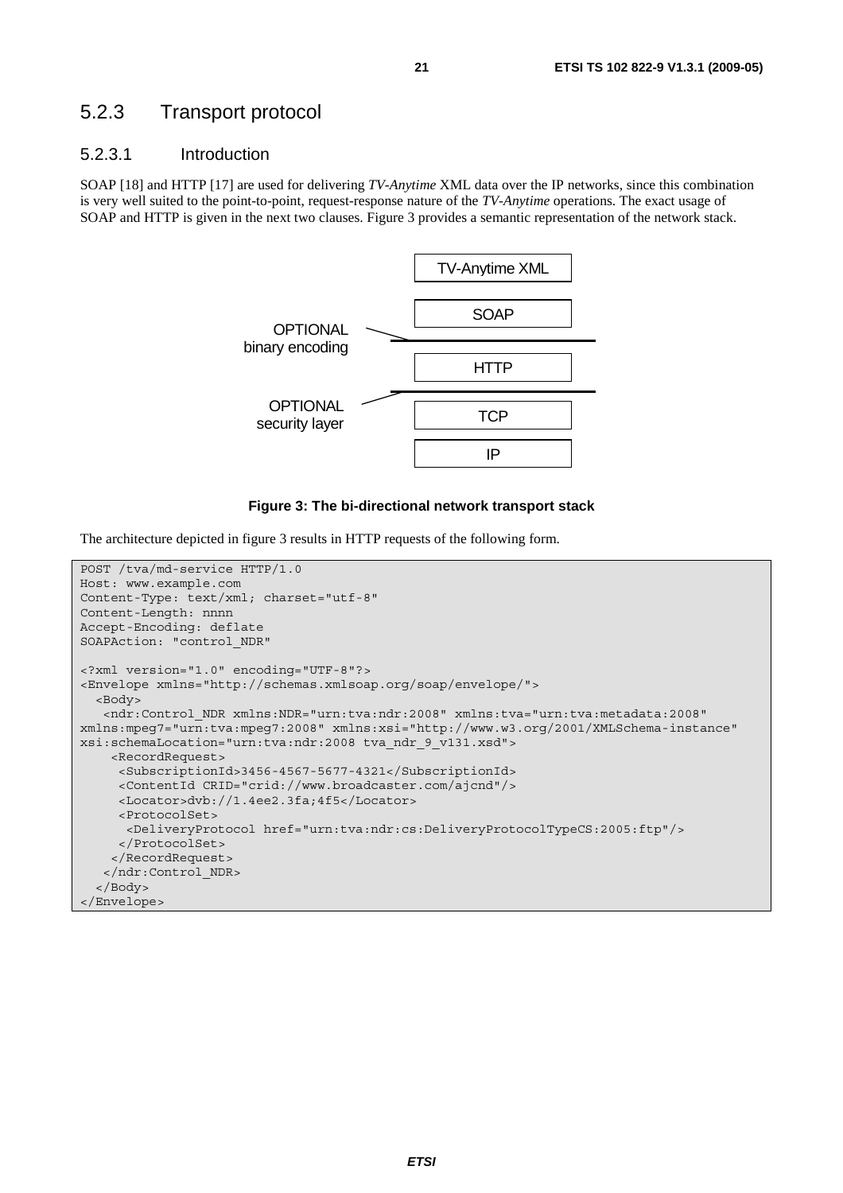### 5.2.3 Transport protocol

#### 5.2.3.1 Introduction

SOAP [18] and HTTP [17] are used for delivering *TV-Anytime* XML data over the IP networks, since this combination is very well suited to the point-to-point, request-response nature of the *TV-Anytime* operations. The exact usage of SOAP and HTTP is given in the next two clauses. Figure 3 provides a semantic representation of the network stack.

TV-Anytime XML

SOAP

OPTIONAL binary encoding

HTTP

OPTIONAL security layer

TCP

IP

**Figure 3: The bi-directional network transport stack**

The architecture depicted in figure 3 results in HTTP requests of the following form.

```
POST /tva/md-service HTTP/1.0
Host: www.example.com
Content-Type: text/xml; charset="utf-8"
Content-Length: nnnn
Accept-Encoding: deflate
SOAPAction: "control_NDR"

<?xml version="1.0" encoding="UTF-8"?>
<Envelope xmlns="http://schemas.xmlsoap.org/soap/envelope/">
  <Body>
   <ndr:Control_NDR xmlns:NDR="urn:tva:ndr:2008" xmlns:tva="urn:tva:metadata:2008"
xmlns:mpeg7="urn:tva:mpeg7:2008" xmlns:xsi="http://www.w3.org/2001/XMLSchema-instance"
xsi:schemaLocation="urn:tva:ndr:2008 tva_ndr_9_v131.xsd">
    <RecordRequest>
     <SubscriptionId>3456-4567-5677-4321</SubscriptionId>
     <ContentId CRID="crid://www.broadcaster.com/ajcnd"/>
     <Locator>dvb://1.4ee2.3fa;4f5</Locator>
     <ProtocolSet>
      <DeliveryProtocol href="urn:tva:ndr:cs:DeliveryProtocolTypeCS:2005:ftp"/>
     </ProtocolSet>
    </RecordRequest>
   </ndr:Control_NDR>
  </Body>
</Envelope>
```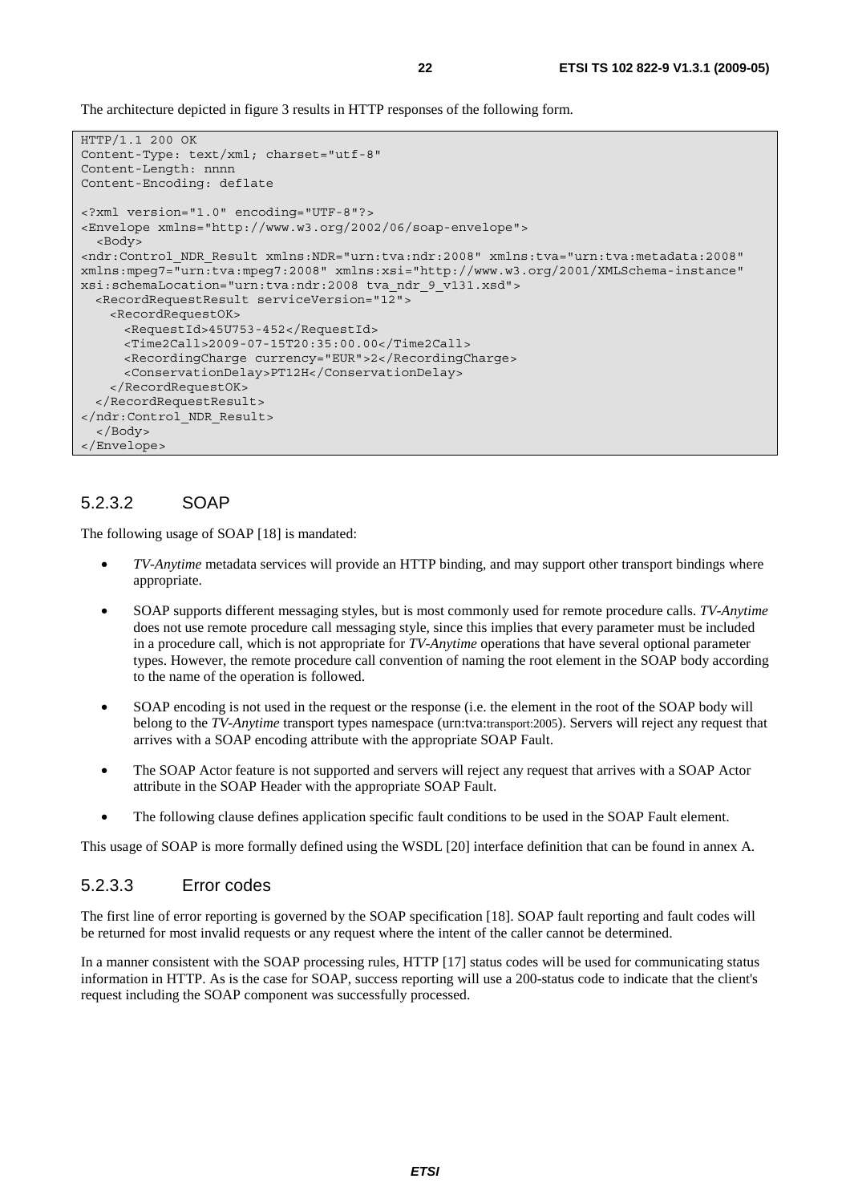The architecture depicted in figure 3 results in HTTP responses of the following form.

```
HTTP/1.1 200 OK
Content-Type: text/xml; charset="utf-8"
Content-Length: nnnn
Content-Encoding: deflate

<?xml version="1.0" encoding="UTF-8"?>
<Envelope xmlns="http://www.w3.org/2002/06/soap-envelope">
  <Body>
<ndr:Control_NDR_Result xmlns:NDR="urn:tva:ndr:2008" xmlns:tva="urn:tva:metadata:2008"
xmlns:mpeg7="urn:tva:mpeg7:2008" xmlns:xsi="http://www.w3.org/2001/XMLSchema-instance"
xsi:schemaLocation="urn:tva:ndr:2008 tva_ndr_9_v131.xsd">
  <RecordRequestResult serviceVersion="12">
    <RecordRequestOK>
      <RequestId>45U753-452</RequestId>
      <Time2Call>2009-07-15T20:35:00.00</Time2Call>
      <RecordingCharge currency="EUR">2</RecordingCharge>
      <ConservationDelay>PT12H</ConservationDelay>
    </RecordRequestOK>
  </RecordRequestResult>
</ndr:Control_NDR_Result>
  </Body>
</Envelope>
```

### 5.2.3.2 SOAP

The following usage of SOAP [18] is mandated:

- *TV-Anytime* metadata services will provide an HTTP binding, and may support other transport bindings where appropriate.
- SOAP supports different messaging styles, but is most commonly used for remote procedure calls. *TV-Anytime* does not use remote procedure call messaging style, since this implies that every parameter must be included in a procedure call, which is not appropriate for *TV-Anytime* operations that have several optional parameter types. However, the remote procedure call convention of naming the root element in the SOAP body according to the name of the operation is followed.
- SOAP encoding is not used in the request or the response (i.e. the element in the root of the SOAP body will belong to the *TV-Anytime* transport types namespace (urn:tva:transport:2005). Servers will reject any request that arrives with a SOAP encoding attribute with the appropriate SOAP Fault.
- The SOAP Actor feature is not supported and servers will reject any request that arrives with a SOAP Actor attribute in the SOAP Header with the appropriate SOAP Fault.
- The following clause defines application specific fault conditions to be used in the SOAP Fault element.

This usage of SOAP is more formally defined using the WSDL [20] interface definition that can be found in annex A.

### 5.2.3.3 Error codes

The first line of error reporting is governed by the SOAP specification [18]. SOAP fault reporting and fault codes will be returned for most invalid requests or any request where the intent of the caller cannot be determined.

In a manner consistent with the SOAP processing rules, HTTP [17] status codes will be used for communicating status information in HTTP. As is the case for SOAP, success reporting will use a 200-status code to indicate that the client's request including the SOAP component was successfully processed.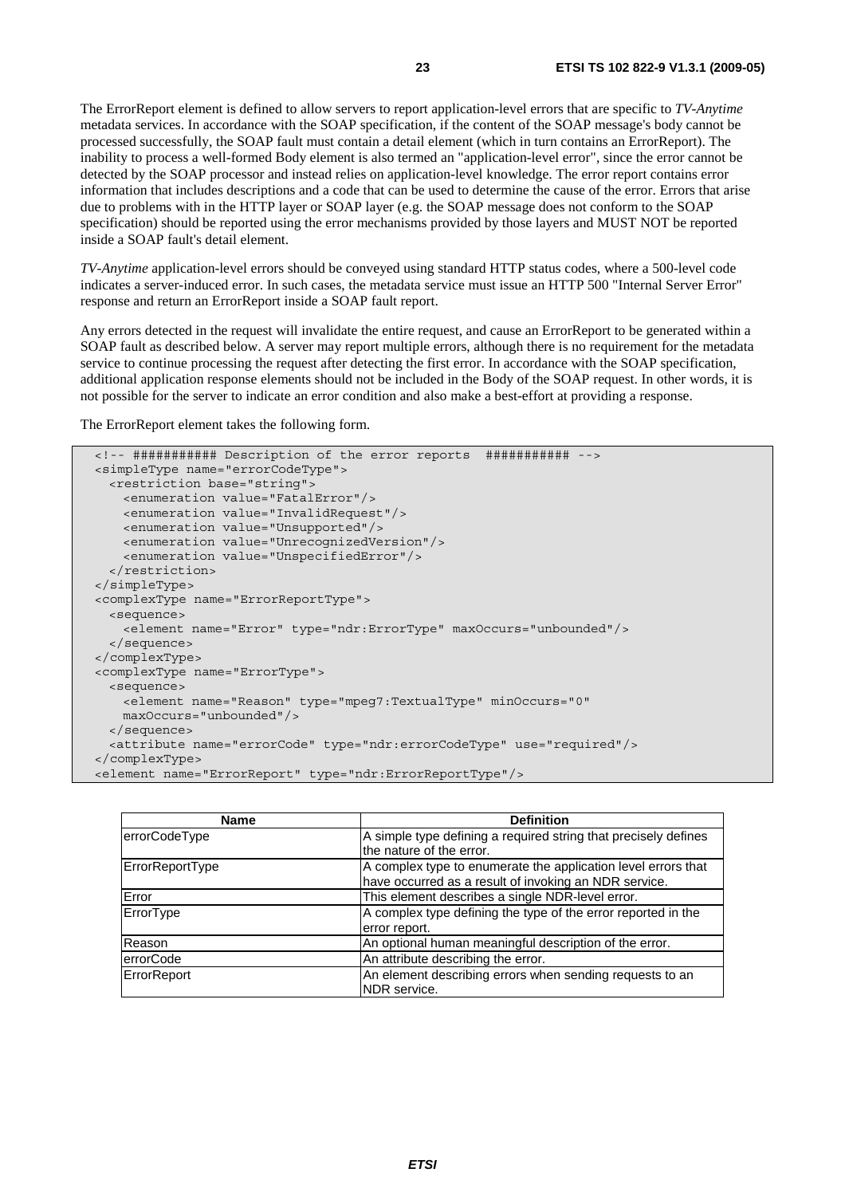The ErrorReport element is defined to allow servers to report application-level errors that are specific to *TV-Anytime* metadata services. In accordance with the SOAP specification, if the content of the SOAP message's body cannot be processed successfully, the SOAP fault must contain a detail element (which in turn contains an ErrorReport). The inability to process a well-formed Body element is also termed an "application-level error", since the error cannot be detected by the SOAP processor and instead relies on application-level knowledge. The error report contains error information that includes descriptions and a code that can be used to determine the cause of the error. Errors that arise due to problems with in the HTTP layer or SOAP layer (e.g. the SOAP message does not conform to the SOAP specification) should be reported using the error mechanisms provided by those layers and MUST NOT be reported inside a SOAP fault's detail element.

*TV-Anytime* application-level errors should be conveyed using standard HTTP status codes, where a 500-level code indicates a server-induced error. In such cases, the metadata service must issue an HTTP 500 "Internal Server Error" response and return an ErrorReport inside a SOAP fault report.

Any errors detected in the request will invalidate the entire request, and cause an ErrorReport to be generated within a SOAP fault as described below. A server may report multiple errors, although there is no requirement for the metadata service to continue processing the request after detecting the first error. In accordance with the SOAP specification, additional application response elements should not be included in the Body of the SOAP request. In other words, it is not possible for the server to indicate an error condition and also make a best-effort at providing a response.

The ErrorReport element takes the following form.

```
<!-- ########### Description of the error reports  ########### -->
<simpleType name="errorCodeType">
  <restriction base="string">
    <enumeration value="FatalError"/>
    <enumeration value="InvalidRequest"/>
    <enumeration value="Unsupported"/>
    <enumeration value="UnrecognizedVersion"/>
    <enumeration value="UnspecifiedError"/>
  </restriction>
</simpleType>
<complexType name="ErrorReportType">
  <sequence>
    <element name="Error" type="ndr:ErrorType" maxOccurs="unbounded"/>
  </sequence>
</complexType>
<complexType name="ErrorType">
  <sequence>
    <element name="Reason" type="mpeg7:TextualType" minOccurs="0"
    maxOccurs="unbounded"/>
  </sequence>
  <attribute name="errorCode" type="ndr:errorCodeType" use="required"/>
</complexType>
<element name="ErrorReport" type="ndr:ErrorReportType"/>
```

| Name | Definition |
|---|---|
| errorCodeType | A simple type defining a required string that precisely defines the nature of the error. |
| ErrorReportType | A complex type to enumerate the application level errors that have occurred as a result of invoking an NDR service. |
| Error | This element describes a single NDR-level error. |
| ErrorType | A complex type defining the type of the error reported in the error report. |
| Reason | An optional human meaningful description of the error. |
| errorCode | An attribute describing the error. |
| ErrorReport | An element describing errors when sending requests to an NDR service. |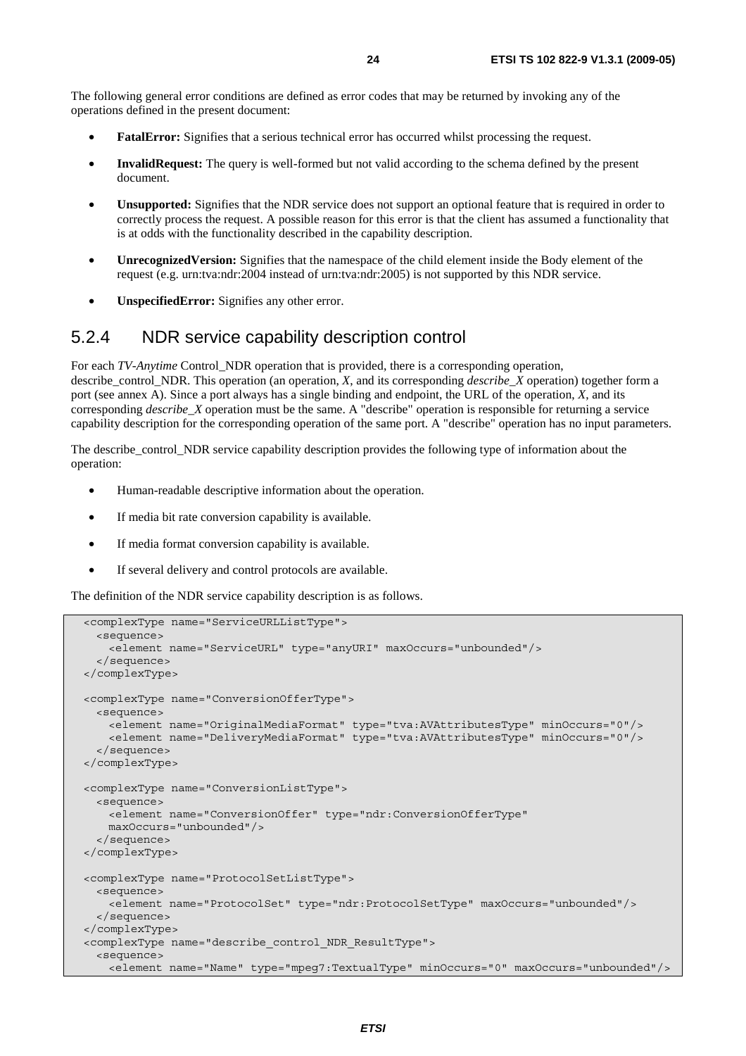The following general error conditions are defined as error codes that may be returned by invoking any of the operations defined in the present document:

- **FatalError:** Signifies that a serious technical error has occurred whilst processing the request.
- **InvalidRequest:** The query is well-formed but not valid according to the schema defined by the present document.
- **Unsupported:** Signifies that the NDR service does not support an optional feature that is required in order to correctly process the request. A possible reason for this error is that the client has assumed a functionality that is at odds with the functionality described in the capability description.
- **UnrecognizedVersion:** Signifies that the namespace of the child element inside the Body element of the request (e.g. urn:tva:ndr:2004 instead of urn:tva:ndr:2005) is not supported by this NDR service.
- **UnspecifiedError:** Signifies any other error.

### 5.2.4 NDR service capability description control

For each *TV-Anytime* Control_NDR operation that is provided, there is a corresponding operation, describe_control_NDR. This operation (an operation, *X*, and its corresponding *describe_X* operation) together form a port (see annex A). Since a port always has a single binding and endpoint, the URL of the operation, *X*, and its corresponding *describe_X* operation must be the same. A "describe" operation is responsible for returning a service capability description for the corresponding operation of the same port. A "describe" operation has no input parameters.

The describe_control_NDR service capability description provides the following type of information about the operation:

- Human-readable descriptive information about the operation.
- If media bit rate conversion capability is available.
- If media format conversion capability is available.
- If several delivery and control protocols are available.

The definition of the NDR service capability description is as follows.

```
<complexType name="ServiceURLListType">
  <sequence>
    <element name="ServiceURL" type="anyURI" maxOccurs="unbounded"/>
  </sequence>
</complexType>

<complexType name="ConversionOfferType">
  <sequence>
    <element name="OriginalMediaFormat" type="tva:AVAttributesType" minOccurs="0"/>
    <element name="DeliveryMediaFormat" type="tva:AVAttributesType" minOccurs="0"/>
  </sequence>
</complexType>

<complexType name="ConversionListType">
  <sequence>
    <element name="ConversionOffer" type="ndr:ConversionOfferType"
    maxOccurs="unbounded"/>
  </sequence>
</complexType>

<complexType name="ProtocolSetListType">
  <sequence>
    <element name="ProtocolSet" type="ndr:ProtocolSetType" maxOccurs="unbounded"/>
  </sequence>
</complexType>
<complexType name="describe_control_NDR_ResultType">
  <sequence>
    <element name="Name" type="mpeg7:TextualType" minOccurs="0" maxOccurs="unbounded"/>
```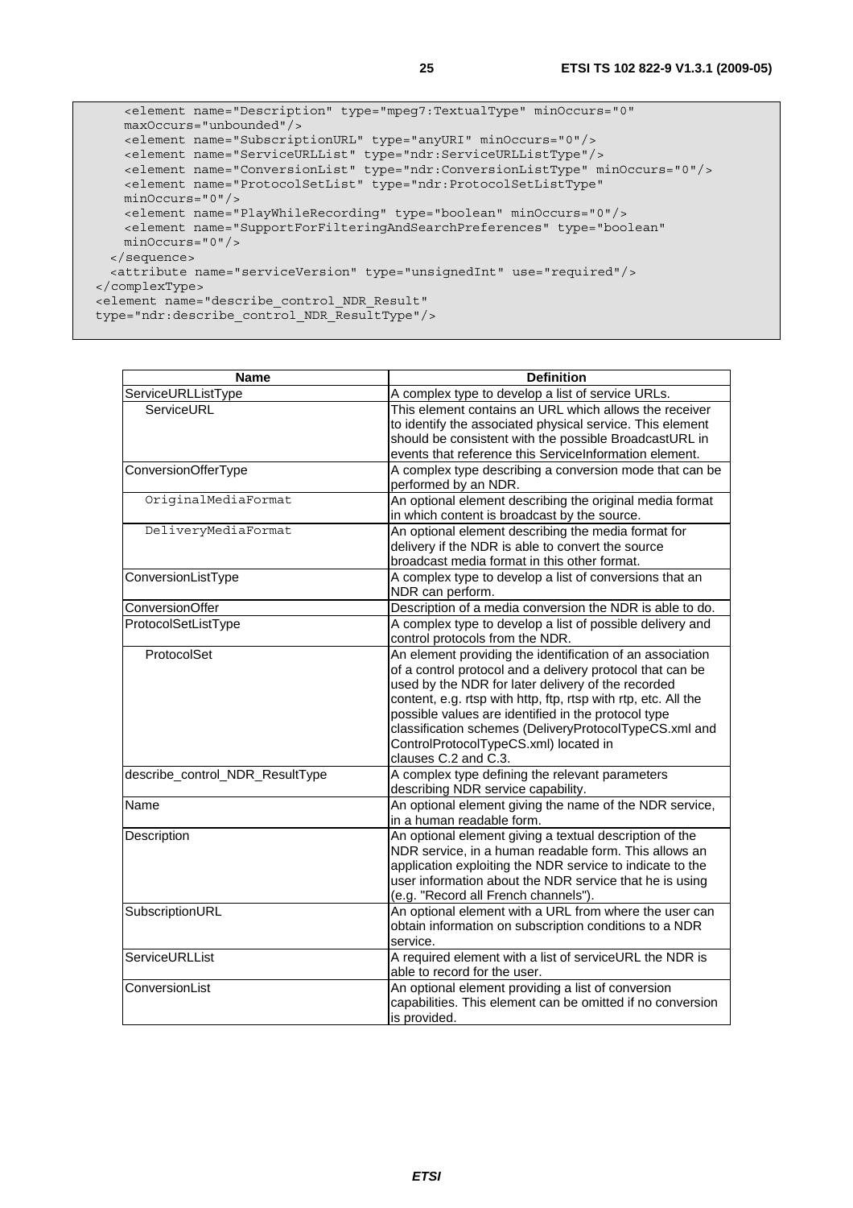```
    <element name="Description" type="mpeg7:TextualType" minOccurs="0"
    maxOccurs="unbounded"/>
    <element name="SubscriptionURL" type="anyURI" minOccurs="0"/>
    <element name="ServiceURLList" type="ndr:ServiceURLListType"/>
    <element name="ConversionList" type="ndr:ConversionListType" minOccurs="0"/>
    <element name="ProtocolSetList" type="ndr:ProtocolSetListType"
    minOccurs="0"/>
    <element name="PlayWhileRecording" type="boolean" minOccurs="0"/>
    <element name="SupportForFilteringAndSearchPreferences" type="boolean"
    minOccurs="0"/>
  </sequence>
  <attribute name="serviceVersion" type="unsignedInt" use="required"/>
</complexType>
<element name="describe_control_NDR_Result"
type="ndr:describe_control_NDR_ResultType"/>
```

| Name | Definition |
|---|---|
| ServiceURLListType | A complex type to develop a list of service URLs. |
| ServiceURL | This element contains an URL which allows the receiver to identify the associated physical service. This element should be consistent with the possible BroadcastURL in events that reference this ServiceInformation element. |
| ConversionOfferType | A complex type describing a conversion mode that can be performed by an NDR. |
| OriginalMediaFormat | An optional element describing the original media format in which content is broadcast by the source. |
| DeliveryMediaFormat | An optional element describing the media format for delivery if the NDR is able to convert the source broadcast media format in this other format. |
| ConversionListType | A complex type to develop a list of conversions that an NDR can perform. |
| ConversionOffer | Description of a media conversion the NDR is able to do. |
| ProtocolSetListType | A complex type to develop a list of possible delivery and control protocols from the NDR. |
| ProtocolSet | An element providing the identification of an association of a control protocol and a delivery protocol that can be used by the NDR for later delivery of the recorded content, e.g. rtsp with http, ftp, rtsp with rtp, etc. All the possible values are identified in the protocol type classification schemes (DeliveryProtocolTypeCS.xml and ControlProtocolTypeCS.xml) located in clauses C.2 and C.3. |
| describe_control_NDR_ResultType | A complex type defining the relevant parameters describing NDR service capability. |
| Name | An optional element giving the name of the NDR service, in a human readable form. |
| Description | An optional element giving a textual description of the NDR service, in a human readable form. This allows an application exploiting the NDR service to indicate to the user information about the NDR service that he is using (e.g. "Record all French channels"). |
| SubscriptionURL | An optional element with a URL from where the user can obtain information on subscription conditions to a NDR service. |
| ServiceURLList | A required element with a list of serviceURL the NDR is able to record for the user. |
| ConversionList | An optional element providing a list of conversion capabilities. This element can be omitted if no conversion is provided. |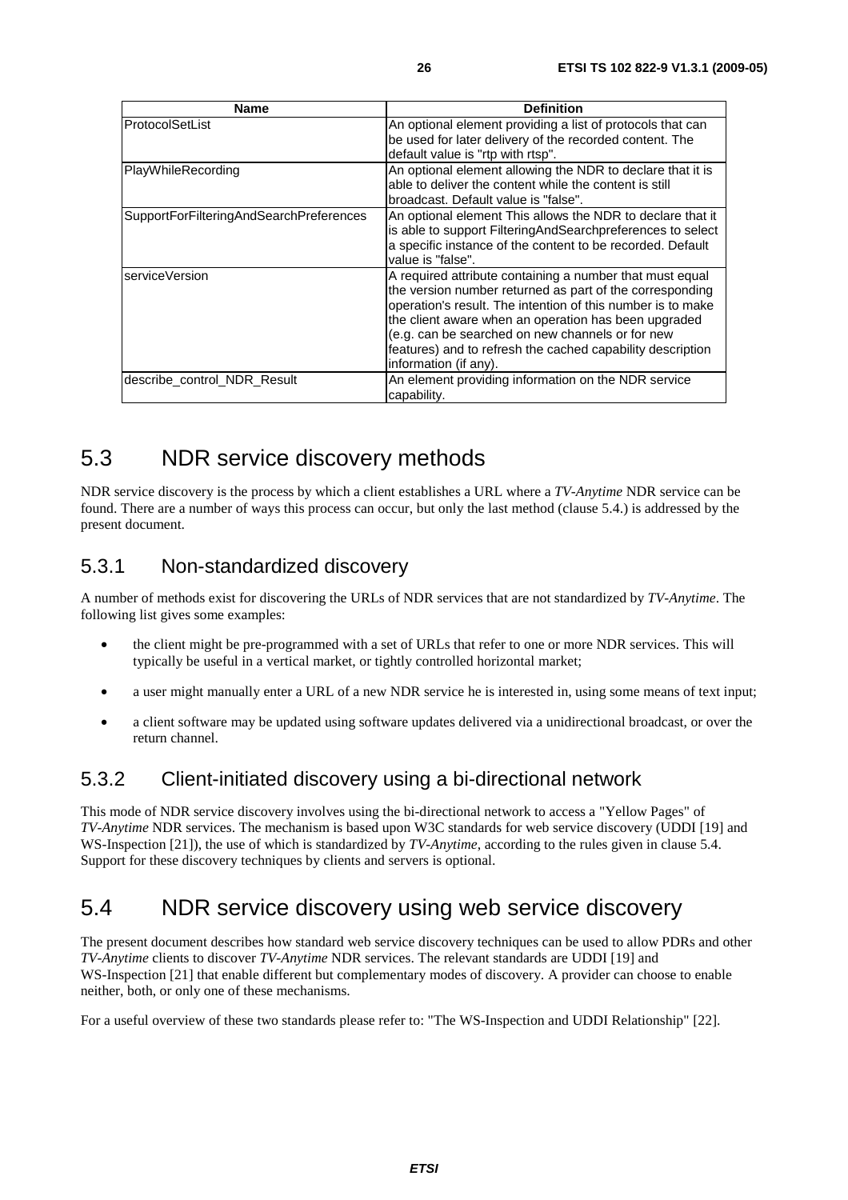| Name | Definition |
| --- | --- |
| ProtocolSetList | An optional element providing a list of protocols that can be used for later delivery of the recorded content. The default value is "rtp with rtsp". |
| PlayWhileRecording | An optional element allowing the NDR to declare that it is able to deliver the content while the content is still broadcast. Default value is "false". |
| SupportForFilteringAndSearchPreferences | An optional element This allows the NDR to declare that it is able to support FilteringAndSearchpreferences to select a specific instance of the content to be recorded. Default value is "false". |
| serviceVersion | A required attribute containing a number that must equal the version number returned as part of the corresponding operation's result. The intention of this number is to make the client aware when an operation has been upgraded (e.g. can be searched on new channels or for new features) and to refresh the cached capability description information (if any). |
| describe_control_NDR_Result | An element providing information on the NDR service capability. |

# 5.3 NDR service discovery methods

NDR service discovery is the process by which a client establishes a URL where a *TV-Anytime* NDR service can be found. There are a number of ways this process can occur, but only the last method (clause 5.4.) is addressed by the present document.

## 5.3.1 Non-standardized discovery

A number of methods exist for discovering the URLs of NDR services that are not standardized by *TV-Anytime*. The following list gives some examples:

- the client might be pre-programmed with a set of URLs that refer to one or more NDR services. This will typically be useful in a vertical market, or tightly controlled horizontal market;
- a user might manually enter a URL of a new NDR service he is interested in, using some means of text input;
- a client software may be updated using software updates delivered via a unidirectional broadcast, or over the return channel.

## 5.3.2 Client-initiated discovery using a bi-directional network

This mode of NDR service discovery involves using the bi-directional network to access a "Yellow Pages" of *TV-Anytime* NDR services. The mechanism is based upon W3C standards for web service discovery (UDDI [19] and WS-Inspection [21]), the use of which is standardized by *TV-Anytime*, according to the rules given in clause 5.4. Support for these discovery techniques by clients and servers is optional.

# 5.4 NDR service discovery using web service discovery

The present document describes how standard web service discovery techniques can be used to allow PDRs and other *TV-Anytime* clients to discover *TV-Anytime* NDR services. The relevant standards are UDDI [19] and WS-Inspection [21] that enable different but complementary modes of discovery. A provider can choose to enable neither, both, or only one of these mechanisms.

For a useful overview of these two standards please refer to: "The WS-Inspection and UDDI Relationship" [22].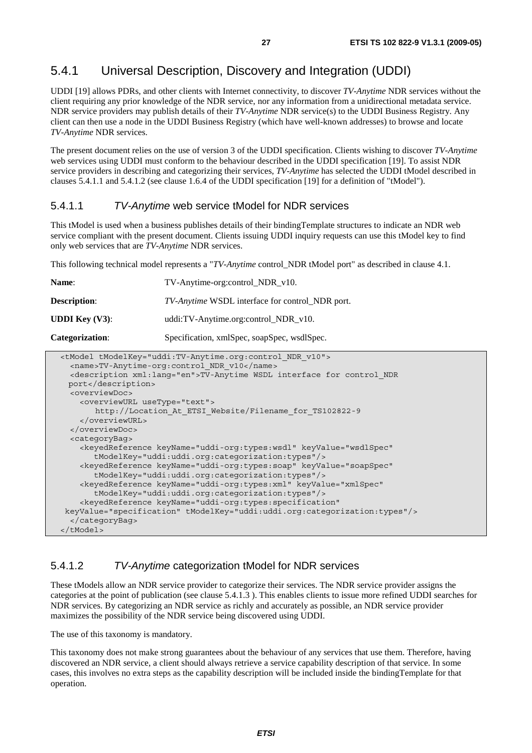### 5.4.1 Universal Description, Discovery and Integration (UDDI)

UDDI [19] allows PDRs, and other clients with Internet connectivity, to discover *TV-Anytime* NDR services without the client requiring any prior knowledge of the NDR service, nor any information from a unidirectional metadata service. NDR service providers may publish details of their *TV-Anytime* NDR service(s) to the UDDI Business Registry. Any client can then use a node in the UDDI Business Registry (which have well-known addresses) to browse and locate *TV-Anytime* NDR services.

The present document relies on the use of version 3 of the UDDI specification. Clients wishing to discover *TV-Anytime* web services using UDDI must conform to the behaviour described in the UDDI specification [19]. To assist NDR service providers in describing and categorizing their services, *TV-Anytime* has selected the UDDI tModel described in clauses 5.4.1.1 and 5.4.1.2 (see clause 1.6.4 of the UDDI specification [19] for a definition of "tModel").

#### 5.4.1.1 *TV-Anytime* web service tModel for NDR services

This tModel is used when a business publishes details of their bindingTemplate structures to indicate an NDR web service compliant with the present document. Clients issuing UDDI inquiry requests can use this tModel key to find only web services that are *TV-Anytime* NDR services.

This following technical model represents a "*TV-Anytime* control_NDR tModel port" as described in clause 4.1.

**Name**: TV-Anytime-org:control_NDR_v10.

**Description**: *TV-Anytime* WSDL interface for control_NDR port.

**UDDI Key (V3)**: uddi:TV-Anytime.org:control_NDR_v10.

**Categorization**: Specification, xmlSpec, soapSpec, wsdlSpec.

```
<tModel tModelKey="uddi:TV-Anytime.org:control_NDR_v10">
  <name>TV-Anytime-org:control_NDR_v10</name>
  <description xml:lang="en">TV-Anytime WSDL interface for control_NDR
 port</description>
  <overviewDoc>
    <overviewURL useType="text">
       http://Location_At_ETSI_Website/Filename_for_TS102822-9
    </overviewURL>
  </overviewDoc>
  <categoryBag>
    <keyedReference keyName="uddi-org:types:wsdl" keyValue="wsdlSpec"
       tModelKey="uddi:uddi.org:categorization:types"/>
    <keyedReference keyName="uddi-org:types:soap" keyValue="soapSpec"
       tModelKey="uddi:uddi.org:categorization:types"/>
    <keyedReference keyName="uddi-org:types:xml" keyValue="xmlSpec"
       tModelKey="uddi:uddi.org:categorization:types"/>
    <keyedReference keyName="uddi-org:types:specification"
 keyValue="specification" tModelKey="uddi:uddi.org:categorization:types"/>
  </categoryBag>
</tModel>
```

#### 5.4.1.2 *TV-Anytime* categorization tModel for NDR services

These tModels allow an NDR service provider to categorize their services. The NDR service provider assigns the categories at the point of publication (see clause 5.4.1.3 ). This enables clients to issue more refined UDDI searches for NDR services. By categorizing an NDR service as richly and accurately as possible, an NDR service provider maximizes the possibility of the NDR service being discovered using UDDI.

The use of this taxonomy is mandatory.

This taxonomy does not make strong guarantees about the behaviour of any services that use them. Therefore, having discovered an NDR service, a client should always retrieve a service capability description of that service. In some cases, this involves no extra steps as the capability description will be included inside the bindingTemplate for that operation.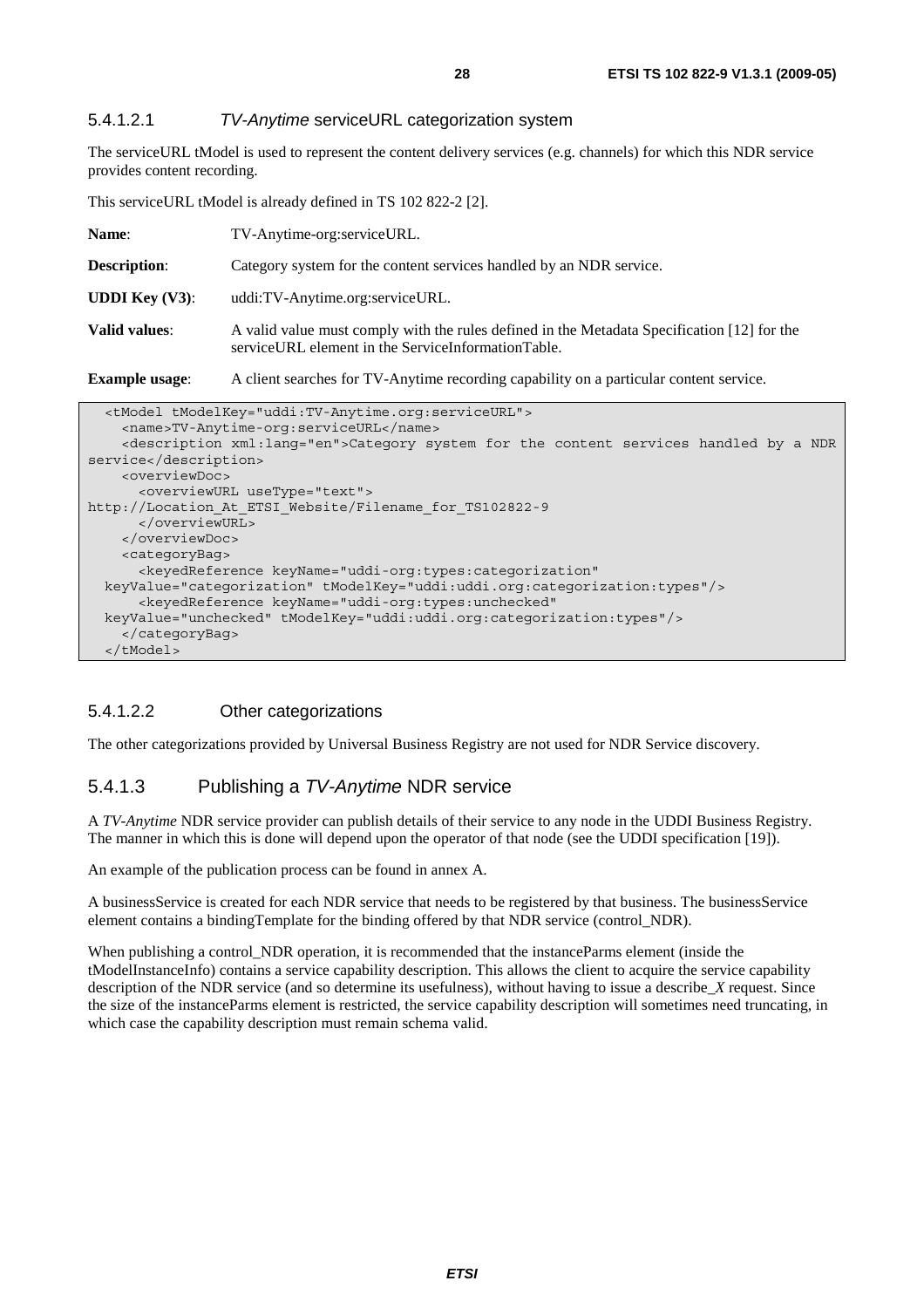#### 5.4.1.2.1 *TV-Anytime* serviceURL categorization system

The serviceURL tModel is used to represent the content delivery services (e.g. channels) for which this NDR service provides content recording.

This serviceURL tModel is already defined in TS 102 822-2 [2].

**Name**: TV-Anytime-org:serviceURL.

**Description**: Category system for the content services handled by an NDR service.

**UDDI Key (V3)**: uddi:TV-Anytime.org:serviceURL.

**Valid values**: A valid value must comply with the rules defined in the Metadata Specification [12] for the serviceURL element in the ServiceInformationTable.

**Example usage**: A client searches for TV-Anytime recording capability on a particular content service.

```
  <tModel tModelKey="uddi:TV-Anytime.org:serviceURL">
    <name>TV-Anytime-org:serviceURL</name>
    <description xml:lang="en">Category system for the content services handled by a NDR
service</description>
    <overviewDoc>
      <overviewURL useType="text">
http://Location_At_ETSI_Website/Filename_for_TS102822-9
      </overviewURL>
    </overviewDoc>
    <categoryBag>
      <keyedReference keyName="uddi-org:types:categorization"
  keyValue="categorization" tModelKey="uddi:uddi.org:categorization:types"/>
      <keyedReference keyName="uddi-org:types:unchecked"
  keyValue="unchecked" tModelKey="uddi:uddi.org:categorization:types"/>
    </categoryBag>
  </tModel>
```

#### 5.4.1.2.2 Other categorizations

The other categorizations provided by Universal Business Registry are not used for NDR Service discovery.

### 5.4.1.3 Publishing a *TV-Anytime* NDR service

A *TV-Anytime* NDR service provider can publish details of their service to any node in the UDDI Business Registry. The manner in which this is done will depend upon the operator of that node (see the UDDI specification [19]).

An example of the publication process can be found in annex A.

A businessService is created for each NDR service that needs to be registered by that business. The businessService element contains a bindingTemplate for the binding offered by that NDR service (control_NDR).

When publishing a control_NDR operation, it is recommended that the instanceParms element (inside the tModelInstanceInfo) contains a service capability description. This allows the client to acquire the service capability description of the NDR service (and so determine its usefulness), without having to issue a describe_*X* request. Since the size of the instanceParms element is restricted, the service capability description will sometimes need truncating, in which case the capability description must remain schema valid.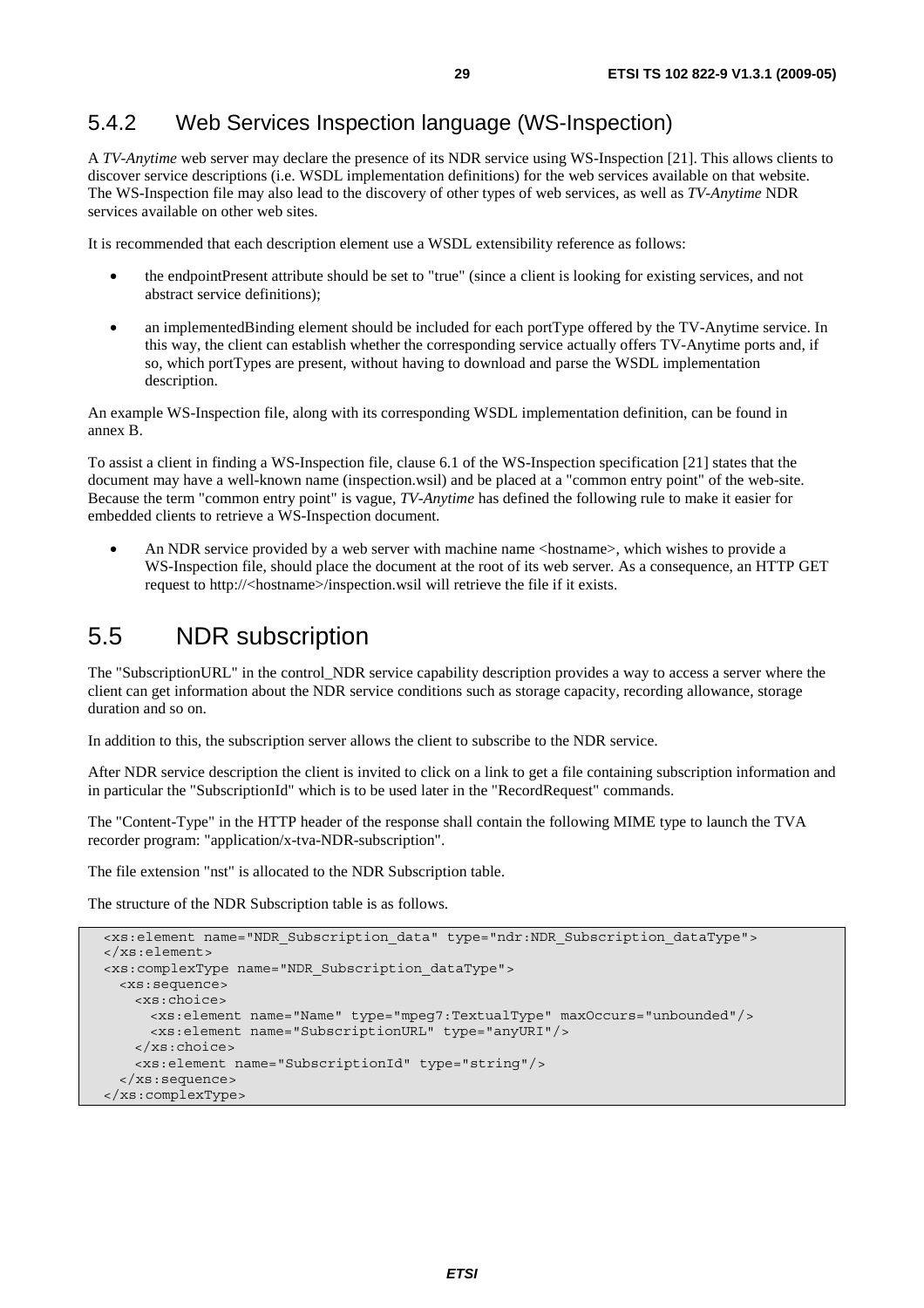### 5.4.2 Web Services Inspection language (WS-Inspection)

A *TV-Anytime* web server may declare the presence of its NDR service using WS-Inspection [21]. This allows clients to discover service descriptions (i.e. WSDL implementation definitions) for the web services available on that website. The WS-Inspection file may also lead to the discovery of other types of web services, as well as *TV-Anytime* NDR services available on other web sites.

It is recommended that each description element use a WSDL extensibility reference as follows:

- the endpointPresent attribute should be set to "true" (since a client is looking for existing services, and not abstract service definitions);
- an implementedBinding element should be included for each portType offered by the TV-Anytime service. In this way, the client can establish whether the corresponding service actually offers TV-Anytime ports and, if so, which portTypes are present, without having to download and parse the WSDL implementation description.

An example WS-Inspection file, along with its corresponding WSDL implementation definition, can be found in annex B.

To assist a client in finding a WS-Inspection file, clause 6.1 of the WS-Inspection specification [21] states that the document may have a well-known name (inspection.wsil) and be placed at a "common entry point" of the web-site. Because the term "common entry point" is vague, *TV-Anytime* has defined the following rule to make it easier for embedded clients to retrieve a WS-Inspection document.

- An NDR service provided by a web server with machine name <hostname>, which wishes to provide a WS-Inspection file, should place the document at the root of its web server. As a consequence, an HTTP GET request to http://<hostname>/inspection.wsil will retrieve the file if it exists.

## 5.5 NDR subscription

The "SubscriptionURL" in the control_NDR service capability description provides a way to access a server where the client can get information about the NDR service conditions such as storage capacity, recording allowance, storage duration and so on.

In addition to this, the subscription server allows the client to subscribe to the NDR service.

After NDR service description the client is invited to click on a link to get a file containing subscription information and in particular the "SubscriptionId" which is to be used later in the "RecordRequest" commands.

The "Content-Type" in the HTTP header of the response shall contain the following MIME type to launch the TVA recorder program: "application/x-tva-NDR-subscription".

The file extension "nst" is allocated to the NDR Subscription table.

The structure of the NDR Subscription table is as follows.

```
<xs:element name="NDR_Subscription_data" type="ndr:NDR_Subscription_dataType">
</xs:element>
<xs:complexType name="NDR_Subscription_dataType">
  <xs:sequence>
    <xs:choice>
      <xs:element name="Name" type="mpeg7:TextualType" maxOccurs="unbounded"/>
      <xs:element name="SubscriptionURL" type="anyURI"/>
    </xs:choice>
    <xs:element name="SubscriptionId" type="string"/>
  </xs:sequence>
</xs:complexType>
```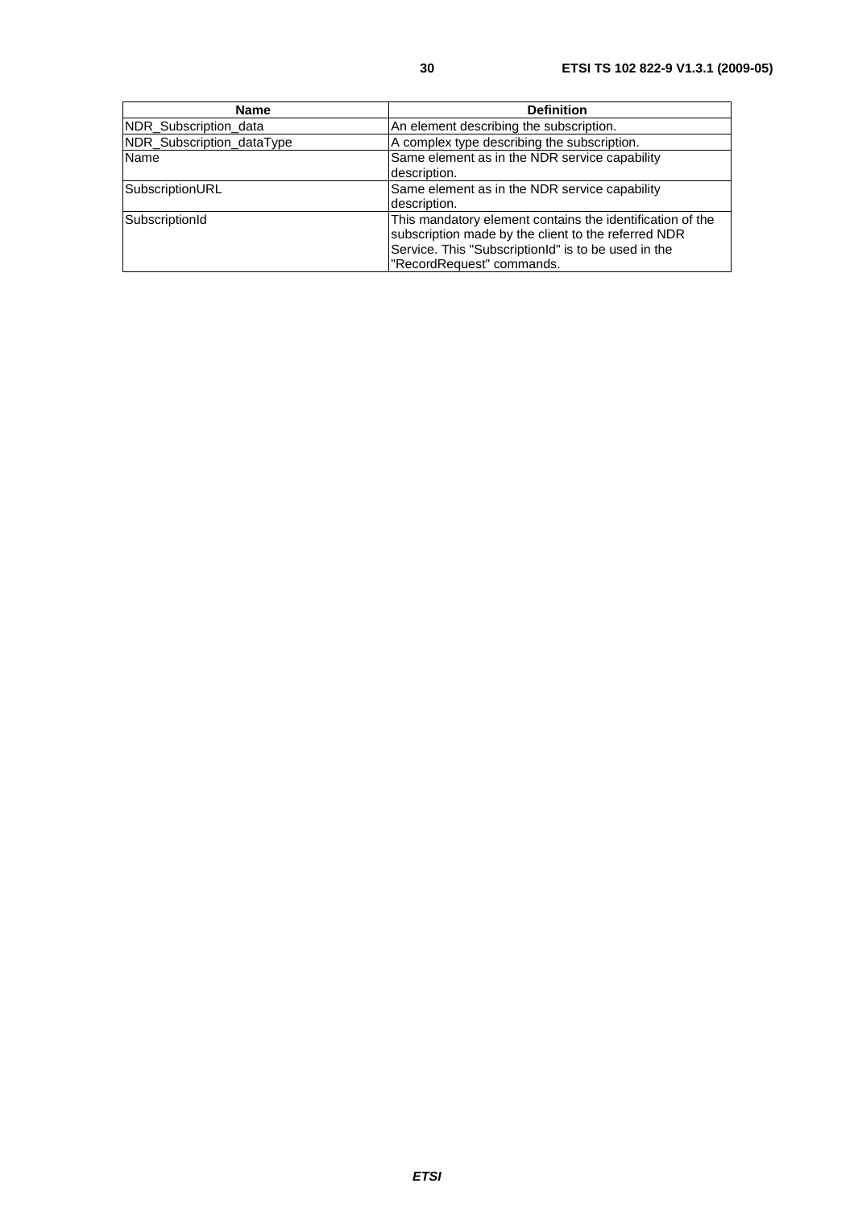| Name | Definition |
| --- | --- |
| NDR_Subscription_data | An element describing the subscription. |
| NDR_Subscription_dataType | A complex type describing the subscription. |
| Name | Same element as in the NDR service capability description. |
| SubscriptionURL | Same element as in the NDR service capability description. |
| SubscriptionId | This mandatory element contains the identification of the subscription made by the client to the referred NDR Service. This "SubscriptionId" is to be used in the "RecordRequest" commands. |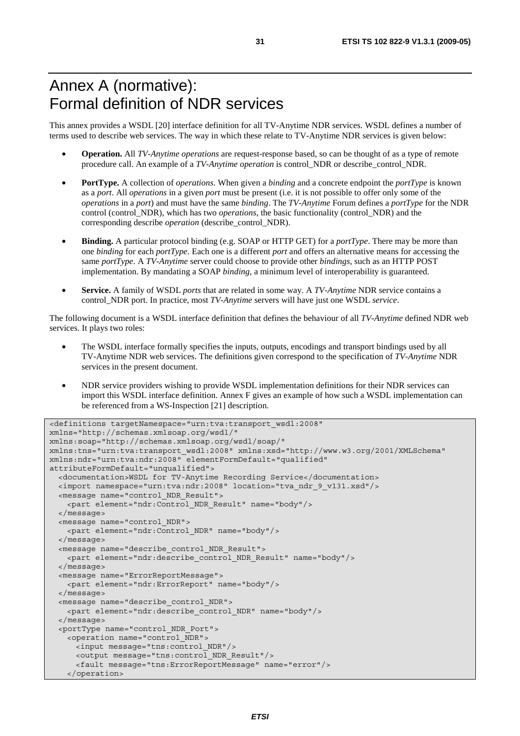# Annex A (normative): Formal definition of NDR services

This annex provides a WSDL [20] interface definition for all TV-Anytime NDR services. WSDL defines a number of terms used to describe web services. The way in which these relate to TV-Anytime NDR services is given below:

- **Operation.** All *TV-Anytime operations* are request-response based, so can be thought of as a type of remote procedure call. An example of a *TV-Anytime operation* is control_NDR or describe_control_NDR.
- **PortType.** A collection of *operations*. When given a *binding* and a concrete endpoint the *portType* is known as a *port*. All *operations* in a given *port* must be present (i.e. it is not possible to offer only some of the *operations* in a *port*) and must have the same *binding*. The *TV-Anytime* Forum defines a *portType* for the NDR control (control_NDR), which has two *operations*, the basic functionality (control_NDR) and the corresponding describe *operation* (describe_control_NDR).
- **Binding.** A particular protocol binding (e.g. SOAP or HTTP GET) for a *portType*. There may be more than one *binding* for each *portType*. Each one is a different *port* and offers an alternative means for accessing the same *portType*. A *TV-Anytime* server could choose to provide other *bindings*, such as an HTTP POST implementation. By mandating a SOAP *binding*, a minimum level of interoperability is guaranteed.
- **Service.** A family of WSDL *ports* that are related in some way. A *TV-Anytime* NDR service contains a control_NDR port. In practice, most *TV-Anytime* servers will have just one WSDL *service*.

The following document is a WSDL interface definition that defines the behaviour of all *TV-Anytime* defined NDR web services. It plays two roles:

- The WSDL interface formally specifies the inputs, outputs, encodings and transport bindings used by all TV-Anytime NDR web services. The definitions given correspond to the specification of *TV-Anytime* NDR services in the present document.
- NDR service providers wishing to provide WSDL implementation definitions for their NDR services can import this WSDL interface definition. Annex F gives an example of how such a WSDL implementation can be referenced from a WS-Inspection [21] description.

```
<definitions targetNamespace="urn:tva:transport_wsdl:2008"
xmlns="http://schemas.xmlsoap.org/wsdl/"
xmlns:soap="http://schemas.xmlsoap.org/wsdl/soap/"
xmlns:tns="urn:tva:transport_wsdl:2008" xmlns:xsd="http://www.w3.org/2001/XMLSchema"
xmlns:ndr="urn:tva:ndr:2008" elementFormDefault="qualified"
attributeFormDefault="unqualified">
  <documentation>WSDL for TV-Anytime Recording Service</documentation>
  <import namespace="urn:tva:ndr:2008" location="tva_ndr_9_v131.xsd"/>
  <message name="control_NDR_Result">
    <part element="ndr:Control_NDR_Result" name="body"/>
  </message>
  <message name="control_NDR">
    <part element="ndr:Control_NDR" name="body"/>
  </message>
  <message name="describe_control_NDR_Result">
    <part element="ndr:describe_control_NDR_Result" name="body"/>
  </message>
  <message name="ErrorReportMessage">
    <part element="ndr:ErrorReport" name="body"/>
  </message>
  <message name="describe_control_NDR">
    <part element="ndr:describe_control_NDR" name="body"/>
  </message>
  <portType name="control_NDR_Port">
    <operation name="control_NDR">
      <input message="tns:control_NDR"/>
      <output message="tns:control_NDR_Result"/>
      <fault message="tns:ErrorReportMessage" name="error"/>
    </operation>
```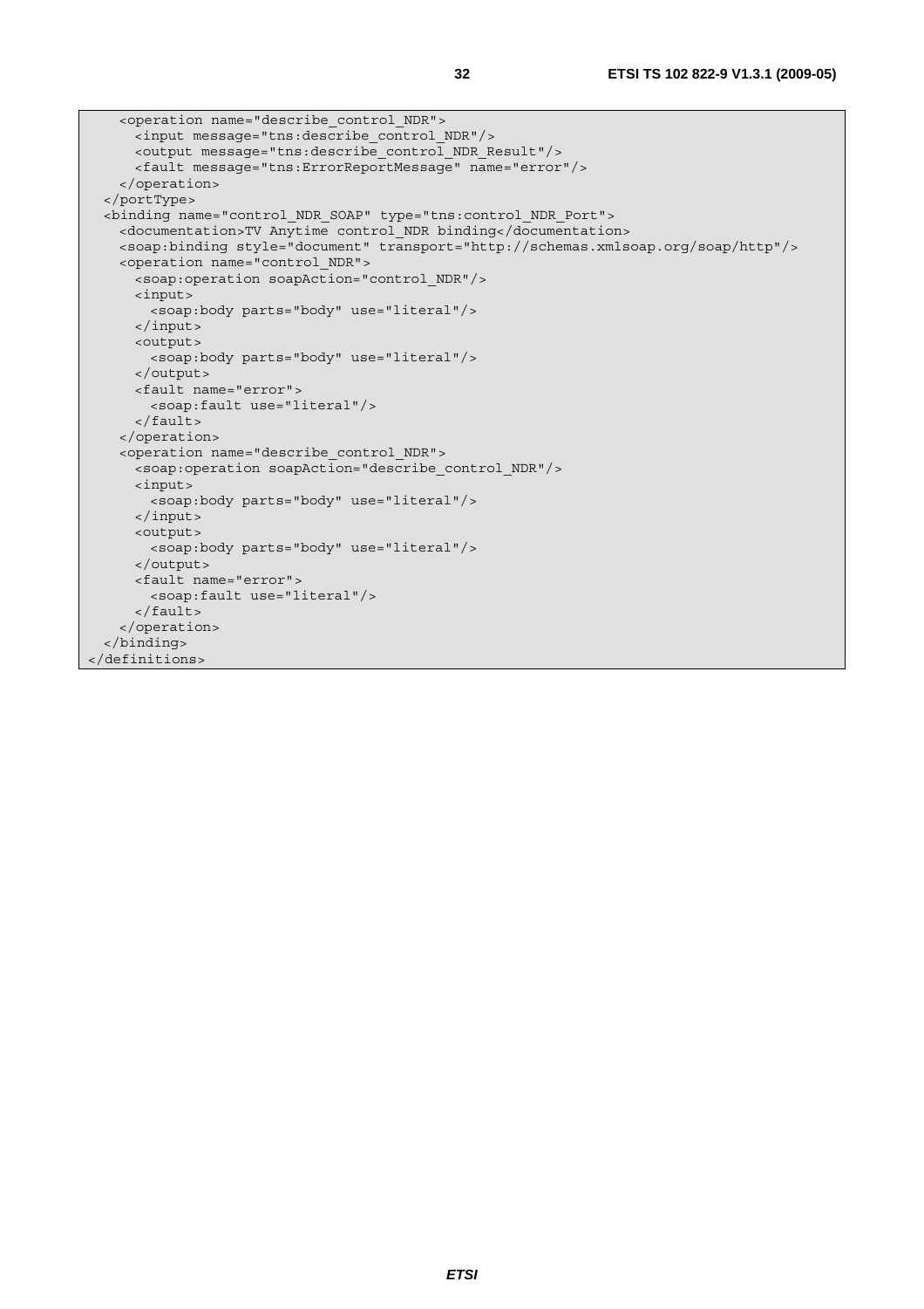```
    <operation name="describe_control_NDR">
      <input message="tns:describe_control_NDR"/>
      <output message="tns:describe_control_NDR_Result"/>
      <fault message="tns:ErrorReportMessage" name="error"/>
    </operation>
  </portType>
  <binding name="control_NDR_SOAP" type="tns:control_NDR_Port">
    <documentation>TV Anytime control_NDR binding</documentation>
    <soap:binding style="document" transport="http://schemas.xmlsoap.org/soap/http"/>
    <operation name="control_NDR">
      <soap:operation soapAction="control_NDR"/>
      <input>
        <soap:body parts="body" use="literal"/>
      </input>
      <output>
        <soap:body parts="body" use="literal"/>
      </output>
      <fault name="error">
        <soap:fault use="literal"/>
      </fault>
    </operation>
    <operation name="describe_control_NDR">
      <soap:operation soapAction="describe_control_NDR"/>
      <input>
        <soap:body parts="body" use="literal"/>
      </input>
      <output>
        <soap:body parts="body" use="literal"/>
      </output>
      <fault name="error">
        <soap:fault use="literal"/>
      </fault>
    </operation>
  </binding>
</definitions>
```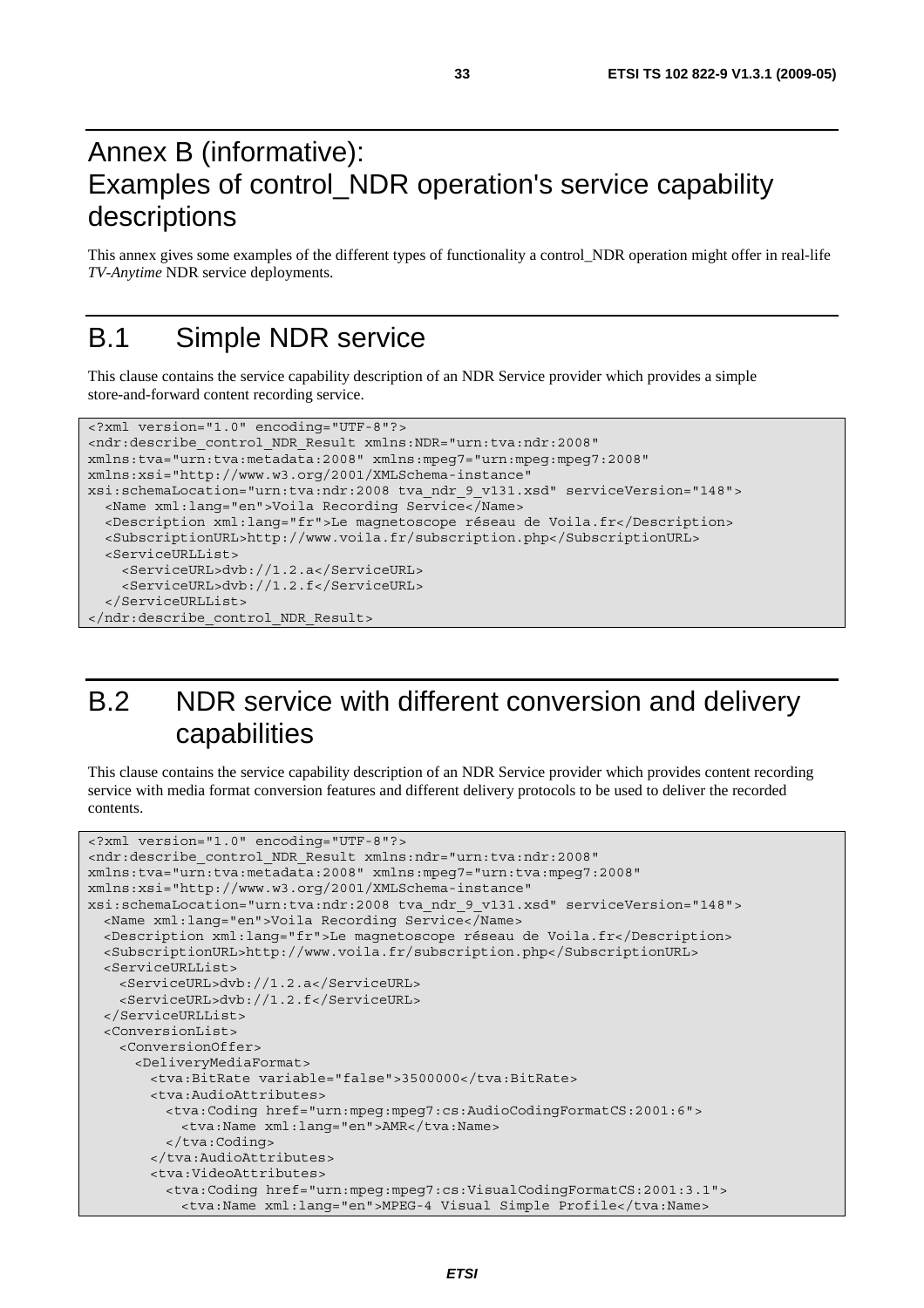# Annex B (informative): Examples of control_NDR operation's service capability descriptions

This annex gives some examples of the different types of functionality a control_NDR operation might offer in real-life *TV-Anytime* NDR service deployments.

## B.1 Simple NDR service

This clause contains the service capability description of an NDR Service provider which provides a simple store-and-forward content recording service.

```
<?xml version="1.0" encoding="UTF-8"?>
<ndr:describe_control_NDR_Result xmlns:NDR="urn:tva:ndr:2008"
xmlns:tva="urn:tva:metadata:2008" xmlns:mpeg7="urn:mpeg:mpeg7:2008"
xmlns:xsi="http://www.w3.org/2001/XMLSchema-instance"
xsi:schemaLocation="urn:tva:ndr:2008 tva_ndr_9_v131.xsd" serviceVersion="148">
  <Name xml:lang="en">Voila Recording Service</Name>
  <Description xml:lang="fr">Le magnetoscope réseau de Voila.fr</Description>
  <SubscriptionURL>http://www.voila.fr/subscription.php</SubscriptionURL>
  <ServiceURLList>
    <ServiceURL>dvb://1.2.a</ServiceURL>
    <ServiceURL>dvb://1.2.f</ServiceURL>
  </ServiceURLList>
</ndr:describe_control_NDR_Result>
```

## B.2 NDR service with different conversion and delivery capabilities

This clause contains the service capability description of an NDR Service provider which provides content recording service with media format conversion features and different delivery protocols to be used to deliver the recorded contents.

```
<?xml version="1.0" encoding="UTF-8"?>
<ndr:describe_control_NDR_Result xmlns:ndr="urn:tva:ndr:2008"
xmlns:tva="urn:tva:metadata:2008" xmlns:mpeg7="urn:tva:mpeg7:2008"
xmlns:xsi="http://www.w3.org/2001/XMLSchema-instance"
xsi:schemaLocation="urn:tva:ndr:2008 tva_ndr_9_v131.xsd" serviceVersion="148">
  <Name xml:lang="en">Voila Recording Service</Name>
  <Description xml:lang="fr">Le magnetoscope réseau de Voila.fr</Description>
  <SubscriptionURL>http://www.voila.fr/subscription.php</SubscriptionURL>
  <ServiceURLList>
    <ServiceURL>dvb://1.2.a</ServiceURL>
    <ServiceURL>dvb://1.2.f</ServiceURL>
  </ServiceURLList>
  <ConversionList>
    <ConversionOffer>
      <DeliveryMediaFormat>
        <tva:BitRate variable="false">3500000</tva:BitRate>
        <tva:AudioAttributes>
          <tva:Coding href="urn:mpeg:mpeg7:cs:AudioCodingFormatCS:2001:6">
            <tva:Name xml:lang="en">AMR</tva:Name>
          </tva:Coding>
        </tva:AudioAttributes>
        <tva:VideoAttributes>
          <tva:Coding href="urn:mpeg:mpeg7:cs:VisualCodingFormatCS:2001:3.1">
            <tva:Name xml:lang="en">MPEG-4 Visual Simple Profile</tva:Name>
```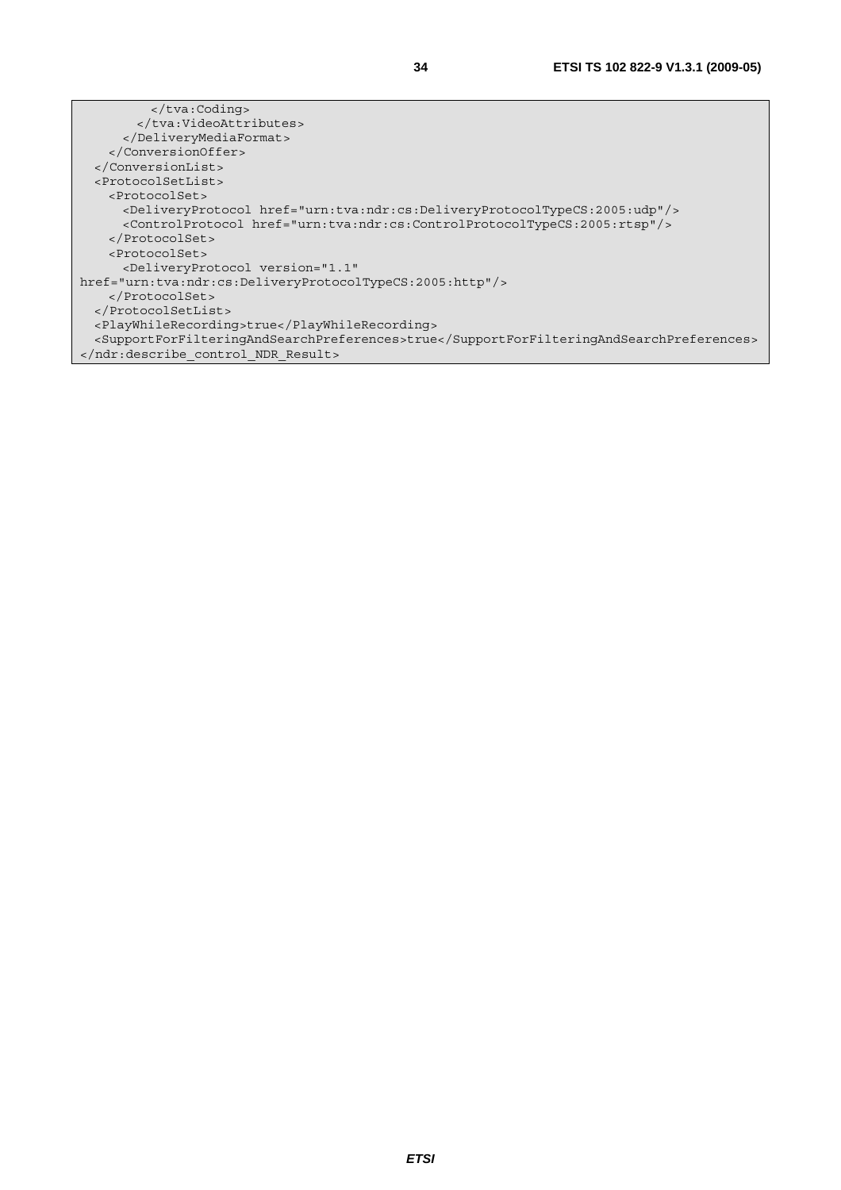```
          </tva:Coding>
        </tva:VideoAttributes>
      </DeliveryMediaFormat>
    </ConversionOffer>
  </ConversionList>
  <ProtocolSetList>
    <ProtocolSet>
      <DeliveryProtocol href="urn:tva:ndr:cs:DeliveryProtocolTypeCS:2005:udp"/>
      <ControlProtocol href="urn:tva:ndr:cs:ControlProtocolTypeCS:2005:rtsp"/>
    </ProtocolSet>
    <ProtocolSet>
      <DeliveryProtocol version="1.1"
href="urn:tva:ndr:cs:DeliveryProtocolTypeCS:2005:http"/>
    </ProtocolSet>
  </ProtocolSetList>
  <PlayWhileRecording>true</PlayWhileRecording>
  <SupportForFilteringAndSearchPreferences>true</SupportForFilteringAndSearchPreferences>
</ndr:describe_control_NDR_Result>
```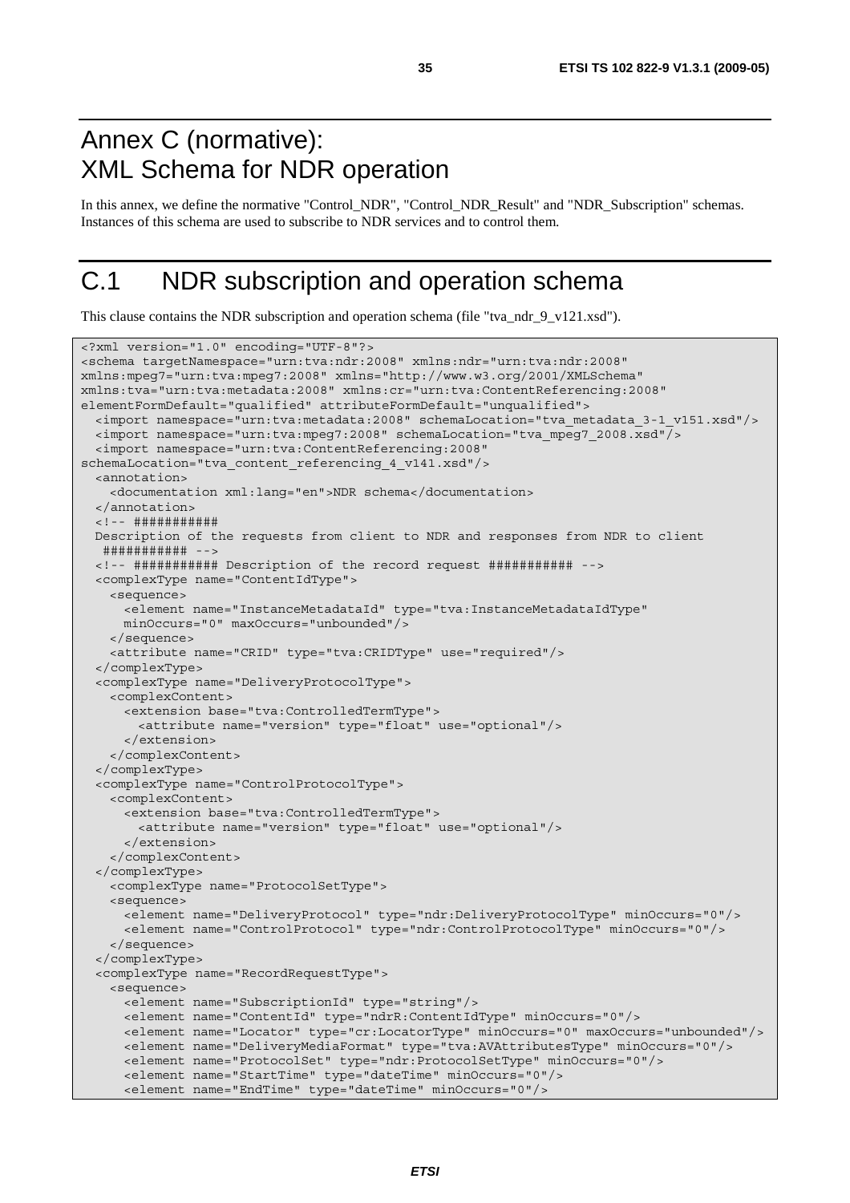# Annex C (normative): XML Schema for NDR operation

In this annex, we define the normative "Control_NDR", "Control_NDR_Result" and "NDR_Subscription" schemas. Instances of this schema are used to subscribe to NDR services and to control them.

# C.1 NDR subscription and operation schema

This clause contains the NDR subscription and operation schema (file "tva_ndr_9_v121.xsd").

```
<?xml version="1.0" encoding="UTF-8"?>
<schema targetNamespace="urn:tva:ndr:2008" xmlns:ndr="urn:tva:ndr:2008"
xmlns:mpeg7="urn:tva:mpeg7:2008" xmlns="http://www.w3.org/2001/XMLSchema"
xmlns:tva="urn:tva:metadata:2008" xmlns:cr="urn:tva:ContentReferencing:2008"
elementFormDefault="qualified" attributeFormDefault="unqualified">
  <import namespace="urn:tva:metadata:2008" schemaLocation="tva_metadata_3-1_v151.xsd"/>
  <import namespace="urn:tva:mpeg7:2008" schemaLocation="tva_mpeg7_2008.xsd"/>
  <import namespace="urn:tva:ContentReferencing:2008"
schemaLocation="tva_content_referencing_4_v141.xsd"/>
  <annotation>
    <documentation xml:lang="en">NDR schema</documentation>
  </annotation>
  <!-- ###########
  Description of the requests from client to NDR and responses from NDR to client
   ########### -->
  <!-- ########### Description of the record request ########### -->
  <complexType name="ContentIdType">
    <sequence>
      <element name="InstanceMetadataId" type="tva:InstanceMetadataIdType"
      minOccurs="0" maxOccurs="unbounded"/>
    </sequence>
    <attribute name="CRID" type="tva:CRIDType" use="required"/>
  </complexType>
  <complexType name="DeliveryProtocolType">
    <complexContent>
      <extension base="tva:ControlledTermType">
        <attribute name="version" type="float" use="optional"/>
      </extension>
    </complexContent>
  </complexType>
  <complexType name="ControlProtocolType">
    <complexContent>
      <extension base="tva:ControlledTermType">
        <attribute name="version" type="float" use="optional"/>
      </extension>
    </complexContent>
  </complexType>
    <complexType name="ProtocolSetType">
    <sequence>
      <element name="DeliveryProtocol" type="ndr:DeliveryProtocolType" minOccurs="0"/>
      <element name="ControlProtocol" type="ndr:ControlProtocolType" minOccurs="0"/>
    </sequence>
  </complexType>
  <complexType name="RecordRequestType">
    <sequence>
      <element name="SubscriptionId" type="string"/>
      <element name="ContentId" type="ndrR:ContentIdType" minOccurs="0"/>
      <element name="Locator" type="cr:LocatorType" minOccurs="0" maxOccurs="unbounded"/>
      <element name="DeliveryMediaFormat" type="tva:AVAttributesType" minOccurs="0"/>
      <element name="ProtocolSet" type="ndr:ProtocolSetType" minOccurs="0"/>
      <element name="StartTime" type="dateTime" minOccurs="0"/>
      <element name="EndTime" type="dateTime" minOccurs="0"/>
```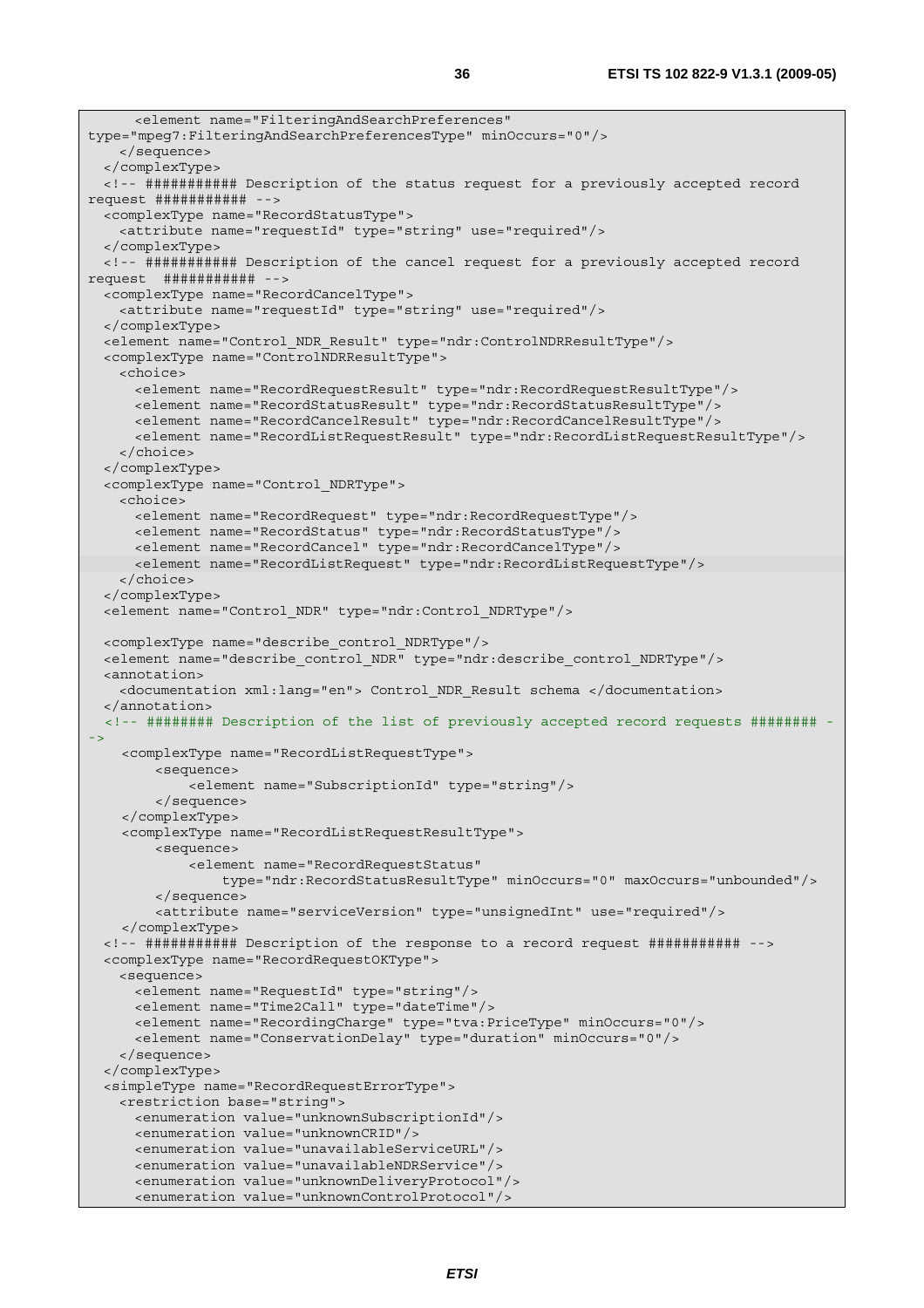```
      <element name="FilteringAndSearchPreferences"
type="mpeg7:FilteringAndSearchPreferencesType" minOccurs="0"/>
    </sequence>
  </complexType>
  <!-- ########### Description of the status request for a previously accepted record
request ########### -->
  <complexType name="RecordStatusType">
    <attribute name="requestId" type="string" use="required"/>
  </complexType>
  <!-- ########### Description of the cancel request for a previously accepted record
request  ########### -->
  <complexType name="RecordCancelType">
    <attribute name="requestId" type="string" use="required"/>
  </complexType>
  <element name="Control_NDR_Result" type="ndr:ControlNDRResultType"/>
  <complexType name="ControlNDRResultType">
    <choice>
      <element name="RecordRequestResult" type="ndr:RecordRequestResultType"/>
      <element name="RecordStatusResult" type="ndr:RecordStatusResultType"/>
      <element name="RecordCancelResult" type="ndr:RecordCancelResultType"/>
      <element name="RecordListRequestResult" type="ndr:RecordListRequestResultType"/>
    </choice>
  </complexType>
  <complexType name="Control_NDRType">
    <choice>
      <element name="RecordRequest" type="ndr:RecordRequestType"/>
      <element name="RecordStatus" type="ndr:RecordStatusType"/>
      <element name="RecordCancel" type="ndr:RecordCancelType"/>
      <element name="RecordListRequest" type="ndr:RecordListRequestType"/>
    </choice>
  </complexType>
  <element name="Control_NDR" type="ndr:Control_NDRType"/>

  <complexType name="describe_control_NDRType"/>
  <element name="describe_control_NDR" type="ndr:describe_control_NDRType"/>
  <annotation>
    <documentation xml:lang="en"> Control_NDR_Result schema </documentation>
  </annotation>
  <!-- ######## Description of the list of previously accepted record requests ######## -
->
    <complexType name="RecordListRequestType">
        <sequence>
            <element name="SubscriptionId" type="string"/>
        </sequence>
    </complexType>
    <complexType name="RecordListRequestResultType">
        <sequence>
            <element name="RecordRequestStatus"
                type="ndr:RecordStatusResultType" minOccurs="0" maxOccurs="unbounded"/>
        </sequence>
        <attribute name="serviceVersion" type="unsignedInt" use="required"/>
    </complexType>
  <!-- ########### Description of the response to a record request ########### -->
  <complexType name="RecordRequestOKType">
    <sequence>
      <element name="RequestId" type="string"/>
      <element name="Time2Call" type="dateTime"/>
      <element name="RecordingCharge" type="tva:PriceType" minOccurs="0"/>
      <element name="ConservationDelay" type="duration" minOccurs="0"/>
    </sequence>
  </complexType>
  <simpleType name="RecordRequestErrorType">
    <restriction base="string">
      <enumeration value="unknownSubscriptionId"/>
      <enumeration value="unknownCRID"/>
      <enumeration value="unavailableServiceURL"/>
      <enumeration value="unavailableNDRService"/>
      <enumeration value="unknownDeliveryProtocol"/>
      <enumeration value="unknownControlProtocol"/>
```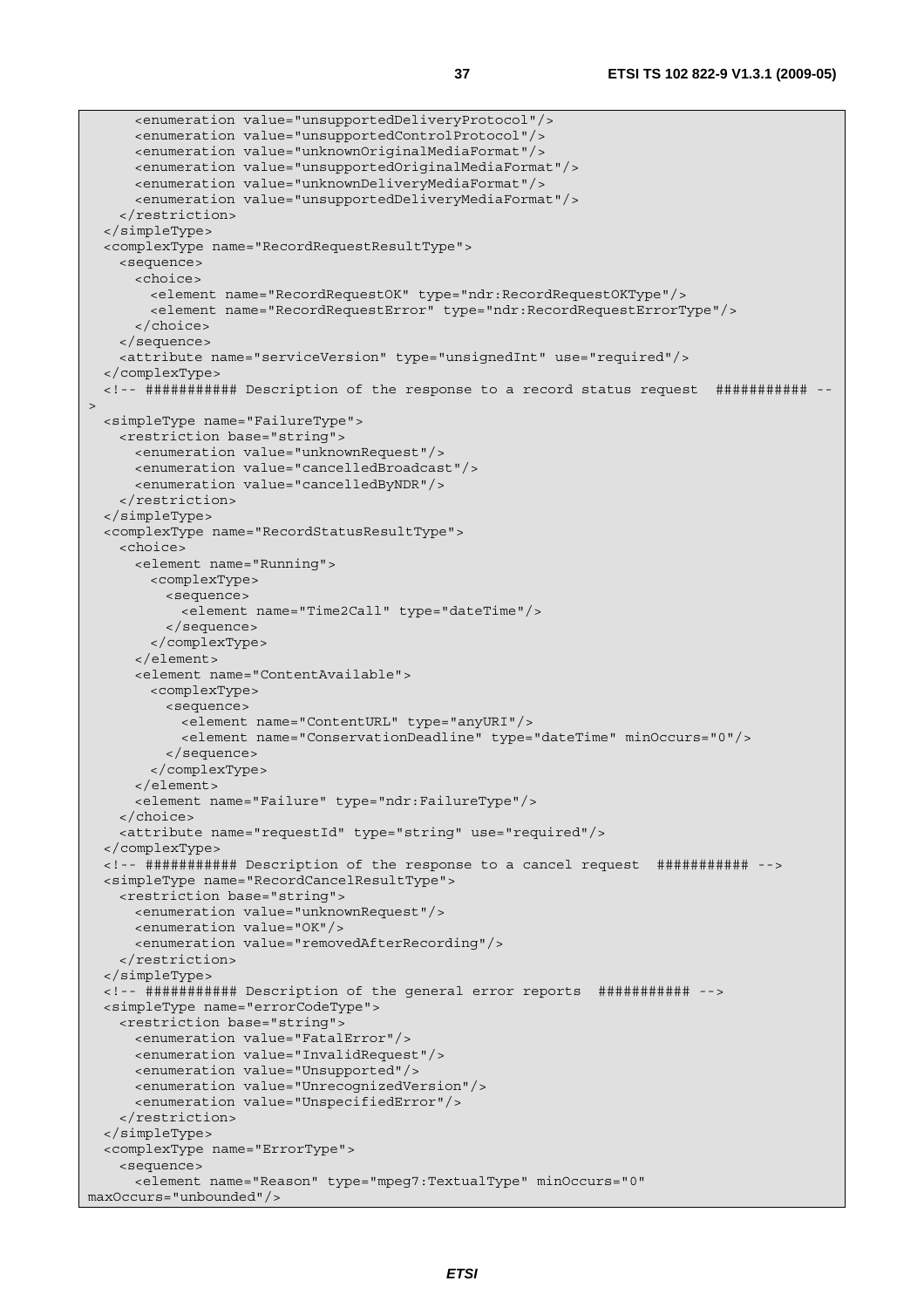```
      <enumeration value="unsupportedDeliveryProtocol"/>
      <enumeration value="unsupportedControlProtocol"/>
      <enumeration value="unknownOriginalMediaFormat"/>
      <enumeration value="unsupportedOriginalMediaFormat"/>
      <enumeration value="unknownDeliveryMediaFormat"/>
      <enumeration value="unsupportedDeliveryMediaFormat"/>
    </restriction>
  </simpleType>
  <complexType name="RecordRequestResultType">
    <sequence>
      <choice>
        <element name="RecordRequestOK" type="ndr:RecordRequestOKType"/>
        <element name="RecordRequestError" type="ndr:RecordRequestErrorType"/>
      </choice>
    </sequence>
    <attribute name="serviceVersion" type="unsignedInt" use="required"/>
  </complexType>
  <!-- ########### Description of the response to a record status request  ########### --
>
  <simpleType name="FailureType">
    <restriction base="string">
      <enumeration value="unknownRequest"/>
      <enumeration value="cancelledBroadcast"/>
      <enumeration value="cancelledByNDR"/>
    </restriction>
  </simpleType>
  <complexType name="RecordStatusResultType">
    <choice>
      <element name="Running">
        <complexType>
          <sequence>
            <element name="Time2Call" type="dateTime"/>
          </sequence>
        </complexType>
      </element>
      <element name="ContentAvailable">
        <complexType>
          <sequence>
            <element name="ContentURL" type="anyURI"/>
            <element name="ConservationDeadline" type="dateTime" minOccurs="0"/>
          </sequence>
        </complexType>
      </element>
      <element name="Failure" type="ndr:FailureType"/>
    </choice>
    <attribute name="requestId" type="string" use="required"/>
  </complexType>
  <!-- ########### Description of the response to a cancel request  ########### -->
  <simpleType name="RecordCancelResultType">
    <restriction base="string">
      <enumeration value="unknownRequest"/>
      <enumeration value="OK"/>
      <enumeration value="removedAfterRecording"/>
    </restriction>
  </simpleType>
  <!-- ########### Description of the general error reports  ########### -->
  <simpleType name="errorCodeType">
    <restriction base="string">
      <enumeration value="FatalError"/>
      <enumeration value="InvalidRequest"/>
      <enumeration value="Unsupported"/>
      <enumeration value="UnrecognizedVersion"/>
      <enumeration value="UnspecifiedError"/>
    </restriction>
  </simpleType>
  <complexType name="ErrorType">
    <sequence>
      <element name="Reason" type="mpeg7:TextualType" minOccurs="0"
maxOccurs="unbounded"/>
```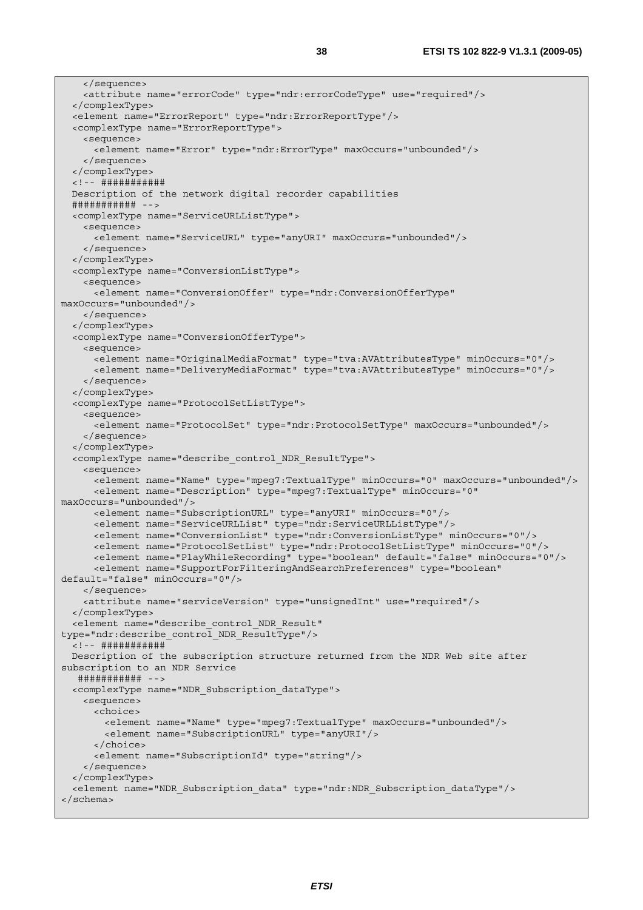```
    </sequence>
    <attribute name="errorCode" type="ndr:errorCodeType" use="required"/>
  </complexType>
  <element name="ErrorReport" type="ndr:ErrorReportType"/>
  <complexType name="ErrorReportType">
    <sequence>
      <element name="Error" type="ndr:ErrorType" maxOccurs="unbounded"/>
    </sequence>
  </complexType>
  <!-- ###########
  Description of the network digital recorder capabilities
  ########### -->
  <complexType name="ServiceURLListType">
    <sequence>
      <element name="ServiceURL" type="anyURI" maxOccurs="unbounded"/>
    </sequence>
  </complexType>
  <complexType name="ConversionListType">
    <sequence>
      <element name="ConversionOffer" type="ndr:ConversionOfferType"
maxOccurs="unbounded"/>
    </sequence>
  </complexType>
  <complexType name="ConversionOfferType">
    <sequence>
      <element name="OriginalMediaFormat" type="tva:AVAttributesType" minOccurs="0"/>
      <element name="DeliveryMediaFormat" type="tva:AVAttributesType" minOccurs="0"/>
    </sequence>
  </complexType>
  <complexType name="ProtocolSetListType">
    <sequence>
      <element name="ProtocolSet" type="ndr:ProtocolSetType" maxOccurs="unbounded"/>
    </sequence>
  </complexType>
  <complexType name="describe_control_NDR_ResultType">
    <sequence>
      <element name="Name" type="mpeg7:TextualType" minOccurs="0" maxOccurs="unbounded"/>
      <element name="Description" type="mpeg7:TextualType" minOccurs="0"
maxOccurs="unbounded"/>
      <element name="SubscriptionURL" type="anyURI" minOccurs="0"/>
      <element name="ServiceURLList" type="ndr:ServiceURLListType"/>
      <element name="ConversionList" type="ndr:ConversionListType" minOccurs="0"/>
      <element name="ProtocolSetList" type="ndr:ProtocolSetListType" minOccurs="0"/>
      <element name="PlayWhileRecording" type="boolean" default="false" minOccurs="0"/>
      <element name="SupportForFilteringAndSearchPreferences" type="boolean"
default="false" minOccurs="0"/>
    </sequence>
    <attribute name="serviceVersion" type="unsignedInt" use="required"/>
  </complexType>
  <element name="describe_control_NDR_Result"
type="ndr:describe_control_NDR_ResultType"/>
  <!-- ###########
  Description of the subscription structure returned from the NDR Web site after
subscription to an NDR Service
   ########### -->
  <complexType name="NDR_Subscription_dataType">
    <sequence>
      <choice>
        <element name="Name" type="mpeg7:TextualType" maxOccurs="unbounded"/>
        <element name="SubscriptionURL" type="anyURI"/>
      </choice>
      <element name="SubscriptionId" type="string"/>
    </sequence>
  </complexType>
  <element name="NDR_Subscription_data" type="ndr:NDR_Subscription_dataType"/>
</schema>
```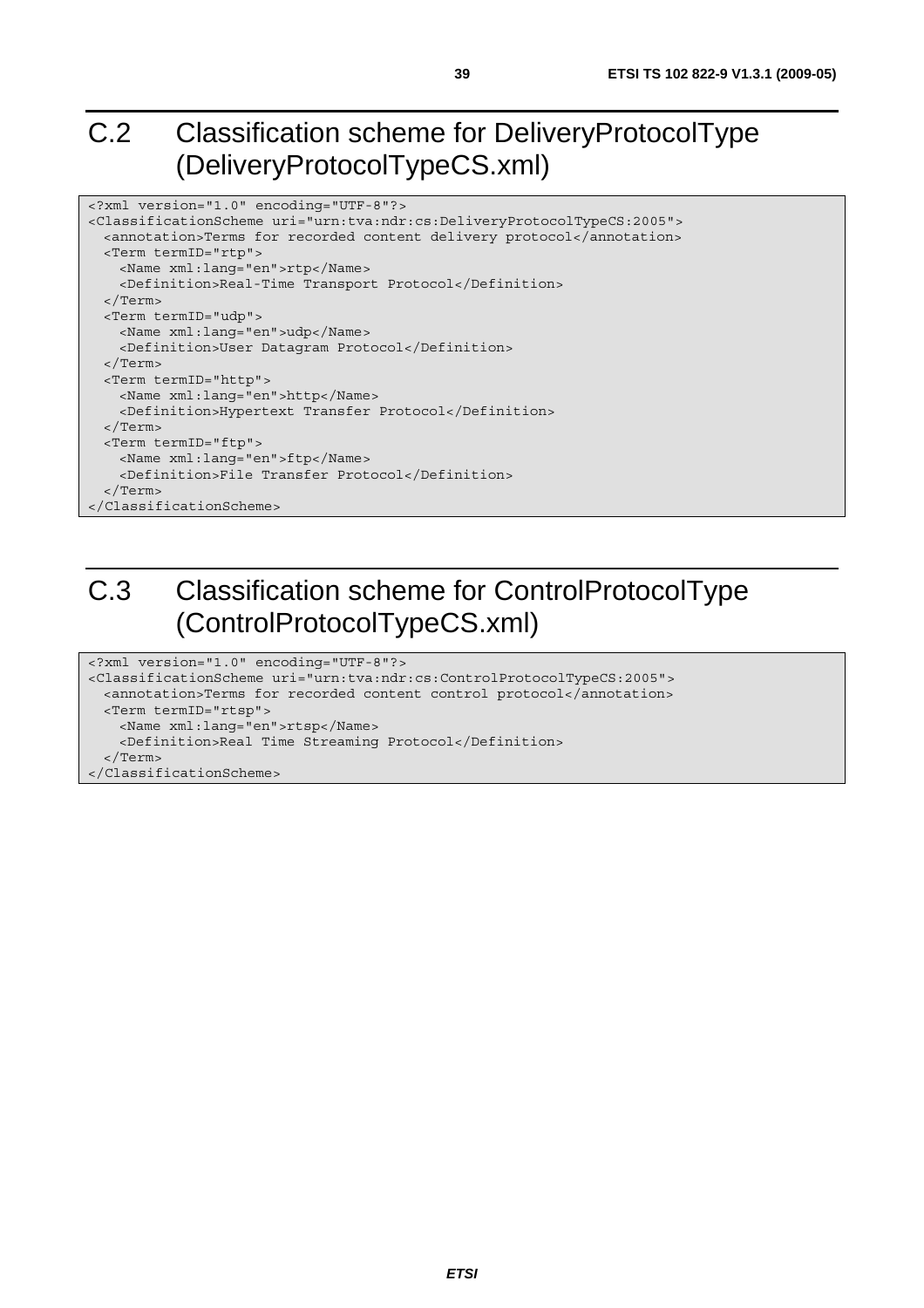# C.2 Classification scheme for DeliveryProtocolType (DeliveryProtocolTypeCS.xml)

```
<?xml version="1.0" encoding="UTF-8"?>
<ClassificationScheme uri="urn:tva:ndr:cs:DeliveryProtocolTypeCS:2005">
  <annotation>Terms for recorded content delivery protocol</annotation>
  <Term termID="rtp">
    <Name xml:lang="en">rtp</Name>
    <Definition>Real-Time Transport Protocol</Definition>
  </Term>
  <Term termID="udp">
    <Name xml:lang="en">udp</Name>
    <Definition>User Datagram Protocol</Definition>
  </Term>
  <Term termID="http">
    <Name xml:lang="en">http</Name>
    <Definition>Hypertext Transfer Protocol</Definition>
  </Term>
  <Term termID="ftp">
    <Name xml:lang="en">ftp</Name>
    <Definition>File Transfer Protocol</Definition>
  </Term>
</ClassificationScheme>
```

# C.3 Classification scheme for ControlProtocolType (ControlProtocolTypeCS.xml)

```
<?xml version="1.0" encoding="UTF-8"?>
<ClassificationScheme uri="urn:tva:ndr:cs:ControlProtocolTypeCS:2005">
  <annotation>Terms for recorded content control protocol</annotation>
  <Term termID="rtsp">
    <Name xml:lang="en">rtsp</Name>
    <Definition>Real Time Streaming Protocol</Definition>
  </Term>
</ClassificationScheme>
```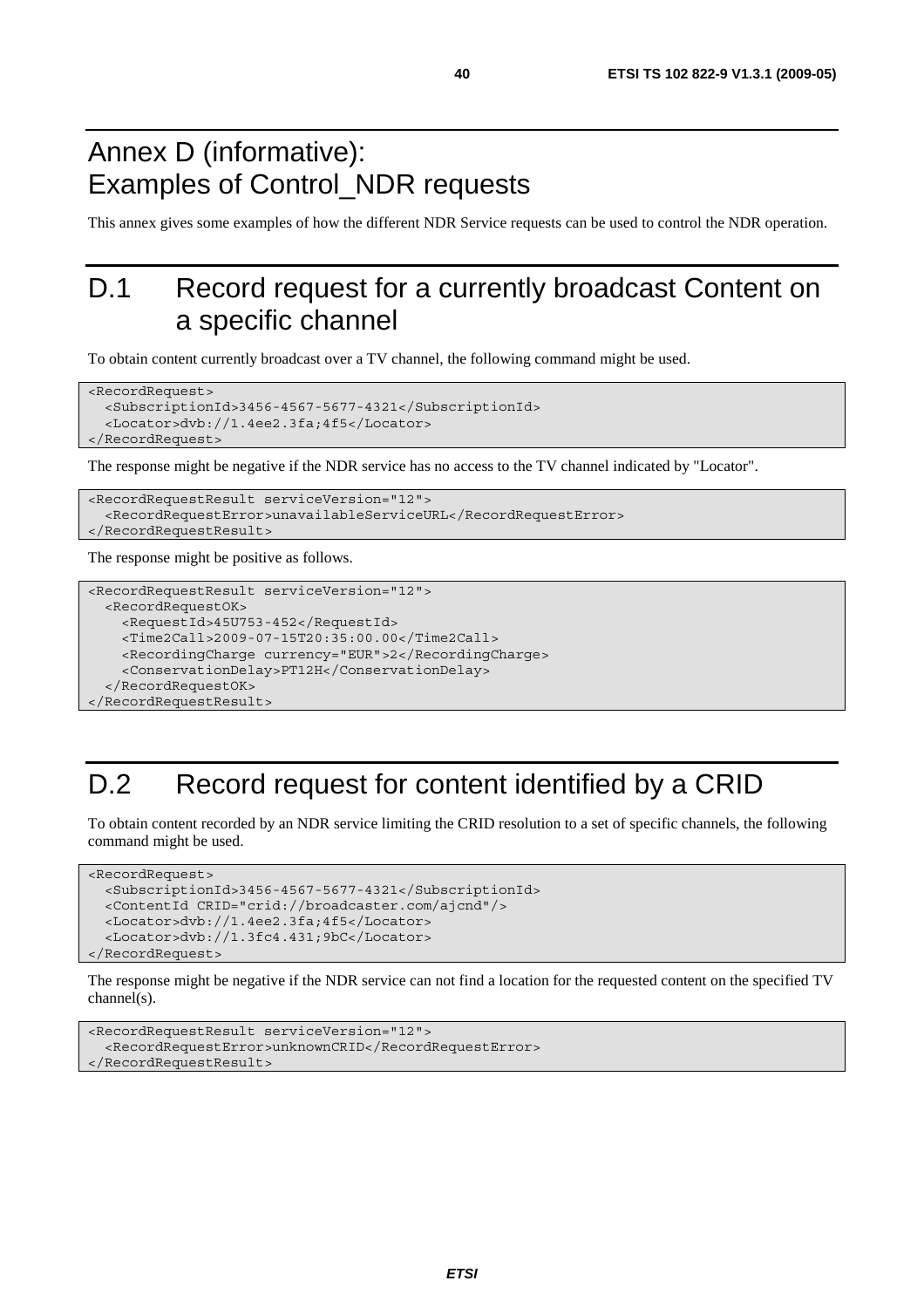# Annex D (informative): Examples of Control_NDR requests

This annex gives some examples of how the different NDR Service requests can be used to control the NDR operation.

# D.1 Record request for a currently broadcast Content on a specific channel

To obtain content currently broadcast over a TV channel, the following command might be used.

```
<RecordRequest>
  <SubscriptionId>3456-4567-5677-4321</SubscriptionId>
  <Locator>dvb://1.4ee2.3fa;4f5</Locator>
</RecordRequest>
```

The response might be negative if the NDR service has no access to the TV channel indicated by "Locator".

```
<RecordRequestResult serviceVersion="12">
  <RecordRequestError>unavailableServiceURL</RecordRequestError>
</RecordRequestResult>
```

The response might be positive as follows.

```
<RecordRequestResult serviceVersion="12">
  <RecordRequestOK>
    <RequestId>45U753-452</RequestId>
    <Time2Call>2009-07-15T20:35:00.00</Time2Call>
    <RecordingCharge currency="EUR">2</RecordingCharge>
    <ConservationDelay>PT12H</ConservationDelay>
  </RecordRequestOK>
</RecordRequestResult>
```

# D.2 Record request for content identified by a CRID

To obtain content recorded by an NDR service limiting the CRID resolution to a set of specific channels, the following command might be used.

```
<RecordRequest>
  <SubscriptionId>3456-4567-5677-4321</SubscriptionId>
  <ContentId CRID="crid://broadcaster.com/ajcnd"/>
  <Locator>dvb://1.4ee2.3fa;4f5</Locator>
  <Locator>dvb://1.3fc4.431;9bC</Locator>
</RecordRequest>
```

The response might be negative if the NDR service can not find a location for the requested content on the specified TV channel(s).

```
<RecordRequestResult serviceVersion="12">
  <RecordRequestError>unknownCRID</RecordRequestError>
</RecordRequestResult>
```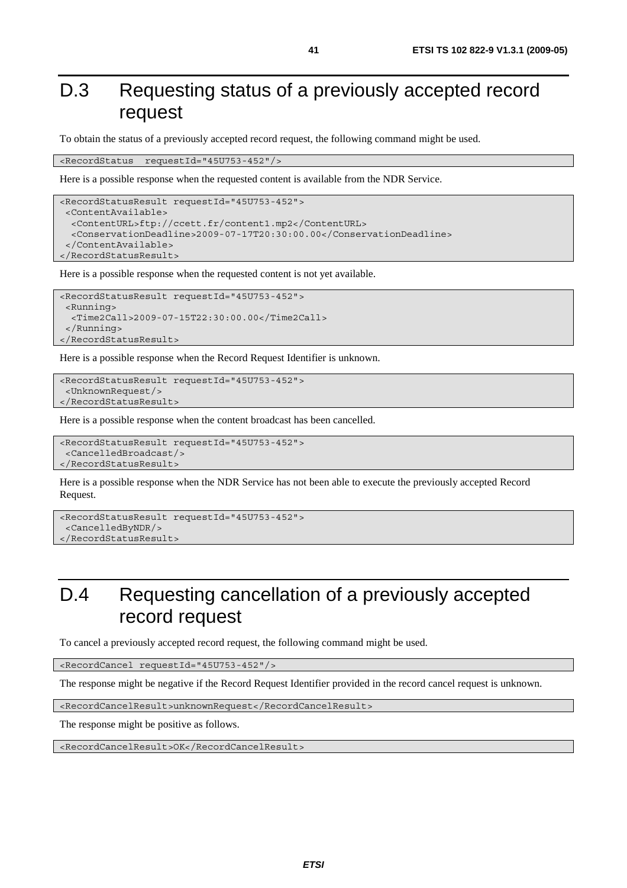# D.3 Requesting status of a previously accepted record request

To obtain the status of a previously accepted record request, the following command might be used.

```
<RecordStatus  requestId="45U753-452"/>
```

Here is a possible response when the requested content is available from the NDR Service.

```
<RecordStatusResult requestId="45U753-452">
 <ContentAvailable>
  <ContentURL>ftp://ccett.fr/content1.mp2</ContentURL>
  <ConservationDeadline>2009-07-17T20:30:00.00</ConservationDeadline>
 </ContentAvailable>
</RecordStatusResult>
```

Here is a possible response when the requested content is not yet available.

```
<RecordStatusResult requestId="45U753-452">
 <Running>
  <Time2Call>2009-07-15T22:30:00.00</Time2Call>
 </Running>
</RecordStatusResult>
```

Here is a possible response when the Record Request Identifier is unknown.

```
<RecordStatusResult requestId="45U753-452">
 <UnknownRequest/>
</RecordStatusResult>
```

Here is a possible response when the content broadcast has been cancelled.

```
<RecordStatusResult requestId="45U753-452">
 <CancelledBroadcast/>
</RecordStatusResult>
```

Here is a possible response when the NDR Service has not been able to execute the previously accepted Record Request.

```
<RecordStatusResult requestId="45U753-452">
 <CancelledByNDR/>
</RecordStatusResult>
```

# D.4 Requesting cancellation of a previously accepted record request

To cancel a previously accepted record request, the following command might be used.

```
<RecordCancel requestId="45U753-452"/>
```

The response might be negative if the Record Request Identifier provided in the record cancel request is unknown.

```
<RecordCancelResult>unknownRequest</RecordCancelResult>
```

The response might be positive as follows.

```
<RecordCancelResult>OK</RecordCancelResult>
```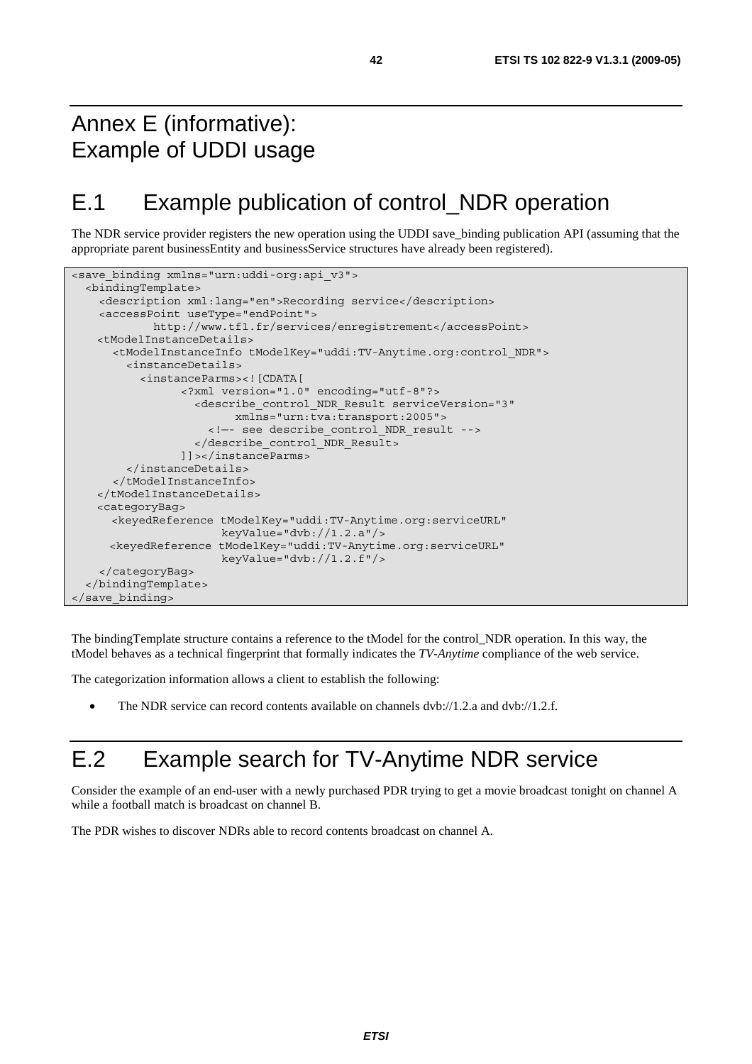# Annex E (informative): Example of UDDI usage

## E.1 Example publication of control_NDR operation

The NDR service provider registers the new operation using the UDDI save_binding publication API (assuming that the appropriate parent businessEntity and businessService structures have already been registered).

```
<save_binding xmlns="urn:uddi-org:api_v3">
  <bindingTemplate>
    <description xml:lang="en">Recording service</description>
    <accessPoint useType="endPoint">
            http://www.tf1.fr/services/enregistrement</accessPoint>
    <tModelInstanceDetails>
      <tModelInstanceInfo tModelKey="uddi:TV-Anytime.org:control_NDR">
        <instanceDetails>
          <instanceParms><![CDATA[
                <?xml version="1.0" encoding="utf-8"?>
                  <describe_control_NDR_Result serviceVersion="3"
                        xmlns="urn:tva:transport:2005">
                    <!-- see describe_control_NDR_result -->
                  </describe_control_NDR_Result>
                ]]></instanceParms>
        </instanceDetails>
      </tModelInstanceInfo>
    </tModelInstanceDetails>
    <categoryBag>
      <keyedReference tModelKey="uddi:TV-Anytime.org:serviceURL"
                      keyValue="dvb://1.2.a"/>
      <keyedReference tModelKey="uddi:TV-Anytime.org:serviceURL"
                      keyValue="dvb://1.2.f"/>
    </categoryBag>
  </bindingTemplate>
</save_binding>
```

The bindingTemplate structure contains a reference to the tModel for the control_NDR operation. In this way, the tModel behaves as a technical fingerprint that formally indicates the *TV-Anytime* compliance of the web service.

The categorization information allows a client to establish the following:

- The NDR service can record contents available on channels dvb://1.2.a and dvb://1.2.f.

## E.2 Example search for TV-Anytime NDR service

Consider the example of an end-user with a newly purchased PDR trying to get a movie broadcast tonight on channel A while a football match is broadcast on channel B.

The PDR wishes to discover NDRs able to record contents broadcast on channel A.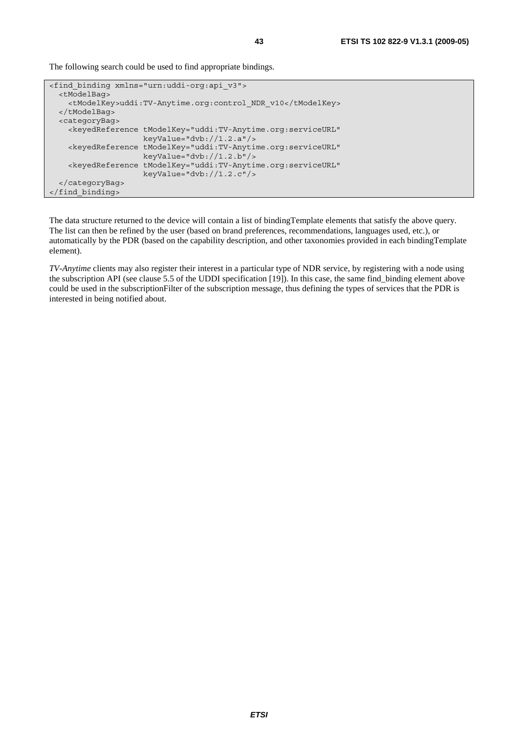The following search could be used to find appropriate bindings.

```
<find_binding xmlns="urn:uddi-org:api_v3">
  <tModelBag>
    <tModelKey>uddi:TV-Anytime.org:control_NDR_v10</tModelKey>
  </tModelBag>
  <categoryBag>
    <keyedReference tModelKey="uddi:TV-Anytime.org:serviceURL"
                    keyValue="dvb://1.2.a"/>
    <keyedReference tModelKey="uddi:TV-Anytime.org:serviceURL"
                    keyValue="dvb://1.2.b"/>
    <keyedReference tModelKey="uddi:TV-Anytime.org:serviceURL"
                    keyValue="dvb://1.2.c"/>
  </categoryBag>
</find_binding>
```

The data structure returned to the device will contain a list of bindingTemplate elements that satisfy the above query. The list can then be refined by the user (based on brand preferences, recommendations, languages used, etc.), or automatically by the PDR (based on the capability description, and other taxonomies provided in each bindingTemplate element).

*TV-Anytime* clients may also register their interest in a particular type of NDR service, by registering with a node using the subscription API (see clause 5.5 of the UDDI specification [19]). In this case, the same find_binding element above could be used in the subscriptionFilter of the subscription message, thus defining the types of services that the PDR is interested in being notified about.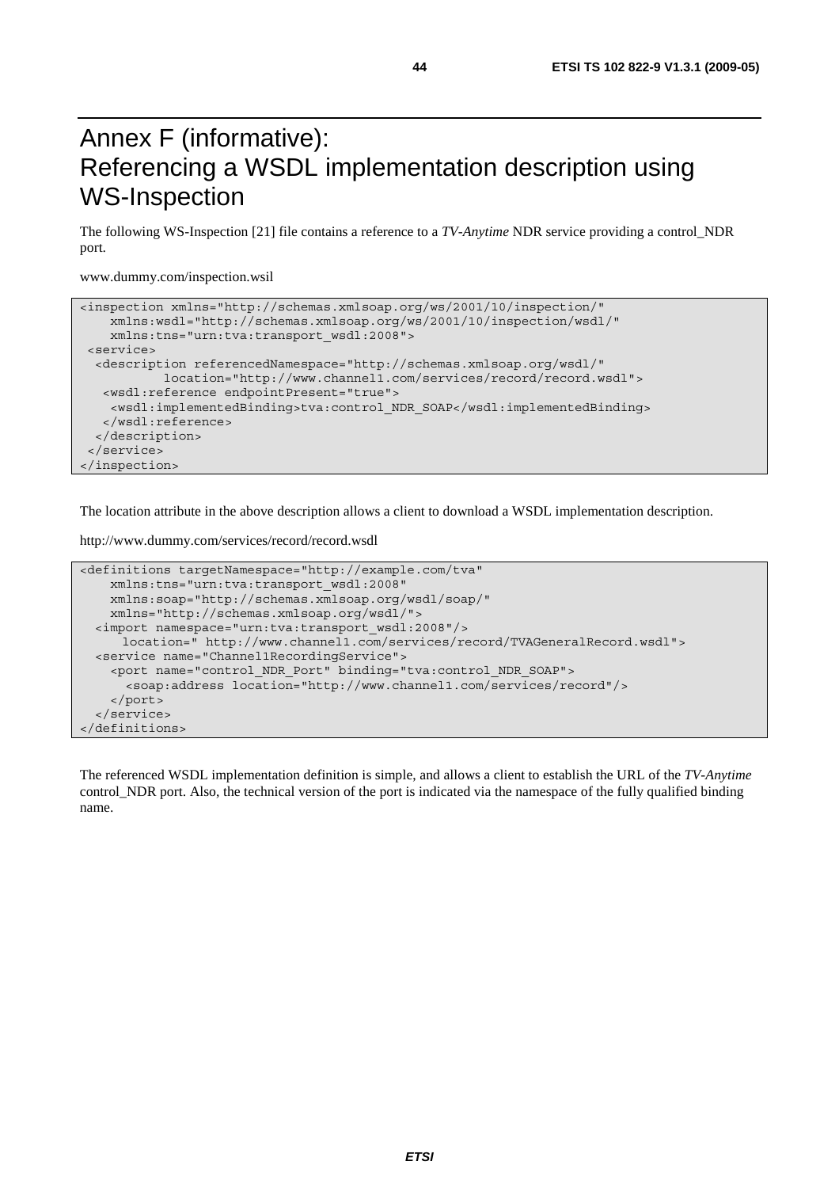# Annex F (informative): Referencing a WSDL implementation description using WS-Inspection

The following WS-Inspection [21] file contains a reference to a *TV-Anytime* NDR service providing a control_NDR port.

www.dummy.com/inspection.wsil

```
<inspection xmlns="http://schemas.xmlsoap.org/ws/2001/10/inspection/"
    xmlns:wsdl="http://schemas.xmlsoap.org/ws/2001/10/inspection/wsdl/"
    xmlns:tns="urn:tva:transport_wsdl:2008">
 <service>
  <description referencedNamespace="http://schemas.xmlsoap.org/wsdl/"
          location="http://www.channel1.com/services/record/record.wsdl">
   <wsdl:reference endpointPresent="true">
    <wsdl:implementedBinding>tva:control_NDR_SOAP</wsdl:implementedBinding>
   </wsdl:reference>
  </description>
 </service>
</inspection>
```

The location attribute in the above description allows a client to download a WSDL implementation description.

http://www.dummy.com/services/record/record.wsdl

```
<definitions targetNamespace="http://example.com/tva"
    xmlns:tns="urn:tva:transport_wsdl:2008"
    xmlns:soap="http://schemas.xmlsoap.org/wsdl/soap/"
    xmlns="http://schemas.xmlsoap.org/wsdl/">
  <import namespace="urn:tva:transport_wsdl:2008"/>
     location=" http://www.channel1.com/services/record/TVAGeneralRecord.wsdl">
  <service name="Channel1RecordingService">
    <port name="control_NDR_Port" binding="tva:control_NDR_SOAP">
      <soap:address location="http://www.channel1.com/services/record"/>
    </port>
  </service>
</definitions>
```

The referenced WSDL implementation definition is simple, and allows a client to establish the URL of the *TV-Anytime* control_NDR port. Also, the technical version of the port is indicated via the namespace of the fully qualified binding name.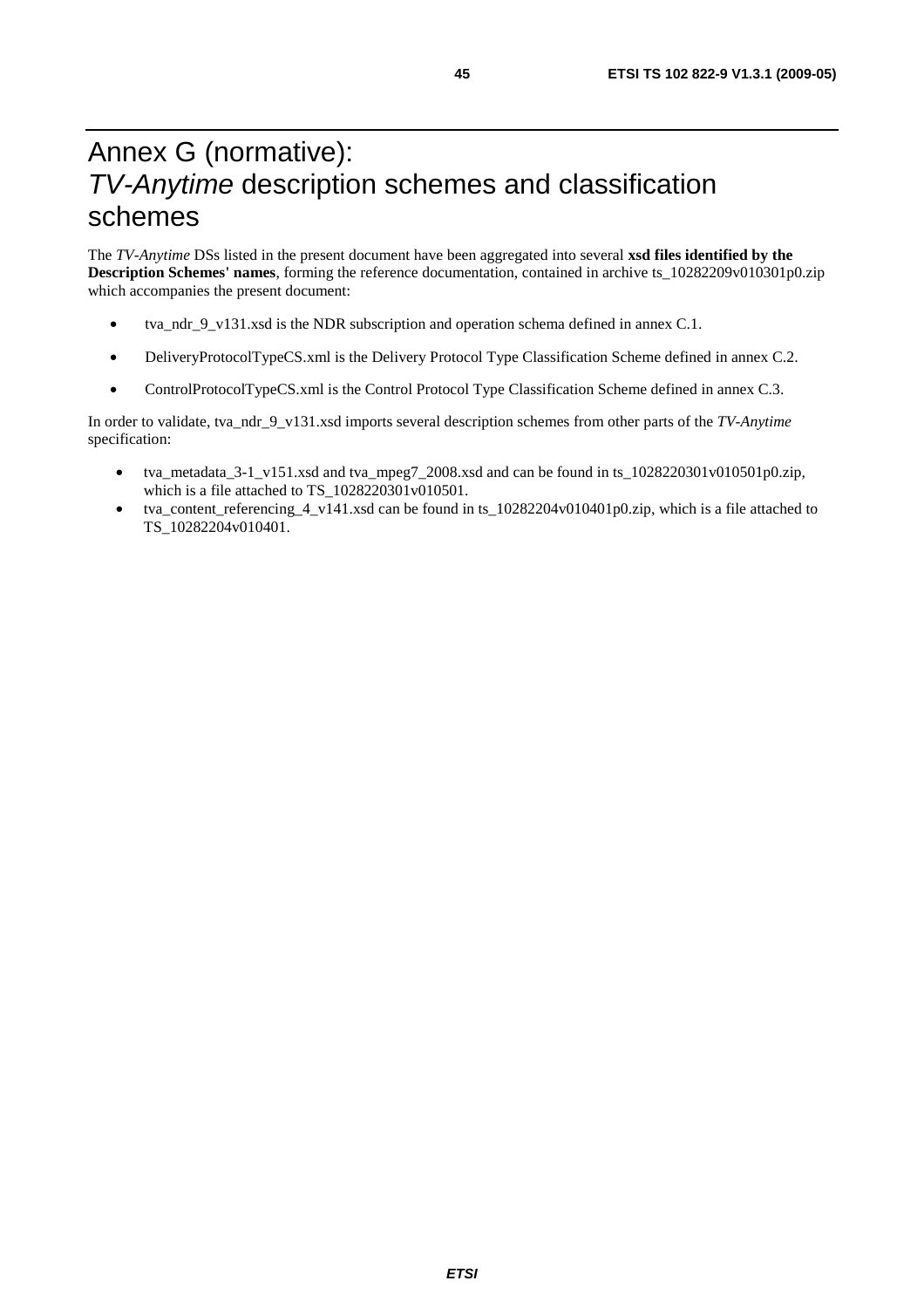# Annex G (normative): *TV-Anytime* description schemes and classification schemes

The *TV-Anytime* DSs listed in the present document have been aggregated into several **xsd files identified by the Description Schemes' names**, forming the reference documentation, contained in archive ts_10282209v010301p0.zip which accompanies the present document:

- tva_ndr_9_v131.xsd is the NDR subscription and operation schema defined in annex C.1.
- DeliveryProtocolTypeCS.xml is the Delivery Protocol Type Classification Scheme defined in annex C.2.
- ControlProtocolTypeCS.xml is the Control Protocol Type Classification Scheme defined in annex C.3.

In order to validate, tva_ndr_9_v131.xsd imports several description schemes from other parts of the *TV-Anytime* specification:

- tva_metadata_3-1_v151.xsd and tva_mpeg7_2008.xsd and can be found in ts_1028220301v010501p0.zip, which is a file attached to TS_1028220301v010501.
- tva_content_referencing_4_v141.xsd can be found in ts_10282204v010401p0.zip, which is a file attached to TS_10282204v010401.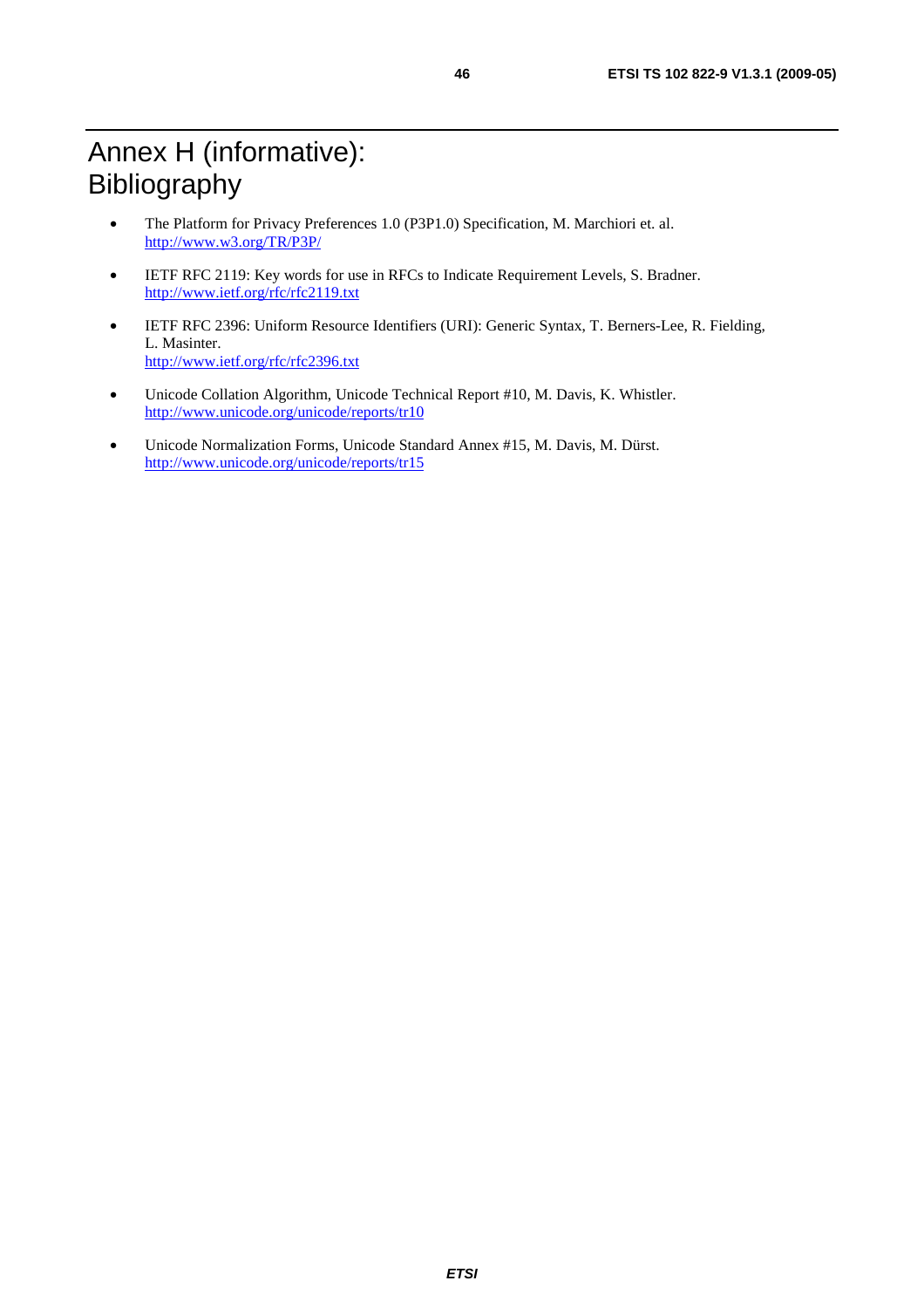# Annex H (informative): Bibliography

- The Platform for Privacy Preferences 1.0 (P3P1.0) Specification, M. Marchiori et. al. http://www.w3.org/TR/P3P/

- IETF RFC 2119: Key words for use in RFCs to Indicate Requirement Levels, S. Bradner. http://www.ietf.org/rfc/rfc2119.txt

- IETF RFC 2396: Uniform Resource Identifiers (URI): Generic Syntax, T. Berners-Lee, R. Fielding, L. Masinter. http://www.ietf.org/rfc/rfc2396.txt

- Unicode Collation Algorithm, Unicode Technical Report #10, M. Davis, K. Whistler. http://www.unicode.org/unicode/reports/tr10

- Unicode Normalization Forms, Unicode Standard Annex #15, M. Davis, M. Dürst. http://www.unicode.org/unicode/reports/tr15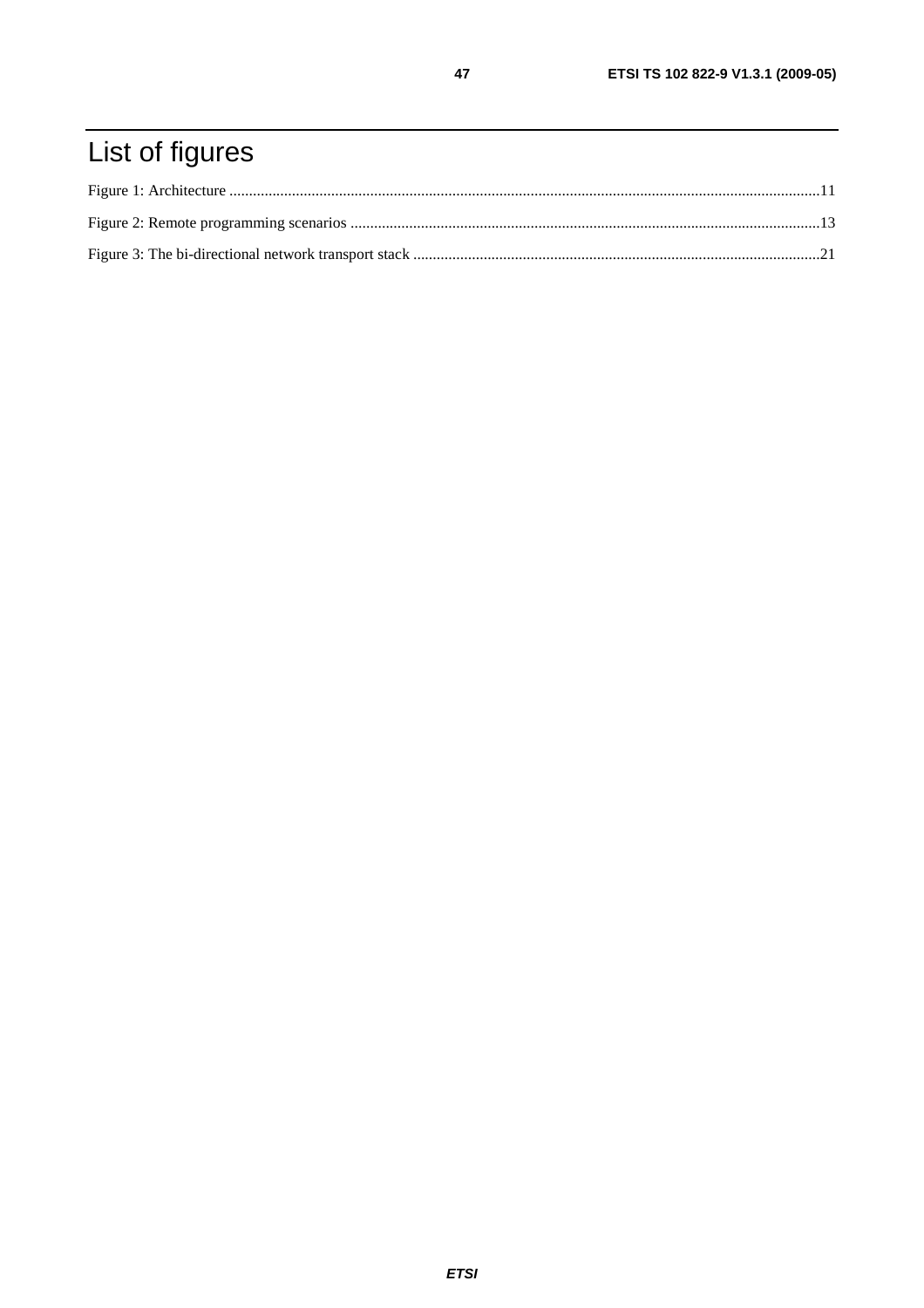# List of figures

Figure 1: Architecture ........................................................................................................................................................11

Figure 2: Remote programming scenarios ..........................................................................................................................13

Figure 3: The bi-directional network transport stack ..........................................................................................................21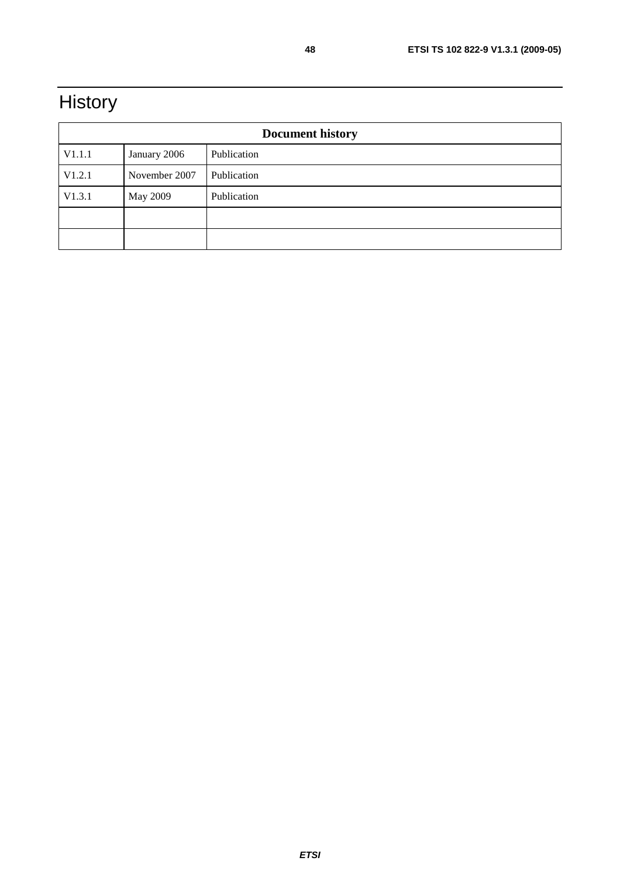# History

| Document history | | |
|---|---|---|
| V1.1.1 | January 2006 | Publication |
| V1.2.1 | November 2007 | Publication |
| V1.3.1 | May 2009 | Publication |
| | | |
| | | |